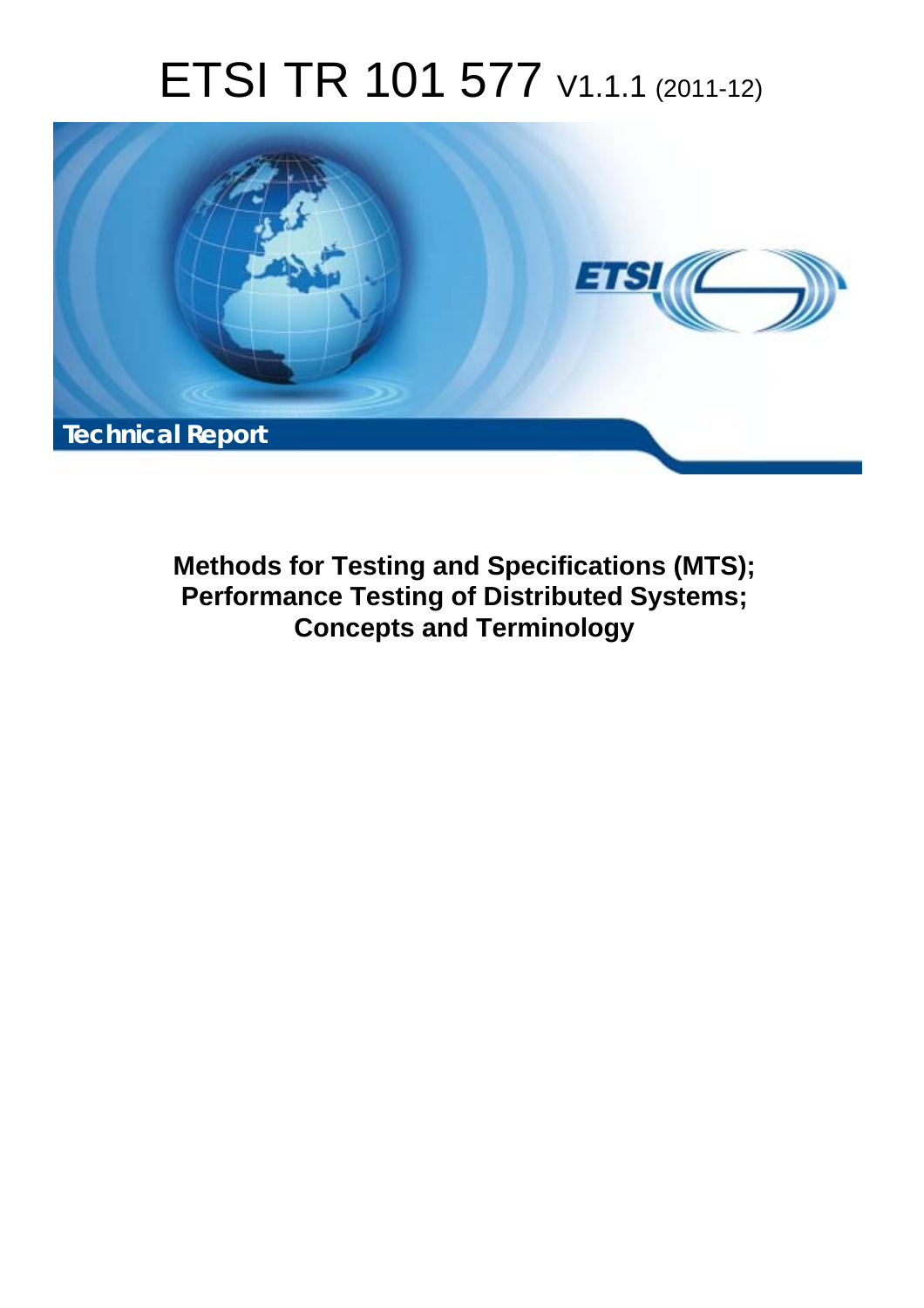# ETSI TR 101 577 V1.1.1 (2011-12)

Technical Report

**Methods for Testing and Specifications (MTS);
Performance Testing of Distributed Systems;
Concepts and Terminology**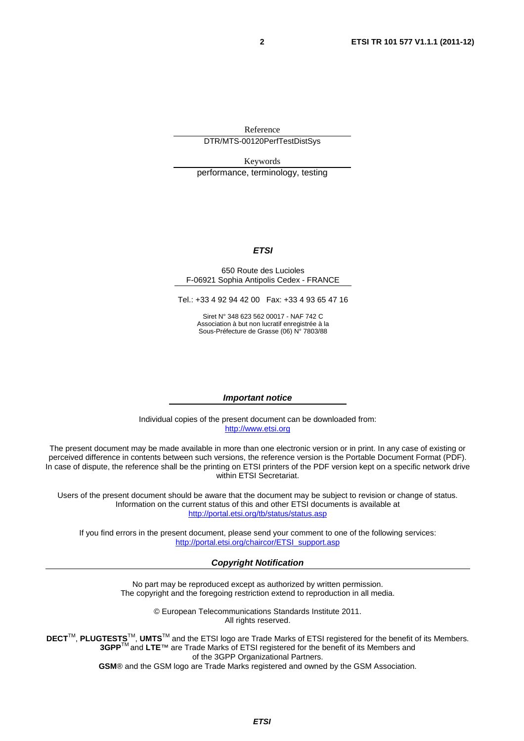Reference

DTR/MTS-00120PerfTestDistSys

Keywords

performance, terminology, testing

***ETSI***

650 Route des Lucioles
F-06921 Sophia Antipolis Cedex - FRANCE

Tel.: +33 4 92 94 42 00   Fax: +33 4 93 65 47 16

Siret N° 348 623 562 00017 - NAF 742 C
Association à but non lucratif enregistrée à la
Sous-Préfecture de Grasse (06) N° 7803/88

***Important notice***

Individual copies of the present document can be downloaded from:
http://www.etsi.org

The present document may be made available in more than one electronic version or in print. In any case of existing or perceived difference in contents between such versions, the reference version is the Portable Document Format (PDF). In case of dispute, the reference shall be the printing on ETSI printers of the PDF version kept on a specific network drive within ETSI Secretariat.

Users of the present document should be aware that the document may be subject to revision or change of status. Information on the current status of this and other ETSI documents is available at
http://portal.etsi.org/tb/status/status.asp

If you find errors in the present document, please send your comment to one of the following services:
http://portal.etsi.org/chaircor/ETSI_support.asp

***Copyright Notification***

No part may be reproduced except as authorized by written permission.
The copyright and the foregoing restriction extend to reproduction in all media.

© European Telecommunications Standards Institute 2011.
All rights reserved.

**DECT**™, **PLUGTESTS**™, **UMTS**™ and the ETSI logo are Trade Marks of ETSI registered for the benefit of its Members.
**3GPP**™ and **LTE**™ are Trade Marks of ETSI registered for the benefit of its Members and of the 3GPP Organizational Partners.
**GSM**® and the GSM logo are Trade Marks registered and owned by the GSM Association.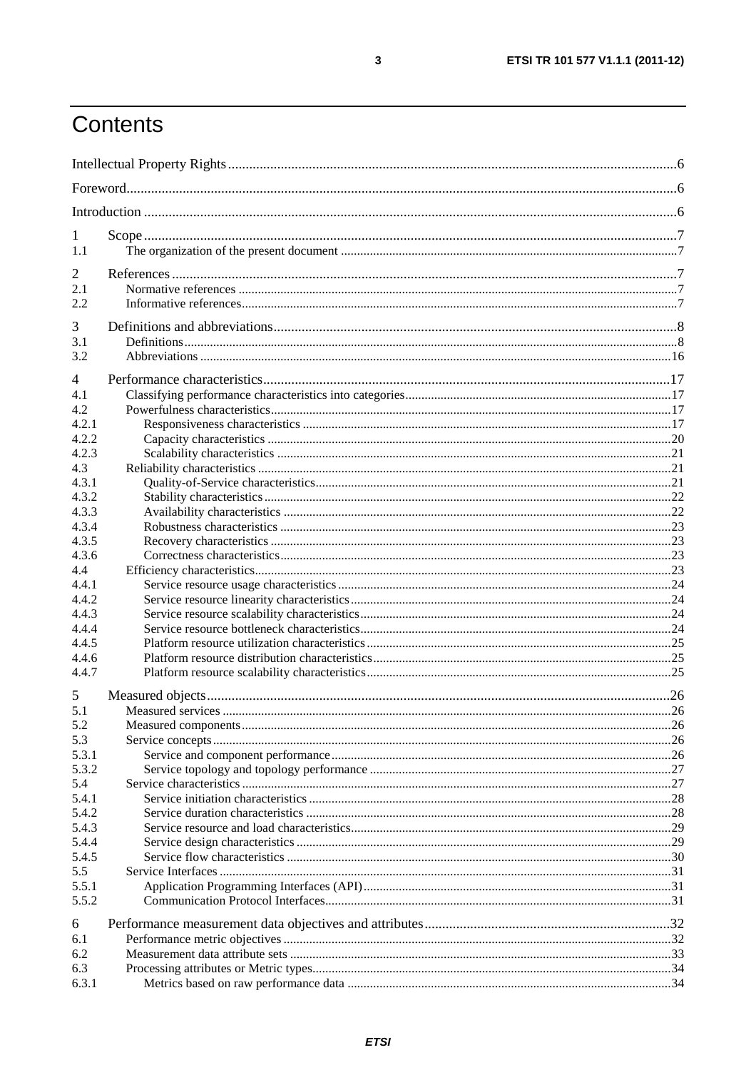# Contents

Intellectual Property Rights ..... 6
Foreword ..... 6
Introduction ..... 6

1 Scope ..... 7
1.1 The organization of the present document ..... 7

2 References ..... 7
2.1 Normative references ..... 7
2.2 Informative references ..... 7

3 Definitions and abbreviations ..... 8
3.1 Definitions ..... 8
3.2 Abbreviations ..... 16

4 Performance characteristics ..... 17
4.1 Classifying performance characteristics into categories ..... 17
4.2 Powerfulness characteristics ..... 17
4.2.1 Responsiveness characteristics ..... 17
4.2.2 Capacity characteristics ..... 20
4.2.3 Scalability characteristics ..... 21
4.3 Reliability characteristics ..... 21
4.3.1 Quality-of-Service characteristics ..... 21
4.3.2 Stability characteristics ..... 22
4.3.3 Availability characteristics ..... 22
4.3.4 Robustness characteristics ..... 23
4.3.5 Recovery characteristics ..... 23
4.3.6 Correctness characteristics ..... 23
4.4 Efficiency characteristics ..... 23
4.4.1 Service resource usage characteristics ..... 24
4.4.2 Service resource linearity characteristics ..... 24
4.4.3 Service resource scalability characteristics ..... 24
4.4.4 Service resource bottleneck characteristics ..... 24
4.4.5 Platform resource utilization characteristics ..... 25
4.4.6 Platform resource distribution characteristics ..... 25
4.4.7 Platform resource scalability characteristics ..... 25

5 Measured objects ..... 26
5.1 Measured services ..... 26
5.2 Measured components ..... 26
5.3 Service concepts ..... 26
5.3.1 Service and component performance ..... 26
5.3.2 Service topology and topology performance ..... 27
5.4 Service characteristics ..... 27
5.4.1 Service initiation characteristics ..... 28
5.4.2 Service duration characteristics ..... 28
5.4.3 Service resource and load characteristics ..... 29
5.4.4 Service design characteristics ..... 29
5.4.5 Service flow characteristics ..... 30
5.5 Service Interfaces ..... 31
5.5.1 Application Programming Interfaces (API) ..... 31
5.5.2 Communication Protocol Interfaces ..... 31

6 Performance measurement data objectives and attributes ..... 32
6.1 Performance metric objectives ..... 32
6.2 Measurement data attribute sets ..... 33
6.3 Processing attributes or Metric types ..... 34
6.3.1 Metrics based on raw performance data ..... 34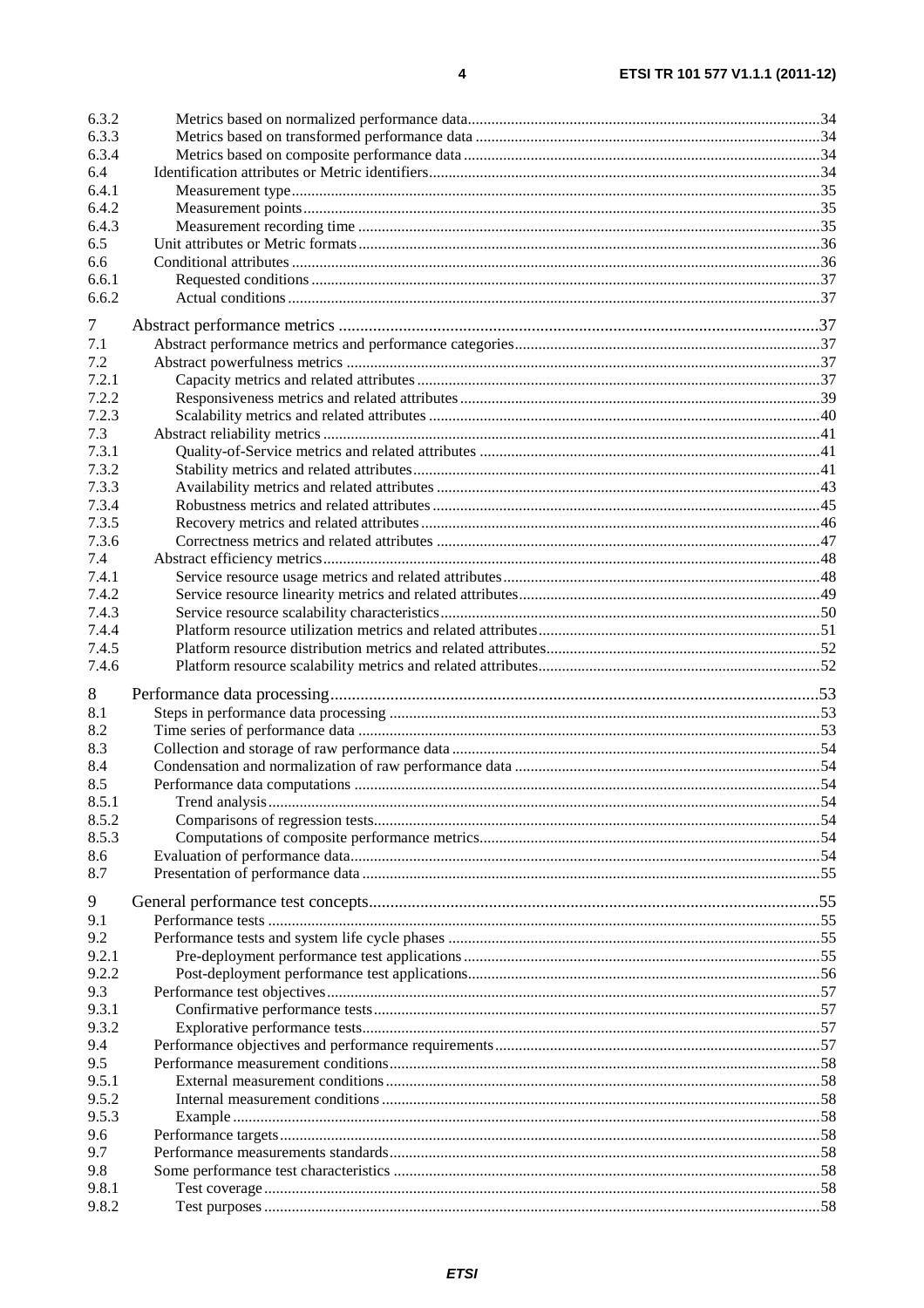6.3.2 Metrics based on normalized performance data ........ 34
6.3.3 Metrics based on transformed performance data ........ 34
6.3.4 Metrics based on composite performance data ........ 34
6.4 Identification attributes or Metric identifiers ........ 34
6.4.1 Measurement type ........ 35
6.4.2 Measurement points ........ 35
6.4.3 Measurement recording time ........ 35
6.5 Unit attributes or Metric formats ........ 36
6.6 Conditional attributes ........ 36
6.6.1 Requested conditions ........ 37
6.6.2 Actual conditions ........ 37

7 Abstract performance metrics ........ 37
7.1 Abstract performance metrics and performance categories ........ 37
7.2 Abstract powerfulness metrics ........ 37
7.2.1 Capacity metrics and related attributes ........ 37
7.2.2 Responsiveness metrics and related attributes ........ 39
7.2.3 Scalability metrics and related attributes ........ 40
7.3 Abstract reliability metrics ........ 41
7.3.1 Quality-of-Service metrics and related attributes ........ 41
7.3.2 Stability metrics and related attributes ........ 41
7.3.3 Availability metrics and related attributes ........ 43
7.3.4 Robustness metrics and related attributes ........ 45
7.3.5 Recovery metrics and related attributes ........ 46
7.3.6 Correctness metrics and related attributes ........ 47
7.4 Abstract efficiency metrics ........ 48
7.4.1 Service resource usage metrics and related attributes ........ 48
7.4.2 Service resource linearity metrics and related attributes ........ 49
7.4.3 Service resource scalability characteristics ........ 50
7.4.4 Platform resource utilization metrics and related attributes ........ 51
7.4.5 Platform resource distribution metrics and related attributes ........ 52
7.4.6 Platform resource scalability metrics and related attributes ........ 52

8 Performance data processing ........ 53
8.1 Steps in performance data processing ........ 53
8.2 Time series of performance data ........ 53
8.3 Collection and storage of raw performance data ........ 54
8.4 Condensation and normalization of raw performance data ........ 54
8.5 Performance data computations ........ 54
8.5.1 Trend analysis ........ 54
8.5.2 Comparisons of regression tests ........ 54
8.5.3 Computations of composite performance metrics ........ 54
8.6 Evaluation of performance data ........ 54
8.7 Presentation of performance data ........ 55

9 General performance test concepts ........ 55
9.1 Performance tests ........ 55
9.2 Performance tests and system life cycle phases ........ 55
9.2.1 Pre-deployment performance test applications ........ 55
9.2.2 Post-deployment performance test applications ........ 56
9.3 Performance test objectives ........ 57
9.3.1 Confirmative performance tests ........ 57
9.3.2 Explorative performance tests ........ 57
9.4 Performance objectives and performance requirements ........ 57
9.5 Performance measurement conditions ........ 58
9.5.1 External measurement conditions ........ 58
9.5.2 Internal measurement conditions ........ 58
9.5.3 Example ........ 58
9.6 Performance targets ........ 58
9.7 Performance measurements standards ........ 58
9.8 Some performance test characteristics ........ 58
9.8.1 Test coverage ........ 58
9.8.2 Test purposes ........ 58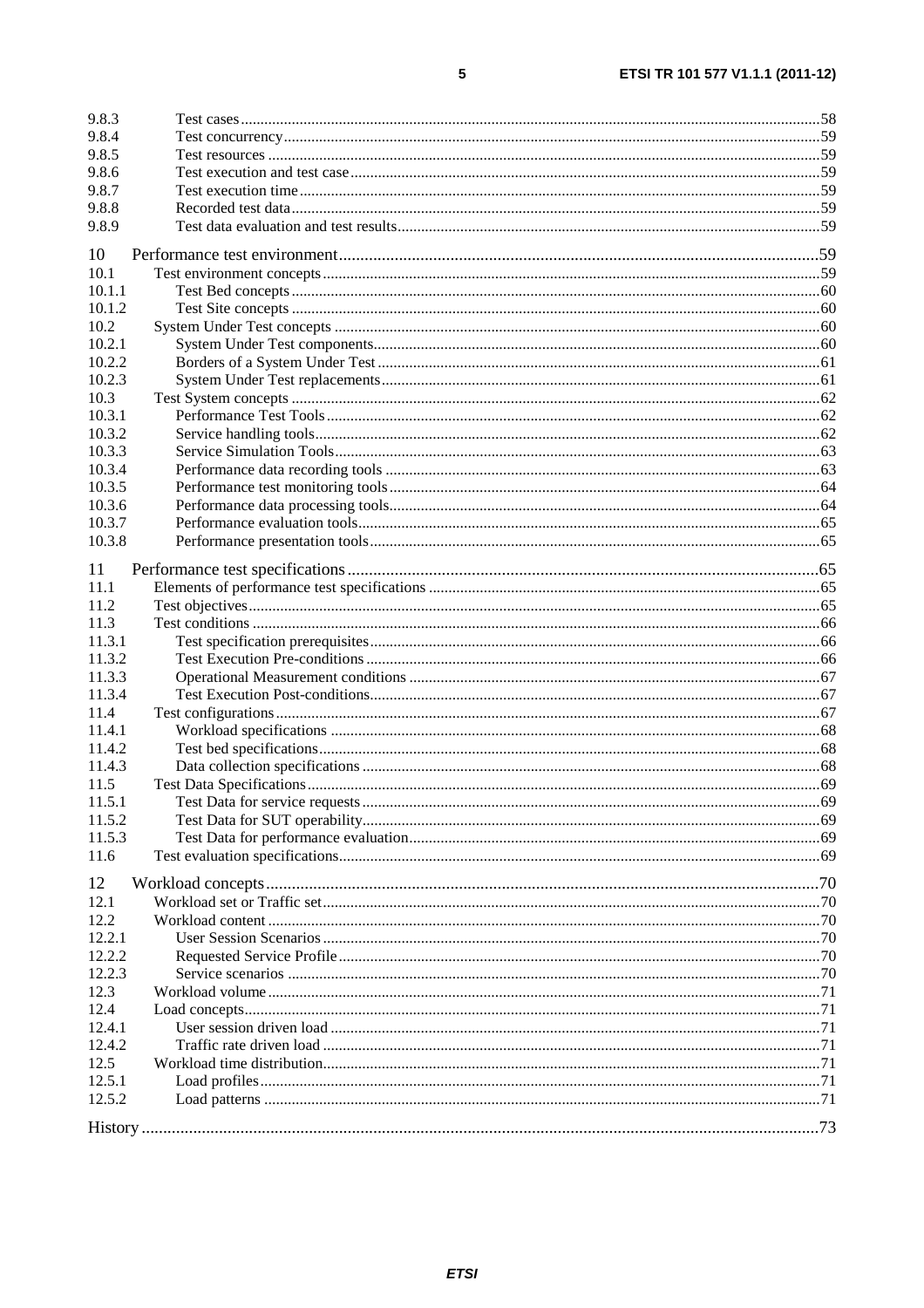9.8.3 Test cases ....................................................................................................................................... 58
9.8.4 Test concurrency ............................................................................................................................ 59
9.8.5 Test resources ................................................................................................................................ 59
9.8.6 Test execution and test case ........................................................................................................... 59
9.8.7 Test execution time ........................................................................................................................ 59
9.8.8 Recorded test data .......................................................................................................................... 59
9.8.9 Test data evaluation and test results ............................................................................................... 59

10 Performance test environment ........................................................................................................... 59
10.1 Test environment concepts .................................................................................................................. 59
10.1.1 Test Bed concepts ........................................................................................................................... 60
10.1.2 Test Site concepts ........................................................................................................................... 60
10.2 System Under Test concepts ................................................................................................................ 60
10.2.1 System Under Test components ..................................................................................................... 60
10.2.2 Borders of a System Under Test .................................................................................................... 61
10.2.3 System Under Test replacements ................................................................................................... 61
10.3 Test System concepts ........................................................................................................................... 62
10.3.1 Performance Test Tools .................................................................................................................. 62
10.3.2 Service handling tools ..................................................................................................................... 62
10.3.3 Service Simulation Tools ................................................................................................................ 63
10.3.4 Performance data recording tools ................................................................................................... 63
10.3.5 Performance test monitoring tools .................................................................................................. 64
10.3.6 Performance data processing tools .................................................................................................. 64
10.3.7 Performance evaluation tools .......................................................................................................... 65
10.3.8 Performance presentation tools ....................................................................................................... 65

11 Performance test specifications .......................................................................................................... 65
11.1 Elements of performance test specifications ....................................................................................... 65
11.2 Test objectives ..................................................................................................................................... 65
11.3 Test conditions .................................................................................................................................... 66
11.3.1 Test specification prerequisites ....................................................................................................... 66
11.3.2 Test Execution Pre-conditions ........................................................................................................ 66
11.3.3 Operational Measurement conditions ............................................................................................. 67
11.3.4 Test Execution Post-conditions ....................................................................................................... 67
11.4 Test configurations ............................................................................................................................... 67
11.4.1 Workload specifications ................................................................................................................. 68
11.4.2 Test bed specifications .................................................................................................................... 68
11.4.3 Data collection specifications ......................................................................................................... 68
11.5 Test Data Specifications ...................................................................................................................... 69
11.5.1 Test Data for service requests ......................................................................................................... 69
11.5.2 Test Data for SUT operability ......................................................................................................... 69
11.5.3 Test Data for performance evaluation ............................................................................................. 69
11.6 Test evaluation specifications .............................................................................................................. 69

12 Workload concepts ............................................................................................................................. 70
12.1 Workload set or Traffic set .................................................................................................................. 70
12.2 Workload content ................................................................................................................................ 70
12.2.1 User Session Scenarios .................................................................................................................. 70
12.2.2 Requested Service Profile ............................................................................................................... 70
12.2.3 Service scenarios ............................................................................................................................ 70
12.3 Workload volume ................................................................................................................................ 71
12.4 Load concepts ...................................................................................................................................... 71
12.4.1 User session driven load ................................................................................................................. 71
12.4.2 Traffic rate driven load ................................................................................................................... 71
12.5 Workload time distribution .................................................................................................................. 71
12.5.1 Load profiles ................................................................................................................................... 71
12.5.2 Load patterns ................................................................................................................................. 71

History ......................................................................................................................................................... 73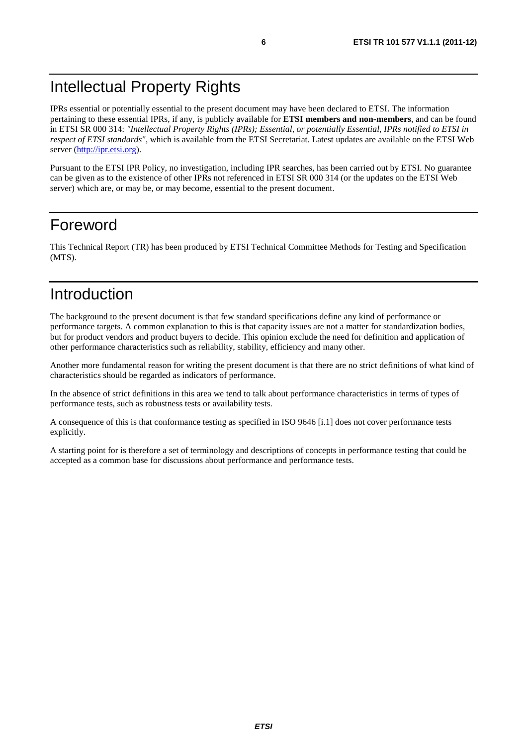# Intellectual Property Rights

IPRs essential or potentially essential to the present document may have been declared to ETSI. The information pertaining to these essential IPRs, if any, is publicly available for **ETSI members and non-members**, and can be found in ETSI SR 000 314: *"Intellectual Property Rights (IPRs); Essential, or potentially Essential, IPRs notified to ETSI in respect of ETSI standards"*, which is available from the ETSI Secretariat. Latest updates are available on the ETSI Web server (http://ipr.etsi.org).

Pursuant to the ETSI IPR Policy, no investigation, including IPR searches, has been carried out by ETSI. No guarantee can be given as to the existence of other IPRs not referenced in ETSI SR 000 314 (or the updates on the ETSI Web server) which are, or may be, or may become, essential to the present document.

# Foreword

This Technical Report (TR) has been produced by ETSI Technical Committee Methods for Testing and Specification (MTS).

# Introduction

The background to the present document is that few standard specifications define any kind of performance or performance targets. A common explanation to this is that capacity issues are not a matter for standardization bodies, but for product vendors and product buyers to decide. This opinion exclude the need for definition and application of other performance characteristics such as reliability, stability, efficiency and many other.

Another more fundamental reason for writing the present document is that there are no strict definitions of what kind of characteristics should be regarded as indicators of performance.

In the absence of strict definitions in this area we tend to talk about performance characteristics in terms of types of performance tests, such as robustness tests or availability tests.

A consequence of this is that conformance testing as specified in ISO 9646 [i.1] does not cover performance tests explicitly.

A starting point for is therefore a set of terminology and descriptions of concepts in performance testing that could be accepted as a common base for discussions about performance and performance tests.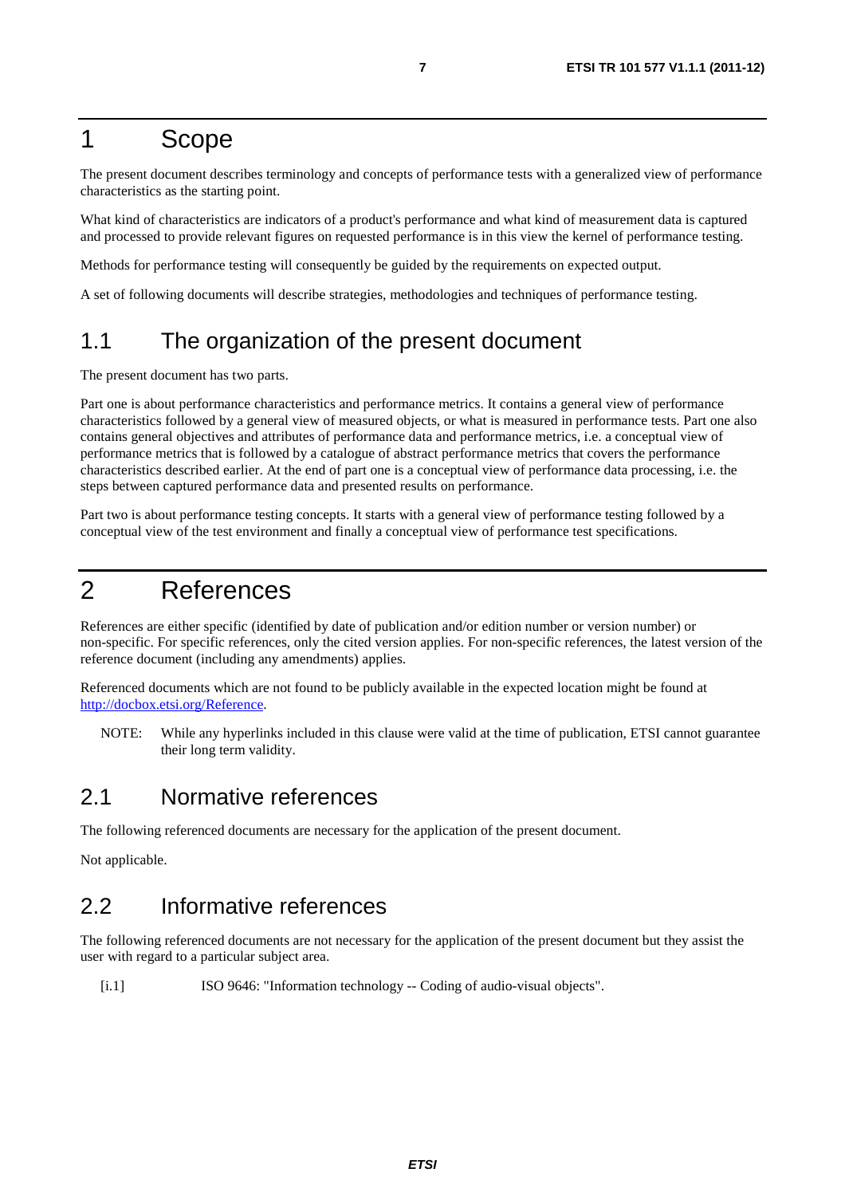# 1 Scope

The present document describes terminology and concepts of performance tests with a generalized view of performance characteristics as the starting point.

What kind of characteristics are indicators of a product's performance and what kind of measurement data is captured and processed to provide relevant figures on requested performance is in this view the kernel of performance testing.

Methods for performance testing will consequently be guided by the requirements on expected output.

A set of following documents will describe strategies, methodologies and techniques of performance testing.

## 1.1 The organization of the present document

The present document has two parts.

Part one is about performance characteristics and performance metrics. It contains a general view of performance characteristics followed by a general view of measured objects, or what is measured in performance tests. Part one also contains general objectives and attributes of performance data and performance metrics, i.e. a conceptual view of performance metrics that is followed by a catalogue of abstract performance metrics that covers the performance characteristics described earlier. At the end of part one is a conceptual view of performance data processing, i.e. the steps between captured performance data and presented results on performance.

Part two is about performance testing concepts. It starts with a general view of performance testing followed by a conceptual view of the test environment and finally a conceptual view of performance test specifications.

# 2 References

References are either specific (identified by date of publication and/or edition number or version number) or non-specific. For specific references, only the cited version applies. For non-specific references, the latest version of the reference document (including any amendments) applies.

Referenced documents which are not found to be publicly available in the expected location might be found at http://docbox.etsi.org/Reference.

NOTE: While any hyperlinks included in this clause were valid at the time of publication, ETSI cannot guarantee their long term validity.

## 2.1 Normative references

The following referenced documents are necessary for the application of the present document.

Not applicable.

## 2.2 Informative references

The following referenced documents are not necessary for the application of the present document but they assist the user with regard to a particular subject area.

[i.1] ISO 9646: "Information technology -- Coding of audio-visual objects".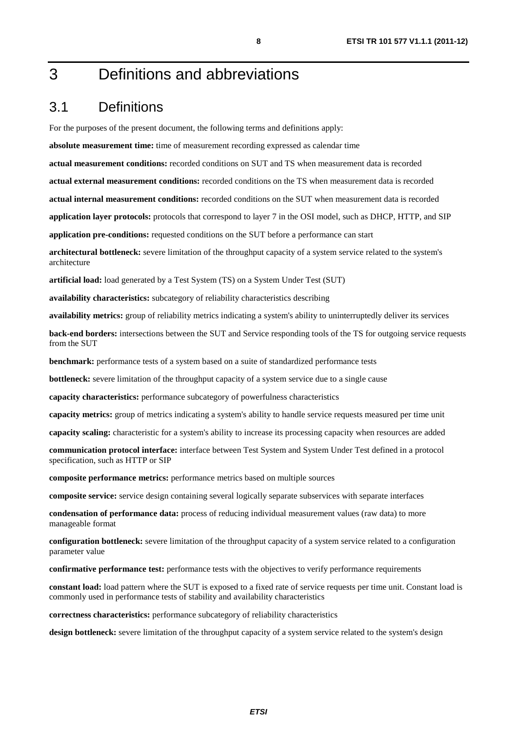# 3 Definitions and abbreviations

## 3.1 Definitions

For the purposes of the present document, the following terms and definitions apply:

**absolute measurement time:** time of measurement recording expressed as calendar time

**actual measurement conditions:** recorded conditions on SUT and TS when measurement data is recorded

**actual external measurement conditions:** recorded conditions on the TS when measurement data is recorded

**actual internal measurement conditions:** recorded conditions on the SUT when measurement data is recorded

**application layer protocols:** protocols that correspond to layer 7 in the OSI model, such as DHCP, HTTP, and SIP

**application pre-conditions:** requested conditions on the SUT before a performance can start

**architectural bottleneck:** severe limitation of the throughput capacity of a system service related to the system's architecture

**artificial load:** load generated by a Test System (TS) on a System Under Test (SUT)

**availability characteristics:** subcategory of reliability characteristics describing

**availability metrics:** group of reliability metrics indicating a system's ability to uninterruptedly deliver its services

**back-end borders:** intersections between the SUT and Service responding tools of the TS for outgoing service requests from the SUT

**benchmark:** performance tests of a system based on a suite of standardized performance tests

**bottleneck:** severe limitation of the throughput capacity of a system service due to a single cause

**capacity characteristics:** performance subcategory of powerfulness characteristics

**capacity metrics:** group of metrics indicating a system's ability to handle service requests measured per time unit

**capacity scaling:** characteristic for a system's ability to increase its processing capacity when resources are added

**communication protocol interface:** interface between Test System and System Under Test defined in a protocol specification, such as HTTP or SIP

**composite performance metrics:** performance metrics based on multiple sources

**composite service:** service design containing several logically separate subservices with separate interfaces

**condensation of performance data:** process of reducing individual measurement values (raw data) to more manageable format

**configuration bottleneck:** severe limitation of the throughput capacity of a system service related to a configuration parameter value

**confirmative performance test:** performance tests with the objectives to verify performance requirements

**constant load:** load pattern where the SUT is exposed to a fixed rate of service requests per time unit. Constant load is commonly used in performance tests of stability and availability characteristics

**correctness characteristics:** performance subcategory of reliability characteristics

**design bottleneck:** severe limitation of the throughput capacity of a system service related to the system's design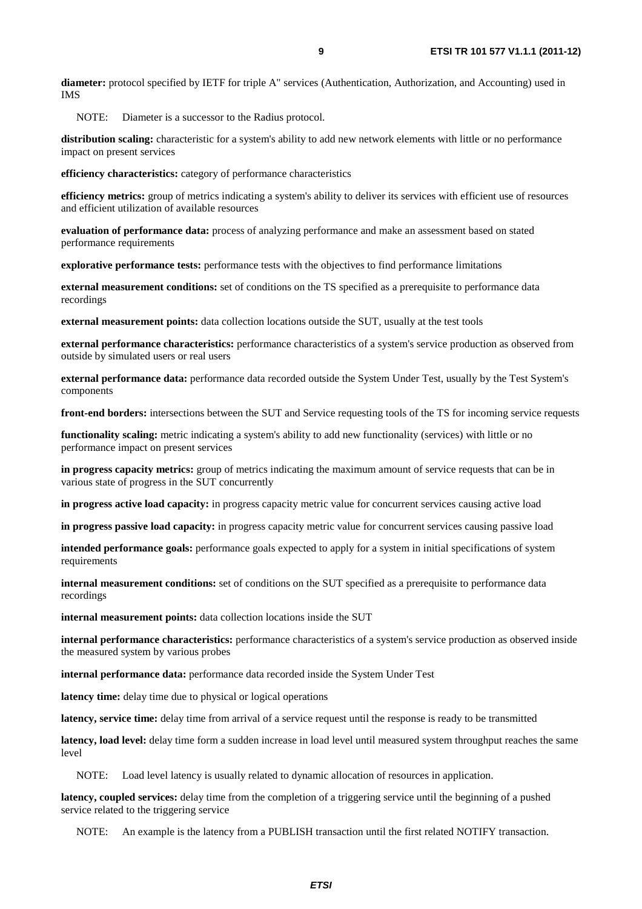**diameter:** protocol specified by IETF for triple A" services (Authentication, Authorization, and Accounting) used in IMS

NOTE: Diameter is a successor to the Radius protocol.

**distribution scaling:** characteristic for a system's ability to add new network elements with little or no performance impact on present services

**efficiency characteristics:** category of performance characteristics

**efficiency metrics:** group of metrics indicating a system's ability to deliver its services with efficient use of resources and efficient utilization of available resources

**evaluation of performance data:** process of analyzing performance and make an assessment based on stated performance requirements

**explorative performance tests:** performance tests with the objectives to find performance limitations

**external measurement conditions:** set of conditions on the TS specified as a prerequisite to performance data recordings

**external measurement points:** data collection locations outside the SUT, usually at the test tools

**external performance characteristics:** performance characteristics of a system's service production as observed from outside by simulated users or real users

**external performance data:** performance data recorded outside the System Under Test, usually by the Test System's components

**front-end borders:** intersections between the SUT and Service requesting tools of the TS for incoming service requests

**functionality scaling:** metric indicating a system's ability to add new functionality (services) with little or no performance impact on present services

**in progress capacity metrics:** group of metrics indicating the maximum amount of service requests that can be in various state of progress in the SUT concurrently

**in progress active load capacity:** in progress capacity metric value for concurrent services causing active load

**in progress passive load capacity:** in progress capacity metric value for concurrent services causing passive load

**intended performance goals:** performance goals expected to apply for a system in initial specifications of system requirements

**internal measurement conditions:** set of conditions on the SUT specified as a prerequisite to performance data recordings

**internal measurement points:** data collection locations inside the SUT

**internal performance characteristics:** performance characteristics of a system's service production as observed inside the measured system by various probes

**internal performance data:** performance data recorded inside the System Under Test

**latency time:** delay time due to physical or logical operations

**latency, service time:** delay time from arrival of a service request until the response is ready to be transmitted

**latency, load level:** delay time form a sudden increase in load level until measured system throughput reaches the same level

NOTE: Load level latency is usually related to dynamic allocation of resources in application.

**latency, coupled services:** delay time from the completion of a triggering service until the beginning of a pushed service related to the triggering service

NOTE: An example is the latency from a PUBLISH transaction until the first related NOTIFY transaction.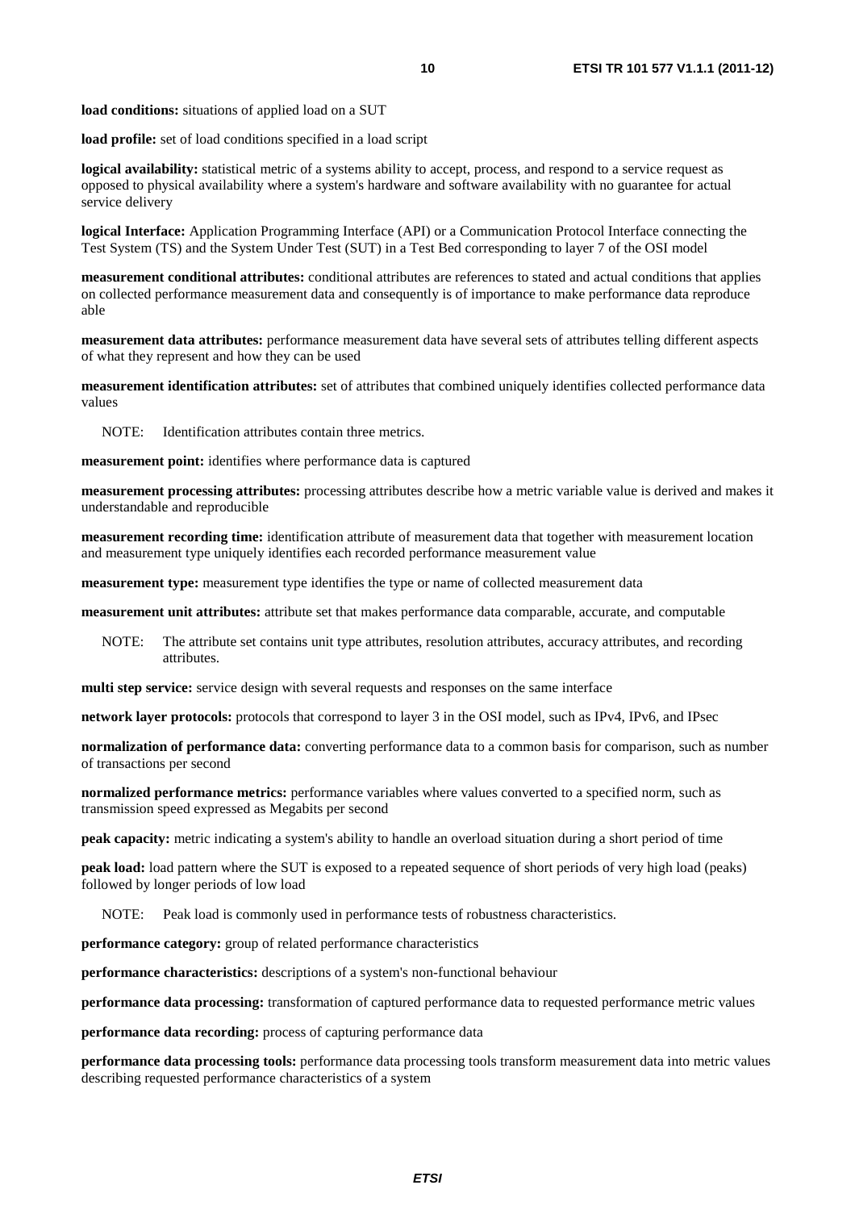**load conditions:** situations of applied load on a SUT

**load profile:** set of load conditions specified in a load script

**logical availability:** statistical metric of a systems ability to accept, process, and respond to a service request as opposed to physical availability where a system's hardware and software availability with no guarantee for actual service delivery

**logical Interface:** Application Programming Interface (API) or a Communication Protocol Interface connecting the Test System (TS) and the System Under Test (SUT) in a Test Bed corresponding to layer 7 of the OSI model

**measurement conditional attributes:** conditional attributes are references to stated and actual conditions that applies on collected performance measurement data and consequently is of importance to make performance data reproduce able

**measurement data attributes:** performance measurement data have several sets of attributes telling different aspects of what they represent and how they can be used

**measurement identification attributes:** set of attributes that combined uniquely identifies collected performance data values

NOTE: Identification attributes contain three metrics.

**measurement point:** identifies where performance data is captured

**measurement processing attributes:** processing attributes describe how a metric variable value is derived and makes it understandable and reproducible

**measurement recording time:** identification attribute of measurement data that together with measurement location and measurement type uniquely identifies each recorded performance measurement value

**measurement type:** measurement type identifies the type or name of collected measurement data

**measurement unit attributes:** attribute set that makes performance data comparable, accurate, and computable

NOTE: The attribute set contains unit type attributes, resolution attributes, accuracy attributes, and recording attributes.

**multi step service:** service design with several requests and responses on the same interface

**network layer protocols:** protocols that correspond to layer 3 in the OSI model, such as IPv4, IPv6, and IPsec

**normalization of performance data:** converting performance data to a common basis for comparison, such as number of transactions per second

**normalized performance metrics:** performance variables where values converted to a specified norm, such as transmission speed expressed as Megabits per second

**peak capacity:** metric indicating a system's ability to handle an overload situation during a short period of time

**peak load:** load pattern where the SUT is exposed to a repeated sequence of short periods of very high load (peaks) followed by longer periods of low load

NOTE: Peak load is commonly used in performance tests of robustness characteristics.

**performance category:** group of related performance characteristics

**performance characteristics:** descriptions of a system's non-functional behaviour

**performance data processing:** transformation of captured performance data to requested performance metric values

**performance data recording:** process of capturing performance data

**performance data processing tools:** performance data processing tools transform measurement data into metric values describing requested performance characteristics of a system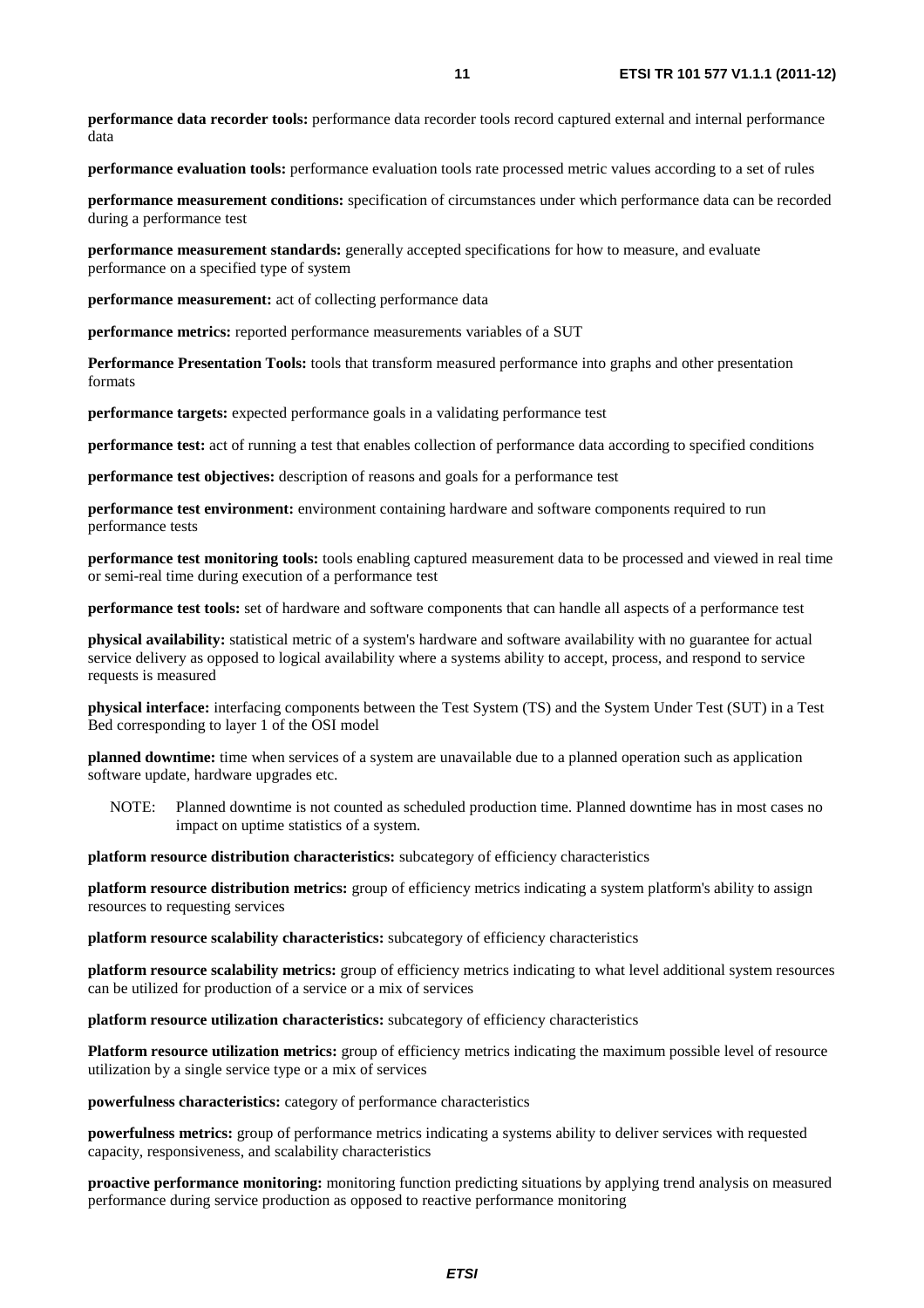**performance data recorder tools:** performance data recorder tools record captured external and internal performance data

**performance evaluation tools:** performance evaluation tools rate processed metric values according to a set of rules

**performance measurement conditions:** specification of circumstances under which performance data can be recorded during a performance test

**performance measurement standards:** generally accepted specifications for how to measure, and evaluate performance on a specified type of system

**performance measurement:** act of collecting performance data

**performance metrics:** reported performance measurements variables of a SUT

**Performance Presentation Tools:** tools that transform measured performance into graphs and other presentation formats

**performance targets:** expected performance goals in a validating performance test

**performance test:** act of running a test that enables collection of performance data according to specified conditions

**performance test objectives:** description of reasons and goals for a performance test

**performance test environment:** environment containing hardware and software components required to run performance tests

**performance test monitoring tools:** tools enabling captured measurement data to be processed and viewed in real time or semi-real time during execution of a performance test

**performance test tools:** set of hardware and software components that can handle all aspects of a performance test

**physical availability:** statistical metric of a system's hardware and software availability with no guarantee for actual service delivery as opposed to logical availability where a systems ability to accept, process, and respond to service requests is measured

**physical interface:** interfacing components between the Test System (TS) and the System Under Test (SUT) in a Test Bed corresponding to layer 1 of the OSI model

**planned downtime:** time when services of a system are unavailable due to a planned operation such as application software update, hardware upgrades etc.

NOTE: Planned downtime is not counted as scheduled production time. Planned downtime has in most cases no impact on uptime statistics of a system.

**platform resource distribution characteristics:** subcategory of efficiency characteristics

**platform resource distribution metrics:** group of efficiency metrics indicating a system platform's ability to assign resources to requesting services

**platform resource scalability characteristics:** subcategory of efficiency characteristics

**platform resource scalability metrics:** group of efficiency metrics indicating to what level additional system resources can be utilized for production of a service or a mix of services

**platform resource utilization characteristics:** subcategory of efficiency characteristics

**Platform resource utilization metrics:** group of efficiency metrics indicating the maximum possible level of resource utilization by a single service type or a mix of services

**powerfulness characteristics:** category of performance characteristics

**powerfulness metrics:** group of performance metrics indicating a systems ability to deliver services with requested capacity, responsiveness, and scalability characteristics

**proactive performance monitoring:** monitoring function predicting situations by applying trend analysis on measured performance during service production as opposed to reactive performance monitoring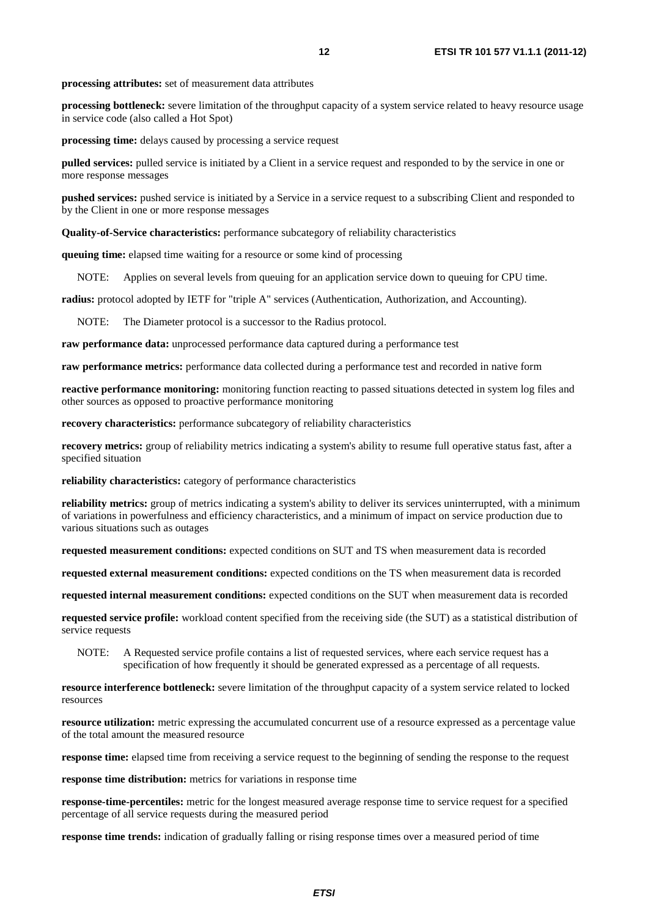**processing attributes:** set of measurement data attributes

**processing bottleneck:** severe limitation of the throughput capacity of a system service related to heavy resource usage in service code (also called a Hot Spot)

**processing time:** delays caused by processing a service request

**pulled services:** pulled service is initiated by a Client in a service request and responded to by the service in one or more response messages

**pushed services:** pushed service is initiated by a Service in a service request to a subscribing Client and responded to by the Client in one or more response messages

**Quality-of-Service characteristics:** performance subcategory of reliability characteristics

**queuing time:** elapsed time waiting for a resource or some kind of processing

NOTE: Applies on several levels from queuing for an application service down to queuing for CPU time.

**radius:** protocol adopted by IETF for "triple A" services (Authentication, Authorization, and Accounting).

NOTE: The Diameter protocol is a successor to the Radius protocol.

**raw performance data:** unprocessed performance data captured during a performance test

**raw performance metrics:** performance data collected during a performance test and recorded in native form

**reactive performance monitoring:** monitoring function reacting to passed situations detected in system log files and other sources as opposed to proactive performance monitoring

**recovery characteristics:** performance subcategory of reliability characteristics

**recovery metrics:** group of reliability metrics indicating a system's ability to resume full operative status fast, after a specified situation

**reliability characteristics:** category of performance characteristics

**reliability metrics:** group of metrics indicating a system's ability to deliver its services uninterrupted, with a minimum of variations in powerfulness and efficiency characteristics, and a minimum of impact on service production due to various situations such as outages

**requested measurement conditions:** expected conditions on SUT and TS when measurement data is recorded

**requested external measurement conditions:** expected conditions on the TS when measurement data is recorded

**requested internal measurement conditions:** expected conditions on the SUT when measurement data is recorded

**requested service profile:** workload content specified from the receiving side (the SUT) as a statistical distribution of service requests

NOTE: A Requested service profile contains a list of requested services, where each service request has a specification of how frequently it should be generated expressed as a percentage of all requests.

**resource interference bottleneck:** severe limitation of the throughput capacity of a system service related to locked resources

**resource utilization:** metric expressing the accumulated concurrent use of a resource expressed as a percentage value of the total amount the measured resource

**response time:** elapsed time from receiving a service request to the beginning of sending the response to the request

**response time distribution:** metrics for variations in response time

**response-time-percentiles:** metric for the longest measured average response time to service request for a specified percentage of all service requests during the measured period

**response time trends:** indication of gradually falling or rising response times over a measured period of time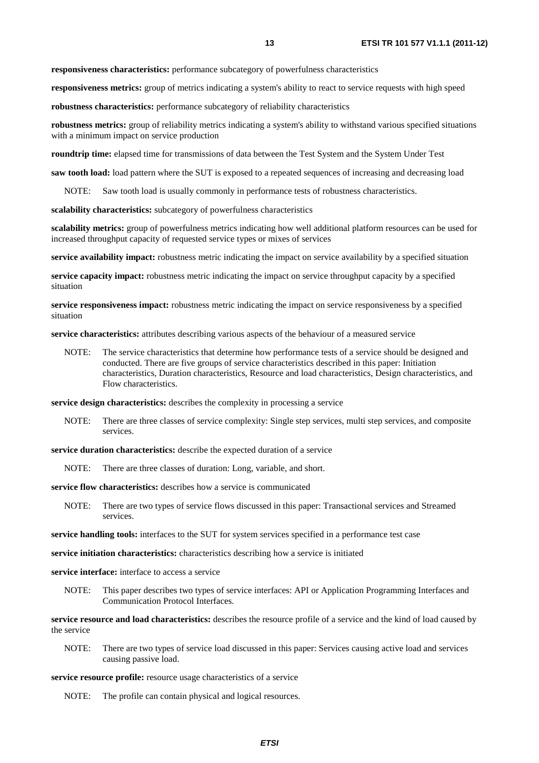**responsiveness characteristics:** performance subcategory of powerfulness characteristics

**responsiveness metrics:** group of metrics indicating a system's ability to react to service requests with high speed

**robustness characteristics:** performance subcategory of reliability characteristics

**robustness metrics:** group of reliability metrics indicating a system's ability to withstand various specified situations with a minimum impact on service production

**roundtrip time:** elapsed time for transmissions of data between the Test System and the System Under Test

**saw tooth load:** load pattern where the SUT is exposed to a repeated sequences of increasing and decreasing load

NOTE: Saw tooth load is usually commonly in performance tests of robustness characteristics.

**scalability characteristics:** subcategory of powerfulness characteristics

**scalability metrics:** group of powerfulness metrics indicating how well additional platform resources can be used for increased throughput capacity of requested service types or mixes of services

**service availability impact:** robustness metric indicating the impact on service availability by a specified situation

**service capacity impact:** robustness metric indicating the impact on service throughput capacity by a specified situation

**service responsiveness impact:** robustness metric indicating the impact on service responsiveness by a specified situation

**service characteristics:** attributes describing various aspects of the behaviour of a measured service

NOTE: The service characteristics that determine how performance tests of a service should be designed and conducted. There are five groups of service characteristics described in this paper: Initiation characteristics, Duration characteristics, Resource and load characteristics, Design characteristics, and Flow characteristics.

**service design characteristics:** describes the complexity in processing a service

NOTE: There are three classes of service complexity: Single step services, multi step services, and composite services.

**service duration characteristics:** describe the expected duration of a service

NOTE: There are three classes of duration: Long, variable, and short.

**service flow characteristics:** describes how a service is communicated

NOTE: There are two types of service flows discussed in this paper: Transactional services and Streamed services.

**service handling tools:** interfaces to the SUT for system services specified in a performance test case

**service initiation characteristics:** characteristics describing how a service is initiated

**service interface:** interface to access a service

NOTE: This paper describes two types of service interfaces: API or Application Programming Interfaces and Communication Protocol Interfaces.

**service resource and load characteristics:** describes the resource profile of a service and the kind of load caused by the service

NOTE: There are two types of service load discussed in this paper: Services causing active load and services causing passive load.

**service resource profile:** resource usage characteristics of a service

NOTE: The profile can contain physical and logical resources.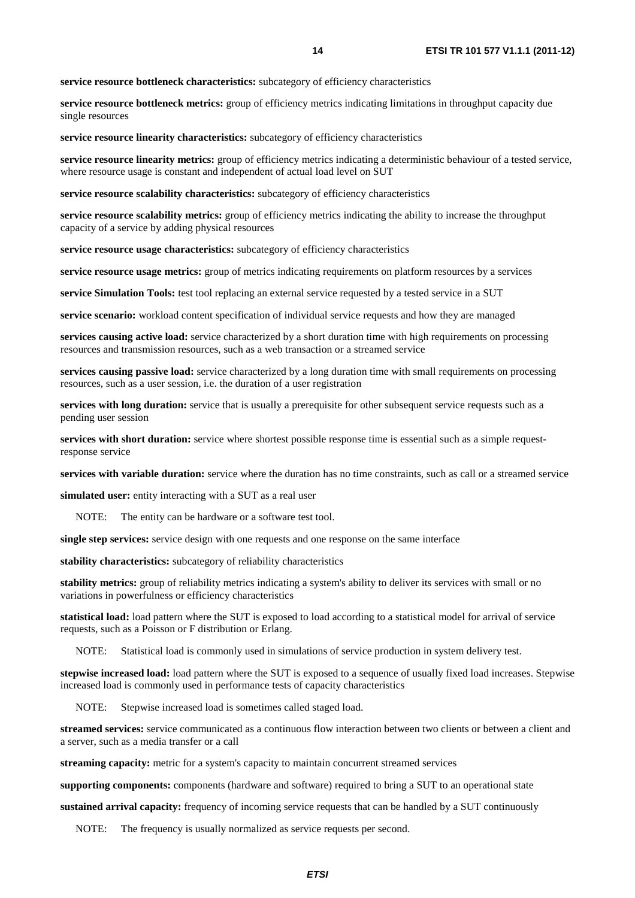**service resource bottleneck characteristics:** subcategory of efficiency characteristics

**service resource bottleneck metrics:** group of efficiency metrics indicating limitations in throughput capacity due single resources

**service resource linearity characteristics:** subcategory of efficiency characteristics

**service resource linearity metrics:** group of efficiency metrics indicating a deterministic behaviour of a tested service, where resource usage is constant and independent of actual load level on SUT

**service resource scalability characteristics:** subcategory of efficiency characteristics

**service resource scalability metrics:** group of efficiency metrics indicating the ability to increase the throughput capacity of a service by adding physical resources

**service resource usage characteristics:** subcategory of efficiency characteristics

**service resource usage metrics:** group of metrics indicating requirements on platform resources by a services

**service Simulation Tools:** test tool replacing an external service requested by a tested service in a SUT

**service scenario:** workload content specification of individual service requests and how they are managed

**services causing active load:** service characterized by a short duration time with high requirements on processing resources and transmission resources, such as a web transaction or a streamed service

**services causing passive load:** service characterized by a long duration time with small requirements on processing resources, such as a user session, i.e. the duration of a user registration

**services with long duration:** service that is usually a prerequisite for other subsequent service requests such as a pending user session

**services with short duration:** service where shortest possible response time is essential such as a simple request-response service

**services with variable duration:** service where the duration has no time constraints, such as call or a streamed service

**simulated user:** entity interacting with a SUT as a real user

NOTE: The entity can be hardware or a software test tool.

**single step services:** service design with one requests and one response on the same interface

**stability characteristics:** subcategory of reliability characteristics

**stability metrics:** group of reliability metrics indicating a system's ability to deliver its services with small or no variations in powerfulness or efficiency characteristics

**statistical load:** load pattern where the SUT is exposed to load according to a statistical model for arrival of service requests, such as a Poisson or F distribution or Erlang.

NOTE: Statistical load is commonly used in simulations of service production in system delivery test.

**stepwise increased load:** load pattern where the SUT is exposed to a sequence of usually fixed load increases. Stepwise increased load is commonly used in performance tests of capacity characteristics

NOTE: Stepwise increased load is sometimes called staged load.

**streamed services:** service communicated as a continuous flow interaction between two clients or between a client and a server, such as a media transfer or a call

**streaming capacity:** metric for a system's capacity to maintain concurrent streamed services

**supporting components:** components (hardware and software) required to bring a SUT to an operational state

**sustained arrival capacity:** frequency of incoming service requests that can be handled by a SUT continuously

NOTE: The frequency is usually normalized as service requests per second.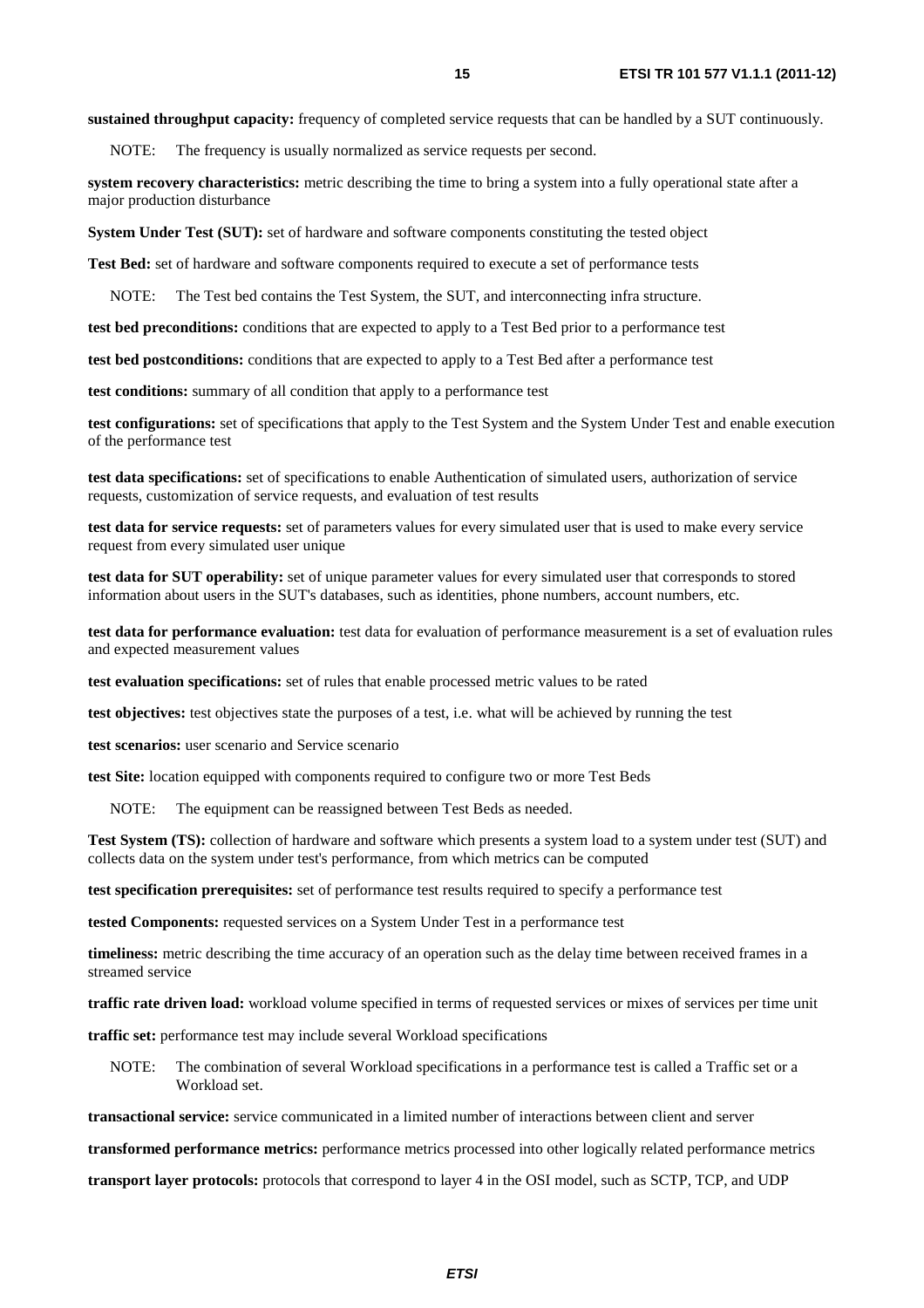**sustained throughput capacity:** frequency of completed service requests that can be handled by a SUT continuously.

NOTE: The frequency is usually normalized as service requests per second.

**system recovery characteristics:** metric describing the time to bring a system into a fully operational state after a major production disturbance

**System Under Test (SUT):** set of hardware and software components constituting the tested object

**Test Bed:** set of hardware and software components required to execute a set of performance tests

NOTE: The Test bed contains the Test System, the SUT, and interconnecting infra structure.

**test bed preconditions:** conditions that are expected to apply to a Test Bed prior to a performance test

**test bed postconditions:** conditions that are expected to apply to a Test Bed after a performance test

**test conditions:** summary of all condition that apply to a performance test

**test configurations:** set of specifications that apply to the Test System and the System Under Test and enable execution of the performance test

**test data specifications:** set of specifications to enable Authentication of simulated users, authorization of service requests, customization of service requests, and evaluation of test results

**test data for service requests:** set of parameters values for every simulated user that is used to make every service request from every simulated user unique

**test data for SUT operability:** set of unique parameter values for every simulated user that corresponds to stored information about users in the SUT's databases, such as identities, phone numbers, account numbers, etc.

**test data for performance evaluation:** test data for evaluation of performance measurement is a set of evaluation rules and expected measurement values

**test evaluation specifications:** set of rules that enable processed metric values to be rated

**test objectives:** test objectives state the purposes of a test, i.e. what will be achieved by running the test

**test scenarios:** user scenario and Service scenario

**test Site:** location equipped with components required to configure two or more Test Beds

NOTE: The equipment can be reassigned between Test Beds as needed.

**Test System (TS):** collection of hardware and software which presents a system load to a system under test (SUT) and collects data on the system under test's performance, from which metrics can be computed

**test specification prerequisites:** set of performance test results required to specify a performance test

**tested Components:** requested services on a System Under Test in a performance test

**timeliness:** metric describing the time accuracy of an operation such as the delay time between received frames in a streamed service

**traffic rate driven load:** workload volume specified in terms of requested services or mixes of services per time unit

**traffic set:** performance test may include several Workload specifications

NOTE: The combination of several Workload specifications in a performance test is called a Traffic set or a Workload set.

**transactional service:** service communicated in a limited number of interactions between client and server

**transformed performance metrics:** performance metrics processed into other logically related performance metrics

**transport layer protocols:** protocols that correspond to layer 4 in the OSI model, such as SCTP, TCP, and UDP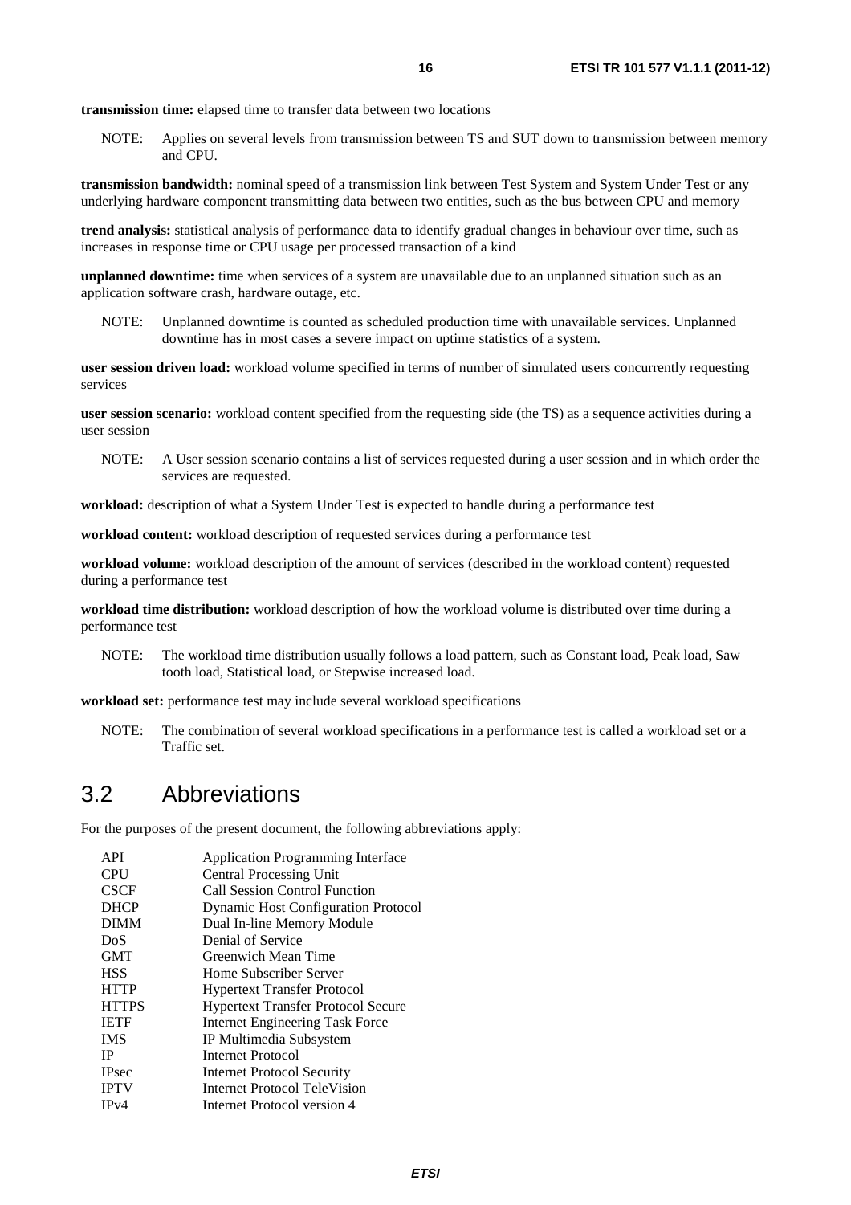**transmission time:** elapsed time to transfer data between two locations

NOTE: Applies on several levels from transmission between TS and SUT down to transmission between memory and CPU.

**transmission bandwidth:** nominal speed of a transmission link between Test System and System Under Test or any underlying hardware component transmitting data between two entities, such as the bus between CPU and memory

**trend analysis:** statistical analysis of performance data to identify gradual changes in behaviour over time, such as increases in response time or CPU usage per processed transaction of a kind

**unplanned downtime:** time when services of a system are unavailable due to an unplanned situation such as an application software crash, hardware outage, etc.

NOTE: Unplanned downtime is counted as scheduled production time with unavailable services. Unplanned downtime has in most cases a severe impact on uptime statistics of a system.

**user session driven load:** workload volume specified in terms of number of simulated users concurrently requesting services

**user session scenario:** workload content specified from the requesting side (the TS) as a sequence activities during a user session

NOTE: A User session scenario contains a list of services requested during a user session and in which order the services are requested.

**workload:** description of what a System Under Test is expected to handle during a performance test

**workload content:** workload description of requested services during a performance test

**workload volume:** workload description of the amount of services (described in the workload content) requested during a performance test

**workload time distribution:** workload description of how the workload volume is distributed over time during a performance test

NOTE: The workload time distribution usually follows a load pattern, such as Constant load, Peak load, Saw tooth load, Statistical load, or Stepwise increased load.

**workload set:** performance test may include several workload specifications

NOTE: The combination of several workload specifications in a performance test is called a workload set or a Traffic set.

## 3.2 Abbreviations

For the purposes of the present document, the following abbreviations apply:

| | |
|---|---|
| API | Application Programming Interface |
| CPU | Central Processing Unit |
| CSCF | Call Session Control Function |
| DHCP | Dynamic Host Configuration Protocol |
| DIMM | Dual In-line Memory Module |
| DoS | Denial of Service |
| GMT | Greenwich Mean Time |
| HSS | Home Subscriber Server |
| HTTP | Hypertext Transfer Protocol |
| HTTPS | Hypertext Transfer Protocol Secure |
| IETF | Internet Engineering Task Force |
| IMS | IP Multimedia Subsystem |
| IP | Internet Protocol |
| IPsec | Internet Protocol Security |
| IPTV | Internet Protocol TeleVision |
| IPv4 | Internet Protocol version 4 |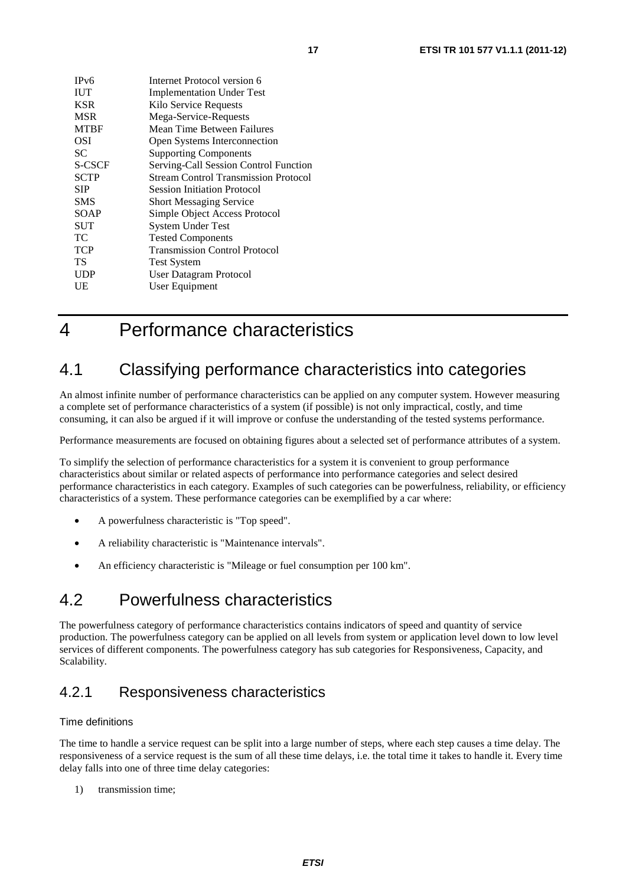| | |
|---|---|
| IPv6 | Internet Protocol version 6 |
| IUT | Implementation Under Test |
| KSR | Kilo Service Requests |
| MSR | Mega-Service-Requests |
| MTBF | Mean Time Between Failures |
| OSI | Open Systems Interconnection |
| SC | Supporting Components |
| S-CSCF | Serving-Call Session Control Function |
| SCTP | Stream Control Transmission Protocol |
| SIP | Session Initiation Protocol |
| SMS | Short Messaging Service |
| SOAP | Simple Object Access Protocol |
| SUT | System Under Test |
| TC | Tested Components |
| TCP | Transmission Control Protocol |
| TS | Test System |
| UDP | User Datagram Protocol |
| UE | User Equipment |

# 4 Performance characteristics

## 4.1 Classifying performance characteristics into categories

An almost infinite number of performance characteristics can be applied on any computer system. However measuring a complete set of performance characteristics of a system (if possible) is not only impractical, costly, and time consuming, it can also be argued if it will improve or confuse the understanding of the tested systems performance.

Performance measurements are focused on obtaining figures about a selected set of performance attributes of a system.

To simplify the selection of performance characteristics for a system it is convenient to group performance characteristics about similar or related aspects of performance into performance categories and select desired performance characteristics in each category. Examples of such categories can be powerfulness, reliability, or efficiency characteristics of a system. These performance categories can be exemplified by a car where:

- A powerfulness characteristic is "Top speed".
- A reliability characteristic is "Maintenance intervals".
- An efficiency characteristic is "Mileage or fuel consumption per 100 km".

## 4.2 Powerfulness characteristics

The powerfulness category of performance characteristics contains indicators of speed and quantity of service production. The powerfulness category can be applied on all levels from system or application level down to low level services of different components. The powerfulness category has sub categories for Responsiveness, Capacity, and Scalability.

### 4.2.1 Responsiveness characteristics

Time definitions

The time to handle a service request can be split into a large number of steps, where each step causes a time delay. The responsiveness of a service request is the sum of all these time delays, i.e. the total time it takes to handle it. Every time delay falls into one of three time delay categories:

1) transmission time;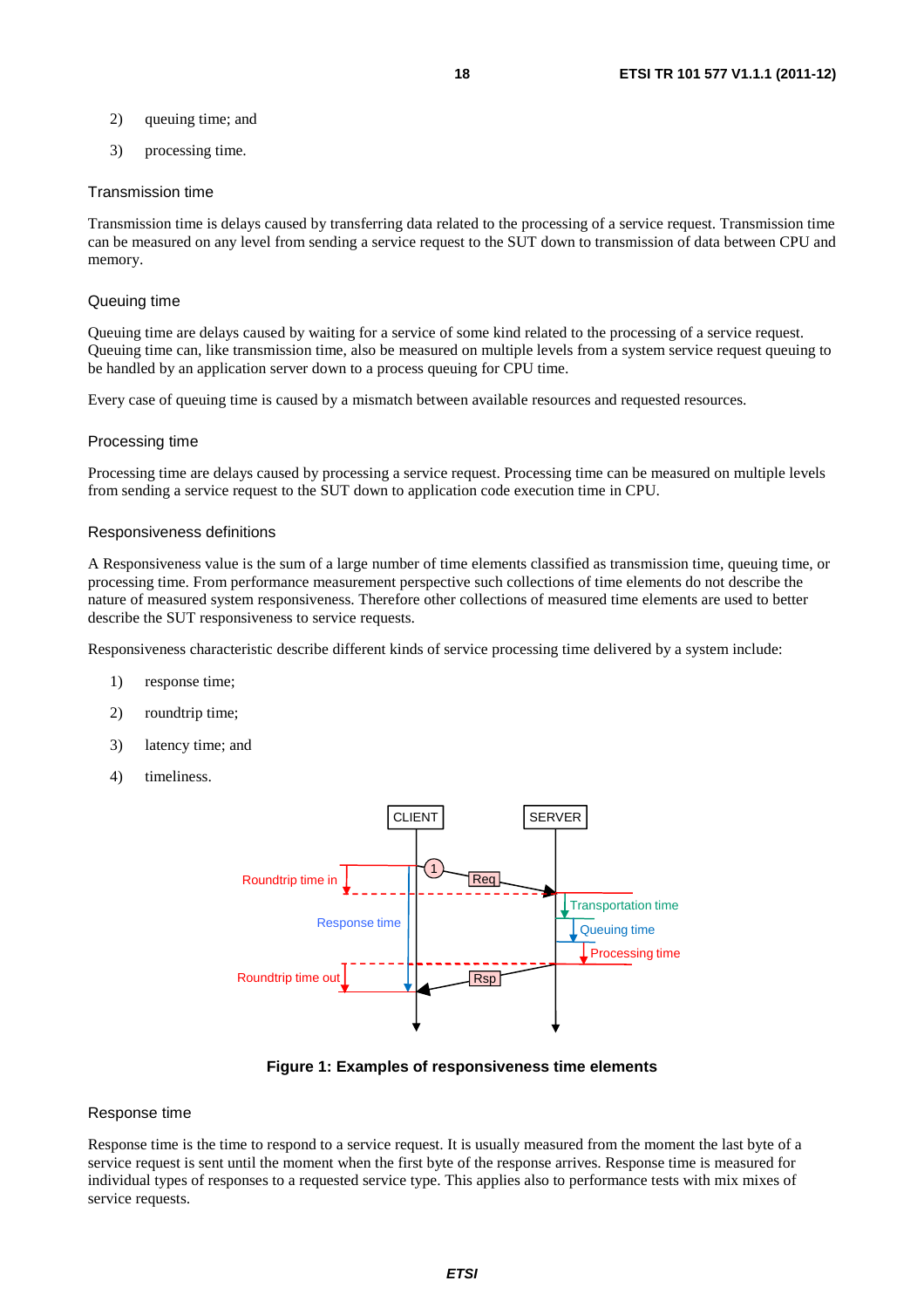2) queuing time; and

3) processing time.

### Transmission time

Transmission time is delays caused by transferring data related to the processing of a service request. Transmission time can be measured on any level from sending a service request to the SUT down to transmission of data between CPU and memory.

### Queuing time

Queuing time are delays caused by waiting for a service of some kind related to the processing of a service request. Queuing time can, like transmission time, also be measured on multiple levels from a system service request queuing to be handled by an application server down to a process queuing for CPU time.

Every case of queuing time is caused by a mismatch between available resources and requested resources.

### Processing time

Processing time are delays caused by processing a service request. Processing time can be measured on multiple levels from sending a service request to the SUT down to application code execution time in CPU.

### Responsiveness definitions

A Responsiveness value is the sum of a large number of time elements classified as transmission time, queuing time, or processing time. From performance measurement perspective such collections of time elements do not describe the nature of measured system responsiveness. Therefore other collections of measured time elements are used to better describe the SUT responsiveness to service requests.

Responsiveness characteristic describe different kinds of service processing time delivered by a system include:

1) response time;

2) roundtrip time;

3) latency time; and

4) timeliness.

**Figure 1: Examples of responsiveness time elements**

### Response time

Response time is the time to respond to a service request. It is usually measured from the moment the last byte of a service request is sent until the moment when the first byte of the response arrives. Response time is measured for individual types of responses to a requested service type. This applies also to performance tests with mix mixes of service requests.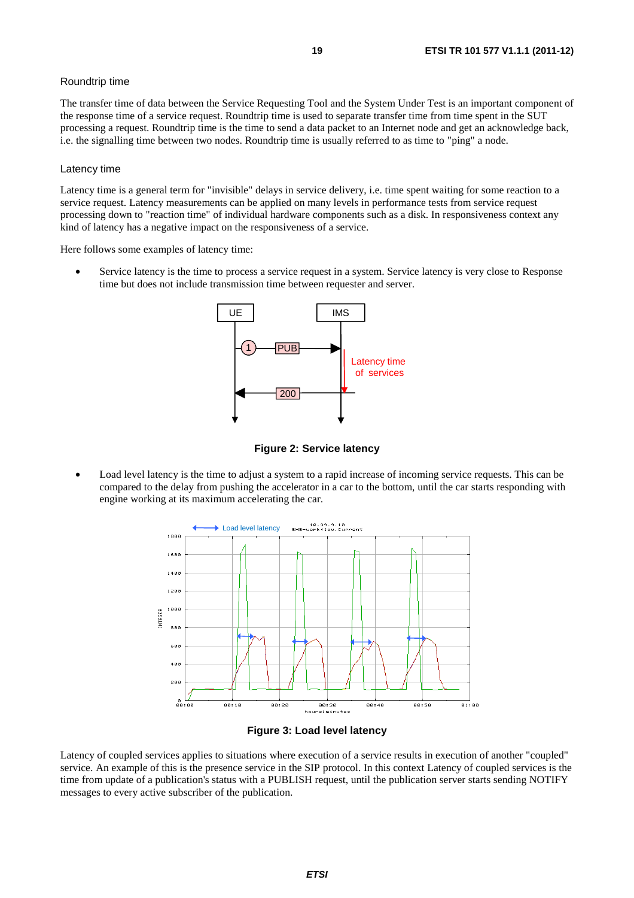Roundtrip time

The transfer time of data between the Service Requesting Tool and the System Under Test is an important component of the response time of a service request. Roundtrip time is used to separate transfer time from time spent in the SUT processing a request. Roundtrip time is the time to send a data packet to an Internet node and get an acknowledge back, i.e. the signalling time between two nodes. Roundtrip time is usually referred to as time to "ping" a node.

Latency time

Latency time is a general term for "invisible" delays in service delivery, i.e. time spent waiting for some reaction to a service request. Latency measurements can be applied on many levels in performance tests from service request processing down to "reaction time" of individual hardware components such as a disk. In responsiveness context any kind of latency has a negative impact on the responsiveness of a service.

Here follows some examples of latency time:

- Service latency is the time to process a service request in a system. Service latency is very close to Response time but does not include transmission time between requester and server.

**Figure 2: Service latency**

- Load level latency is the time to adjust a system to a rapid increase of incoming service requests. This can be compared to the delay from pushing the accelerator in a car to the bottom, until the car starts responding with engine working at its maximum accelerating the car.

**Figure 3: Load level latency**

Latency of coupled services applies to situations where execution of a service results in execution of another "coupled" service. An example of this is the presence service in the SIP protocol. In this context Latency of coupled services is the time from update of a publication's status with a PUBLISH request, until the publication server starts sending NOTIFY messages to every active subscriber of the publication.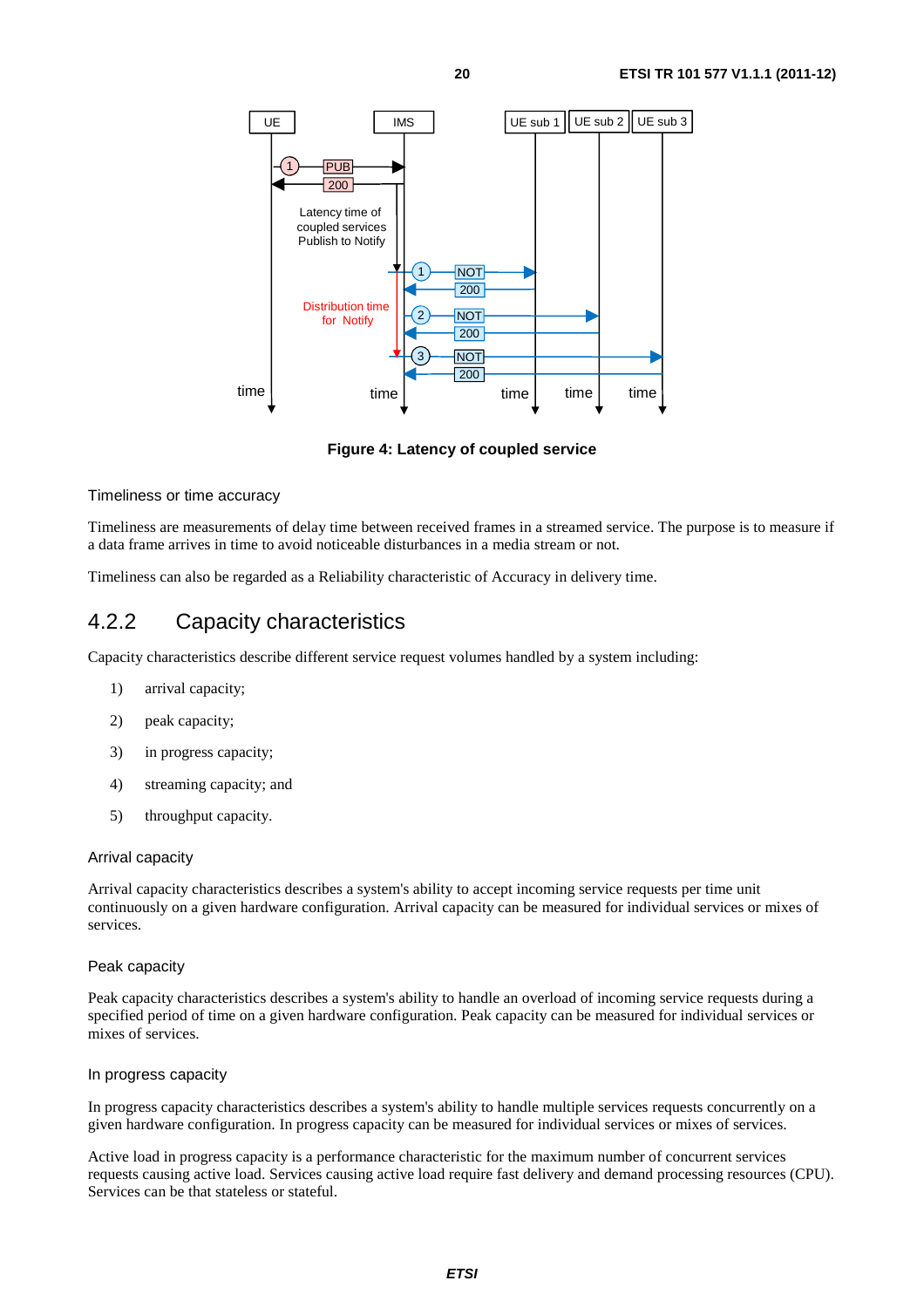Figure 4: Latency of coupled service

Timeliness or time accuracy

Timeliness are measurements of delay time between received frames in a streamed service. The purpose is to measure if a data frame arrives in time to avoid noticeable disturbances in a media stream or not.

Timeliness can also be regarded as a Reliability characteristic of Accuracy in delivery time.

### 4.2.2 Capacity characteristics

Capacity characteristics describe different service request volumes handled by a system including:

1) arrival capacity;
2) peak capacity;
3) in progress capacity;
4) streaming capacity; and
5) throughput capacity.

Arrival capacity

Arrival capacity characteristics describes a system's ability to accept incoming service requests per time unit continuously on a given hardware configuration. Arrival capacity can be measured for individual services or mixes of services.

Peak capacity

Peak capacity characteristics describes a system's ability to handle an overload of incoming service requests during a specified period of time on a given hardware configuration. Peak capacity can be measured for individual services or mixes of services.

In progress capacity

In progress capacity characteristics describes a system's ability to handle multiple services requests concurrently on a given hardware configuration. In progress capacity can be measured for individual services or mixes of services.

Active load in progress capacity is a performance characteristic for the maximum number of concurrent services requests causing active load. Services causing active load require fast delivery and demand processing resources (CPU). Services can be that stateless or stateful.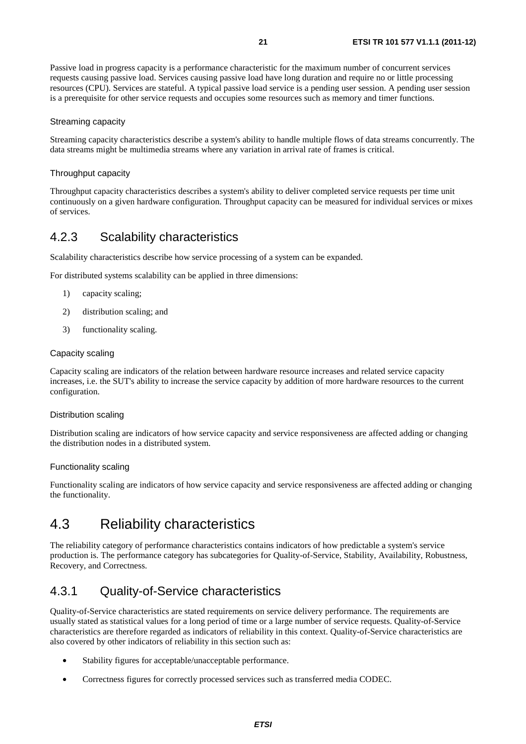Passive load in progress capacity is a performance characteristic for the maximum number of concurrent services requests causing passive load. Services causing passive load have long duration and require no or little processing resources (CPU). Services are stateful. A typical passive load service is a pending user session. A pending user session is a prerequisite for other service requests and occupies some resources such as memory and timer functions.

#### Streaming capacity

Streaming capacity characteristics describe a system's ability to handle multiple flows of data streams concurrently. The data streams might be multimedia streams where any variation in arrival rate of frames is critical.

#### Throughput capacity

Throughput capacity characteristics describes a system's ability to deliver completed service requests per time unit continuously on a given hardware configuration. Throughput capacity can be measured for individual services or mixes of services.

### 4.2.3 Scalability characteristics

Scalability characteristics describe how service processing of a system can be expanded.

For distributed systems scalability can be applied in three dimensions:

1) capacity scaling;
2) distribution scaling; and
3) functionality scaling.

#### Capacity scaling

Capacity scaling are indicators of the relation between hardware resource increases and related service capacity increases, i.e. the SUT's ability to increase the service capacity by addition of more hardware resources to the current configuration.

#### Distribution scaling

Distribution scaling are indicators of how service capacity and service responsiveness are affected adding or changing the distribution nodes in a distributed system.

#### Functionality scaling

Functionality scaling are indicators of how service capacity and service responsiveness are affected adding or changing the functionality.

## 4.3 Reliability characteristics

The reliability category of performance characteristics contains indicators of how predictable a system's service production is. The performance category has subcategories for Quality-of-Service, Stability, Availability, Robustness, Recovery, and Correctness.

### 4.3.1 Quality-of-Service characteristics

Quality-of-Service characteristics are stated requirements on service delivery performance. The requirements are usually stated as statistical values for a long period of time or a large number of service requests. Quality-of-Service characteristics are therefore regarded as indicators of reliability in this context. Quality-of-Service characteristics are also covered by other indicators of reliability in this section such as:

- Stability figures for acceptable/unacceptable performance.
- Correctness figures for correctly processed services such as transferred media CODEC.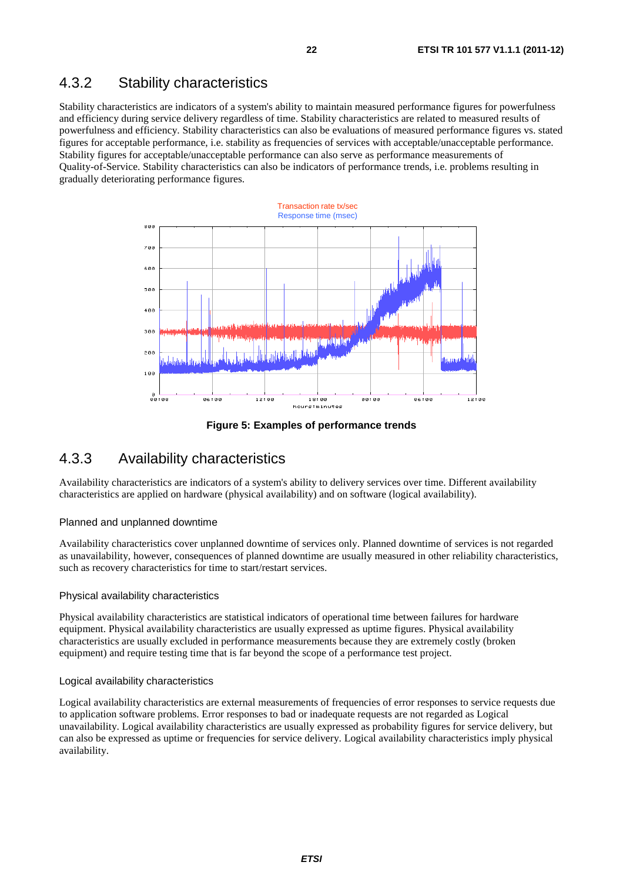## 4.3.2 Stability characteristics

Stability characteristics are indicators of a system's ability to maintain measured performance figures for powerfulness and efficiency during service delivery regardless of time. Stability characteristics are related to measured results of powerfulness and efficiency. Stability characteristics can also be evaluations of measured performance figures vs. stated figures for acceptable performance, i.e. stability as frequencies of services with acceptable/unacceptable performance. Stability figures for acceptable/unacceptable performance can also serve as performance measurements of Quality-of-Service. Stability characteristics can also be indicators of performance trends, i.e. problems resulting in gradually deteriorating performance figures.

**Figure 5: Examples of performance trends**

## 4.3.3 Availability characteristics

Availability characteristics are indicators of a system's ability to delivery services over time. Different availability characteristics are applied on hardware (physical availability) and on software (logical availability).

### Planned and unplanned downtime

Availability characteristics cover unplanned downtime of services only. Planned downtime of services is not regarded as unavailability, however, consequences of planned downtime are usually measured in other reliability characteristics, such as recovery characteristics for time to start/restart services.

### Physical availability characteristics

Physical availability characteristics are statistical indicators of operational time between failures for hardware equipment. Physical availability characteristics are usually expressed as uptime figures. Physical availability characteristics are usually excluded in performance measurements because they are extremely costly (broken equipment) and require testing time that is far beyond the scope of a performance test project.

### Logical availability characteristics

Logical availability characteristics are external measurements of frequencies of error responses to service requests due to application software problems. Error responses to bad or inadequate requests are not regarded as Logical unavailability. Logical availability characteristics are usually expressed as probability figures for service delivery, but can also be expressed as uptime or frequencies for service delivery. Logical availability characteristics imply physical availability.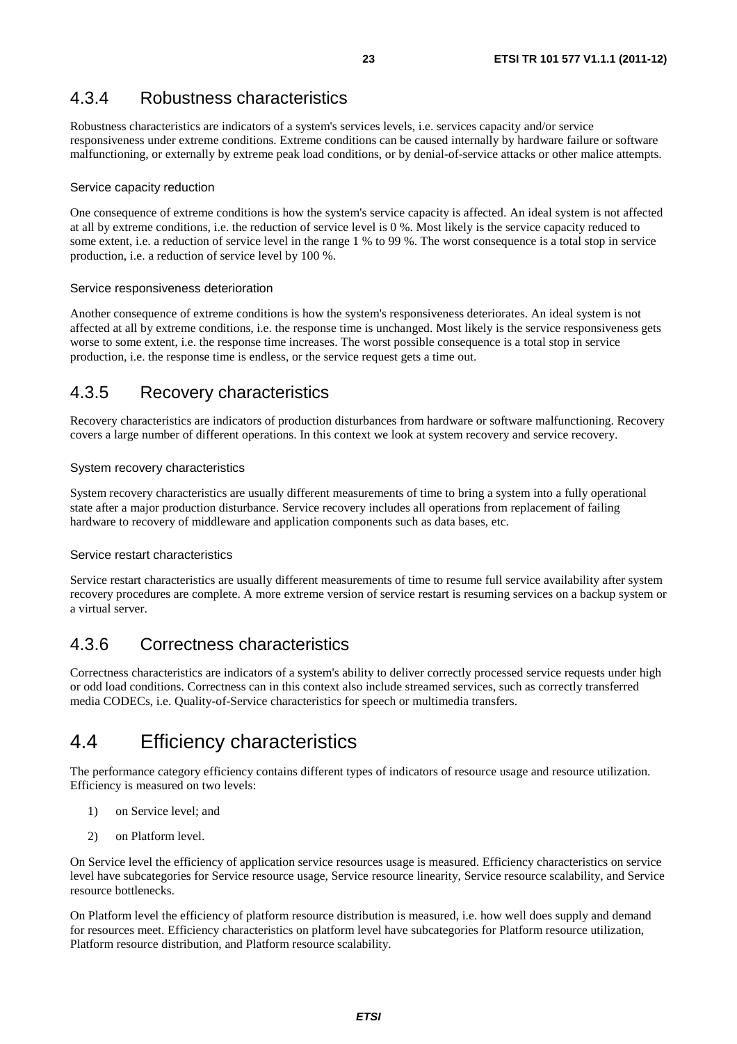### 4.3.4 Robustness characteristics

Robustness characteristics are indicators of a system's services levels, i.e. services capacity and/or service responsiveness under extreme conditions. Extreme conditions can be caused internally by hardware failure or software malfunctioning, or externally by extreme peak load conditions, or by denial-of-service attacks or other malice attempts.

#### Service capacity reduction

One consequence of extreme conditions is how the system's service capacity is affected. An ideal system is not affected at all by extreme conditions, i.e. the reduction of service level is 0 %. Most likely is the service capacity reduced to some extent, i.e. a reduction of service level in the range 1 % to 99 %. The worst consequence is a total stop in service production, i.e. a reduction of service level by 100 %.

#### Service responsiveness deterioration

Another consequence of extreme conditions is how the system's responsiveness deteriorates. An ideal system is not affected at all by extreme conditions, i.e. the response time is unchanged. Most likely is the service responsiveness gets worse to some extent, i.e. the response time increases. The worst possible consequence is a total stop in service production, i.e. the response time is endless, or the service request gets a time out.

### 4.3.5 Recovery characteristics

Recovery characteristics are indicators of production disturbances from hardware or software malfunctioning. Recovery covers a large number of different operations. In this context we look at system recovery and service recovery.

#### System recovery characteristics

System recovery characteristics are usually different measurements of time to bring a system into a fully operational state after a major production disturbance. Service recovery includes all operations from replacement of failing hardware to recovery of middleware and application components such as data bases, etc.

#### Service restart characteristics

Service restart characteristics are usually different measurements of time to resume full service availability after system recovery procedures are complete. A more extreme version of service restart is resuming services on a backup system or a virtual server.

### 4.3.6 Correctness characteristics

Correctness characteristics are indicators of a system's ability to deliver correctly processed service requests under high or odd load conditions. Correctness can in this context also include streamed services, such as correctly transferred media CODECs, i.e. Quality-of-Service characteristics for speech or multimedia transfers.

## 4.4 Efficiency characteristics

The performance category efficiency contains different types of indicators of resource usage and resource utilization. Efficiency is measured on two levels:

1) on Service level; and

2) on Platform level.

On Service level the efficiency of application service resources usage is measured. Efficiency characteristics on service level have subcategories for Service resource usage, Service resource linearity, Service resource scalability, and Service resource bottlenecks.

On Platform level the efficiency of platform resource distribution is measured, i.e. how well does supply and demand for resources meet. Efficiency characteristics on platform level have subcategories for Platform resource utilization, Platform resource distribution, and Platform resource scalability.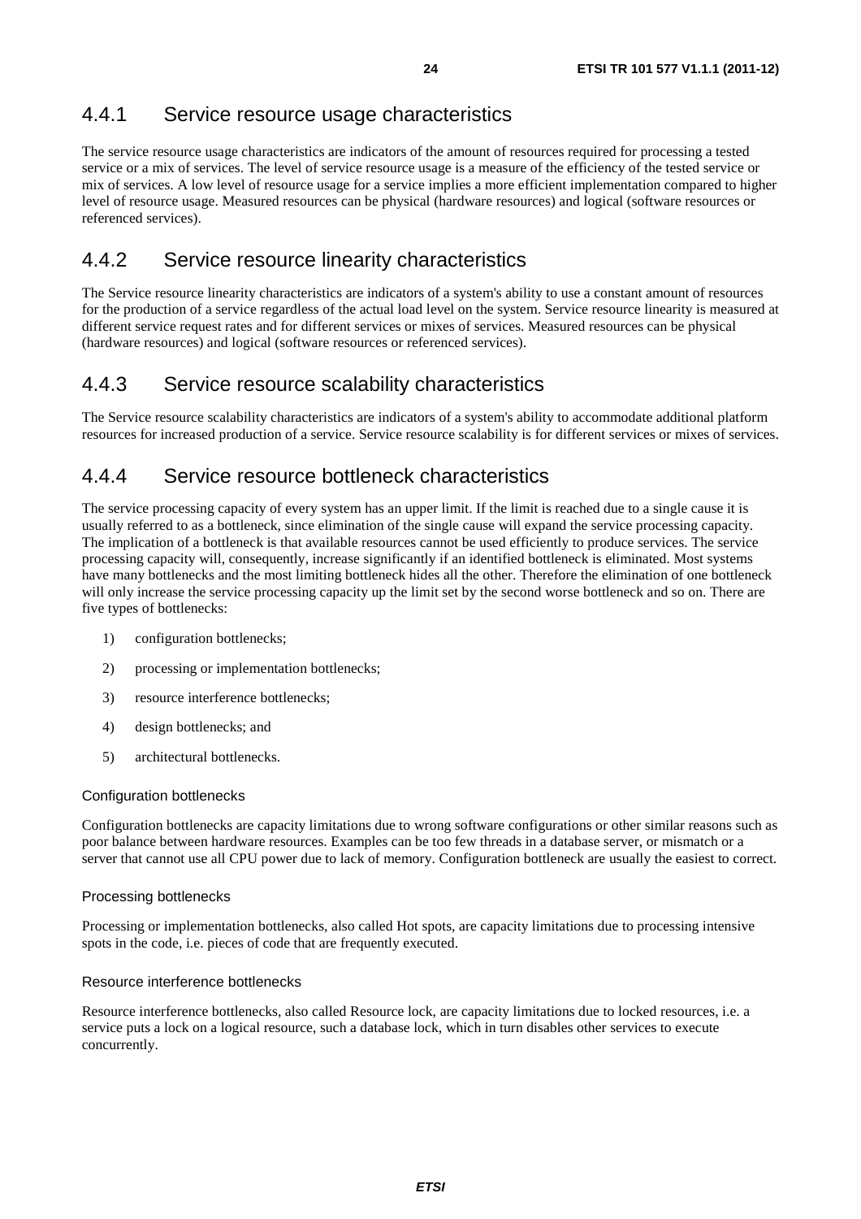### 4.4.1 Service resource usage characteristics

The service resource usage characteristics are indicators of the amount of resources required for processing a tested service or a mix of services. The level of service resource usage is a measure of the efficiency of the tested service or mix of services. A low level of resource usage for a service implies a more efficient implementation compared to higher level of resource usage. Measured resources can be physical (hardware resources) and logical (software resources or referenced services).

### 4.4.2 Service resource linearity characteristics

The Service resource linearity characteristics are indicators of a system's ability to use a constant amount of resources for the production of a service regardless of the actual load level on the system. Service resource linearity is measured at different service request rates and for different services or mixes of services. Measured resources can be physical (hardware resources) and logical (software resources or referenced services).

### 4.4.3 Service resource scalability characteristics

The Service resource scalability characteristics are indicators of a system's ability to accommodate additional platform resources for increased production of a service. Service resource scalability is for different services or mixes of services.

### 4.4.4 Service resource bottleneck characteristics

The service processing capacity of every system has an upper limit. If the limit is reached due to a single cause it is usually referred to as a bottleneck, since elimination of the single cause will expand the service processing capacity. The implication of a bottleneck is that available resources cannot be used efficiently to produce services. The service processing capacity will, consequently, increase significantly if an identified bottleneck is eliminated. Most systems have many bottlenecks and the most limiting bottleneck hides all the other. Therefore the elimination of one bottleneck will only increase the service processing capacity up the limit set by the second worse bottleneck and so on. There are five types of bottlenecks:

1) configuration bottlenecks;
2) processing or implementation bottlenecks;
3) resource interference bottlenecks;
4) design bottlenecks; and
5) architectural bottlenecks.

#### Configuration bottlenecks

Configuration bottlenecks are capacity limitations due to wrong software configurations or other similar reasons such as poor balance between hardware resources. Examples can be too few threads in a database server, or mismatch or a server that cannot use all CPU power due to lack of memory. Configuration bottleneck are usually the easiest to correct.

#### Processing bottlenecks

Processing or implementation bottlenecks, also called Hot spots, are capacity limitations due to processing intensive spots in the code, i.e. pieces of code that are frequently executed.

#### Resource interference bottlenecks

Resource interference bottlenecks, also called Resource lock, are capacity limitations due to locked resources, i.e. a service puts a lock on a logical resource, such a database lock, which in turn disables other services to execute concurrently.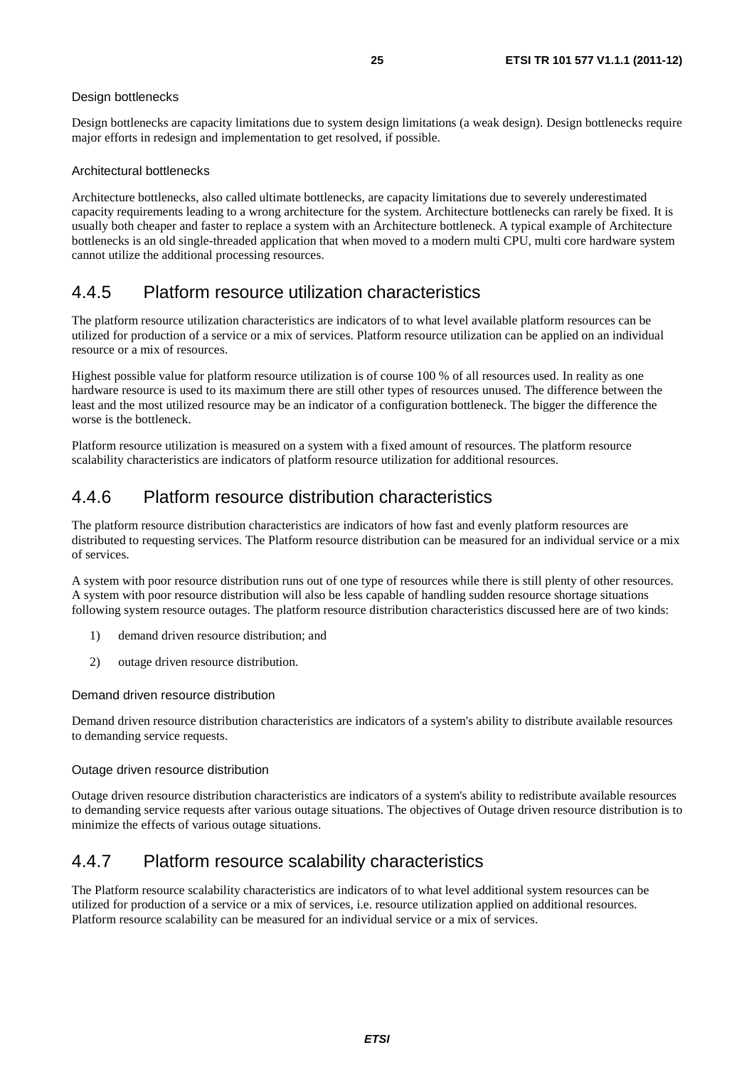#### Design bottlenecks

Design bottlenecks are capacity limitations due to system design limitations (a weak design). Design bottlenecks require major efforts in redesign and implementation to get resolved, if possible.

#### Architectural bottlenecks

Architecture bottlenecks, also called ultimate bottlenecks, are capacity limitations due to severely underestimated capacity requirements leading to a wrong architecture for the system. Architecture bottlenecks can rarely be fixed. It is usually both cheaper and faster to replace a system with an Architecture bottleneck. A typical example of Architecture bottlenecks is an old single-threaded application that when moved to a modern multi CPU, multi core hardware system cannot utilize the additional processing resources.

### 4.4.5 Platform resource utilization characteristics

The platform resource utilization characteristics are indicators of to what level available platform resources can be utilized for production of a service or a mix of services. Platform resource utilization can be applied on an individual resource or a mix of resources.

Highest possible value for platform resource utilization is of course 100 % of all resources used. In reality as one hardware resource is used to its maximum there are still other types of resources unused. The difference between the least and the most utilized resource may be an indicator of a configuration bottleneck. The bigger the difference the worse is the bottleneck.

Platform resource utilization is measured on a system with a fixed amount of resources. The platform resource scalability characteristics are indicators of platform resource utilization for additional resources.

### 4.4.6 Platform resource distribution characteristics

The platform resource distribution characteristics are indicators of how fast and evenly platform resources are distributed to requesting services. The Platform resource distribution can be measured for an individual service or a mix of services.

A system with poor resource distribution runs out of one type of resources while there is still plenty of other resources. A system with poor resource distribution will also be less capable of handling sudden resource shortage situations following system resource outages. The platform resource distribution characteristics discussed here are of two kinds:

1) demand driven resource distribution; and
2) outage driven resource distribution.

#### Demand driven resource distribution

Demand driven resource distribution characteristics are indicators of a system's ability to distribute available resources to demanding service requests.

#### Outage driven resource distribution

Outage driven resource distribution characteristics are indicators of a system's ability to redistribute available resources to demanding service requests after various outage situations. The objectives of Outage driven resource distribution is to minimize the effects of various outage situations.

### 4.4.7 Platform resource scalability characteristics

The Platform resource scalability characteristics are indicators of to what level additional system resources can be utilized for production of a service or a mix of services, i.e. resource utilization applied on additional resources. Platform resource scalability can be measured for an individual service or a mix of services.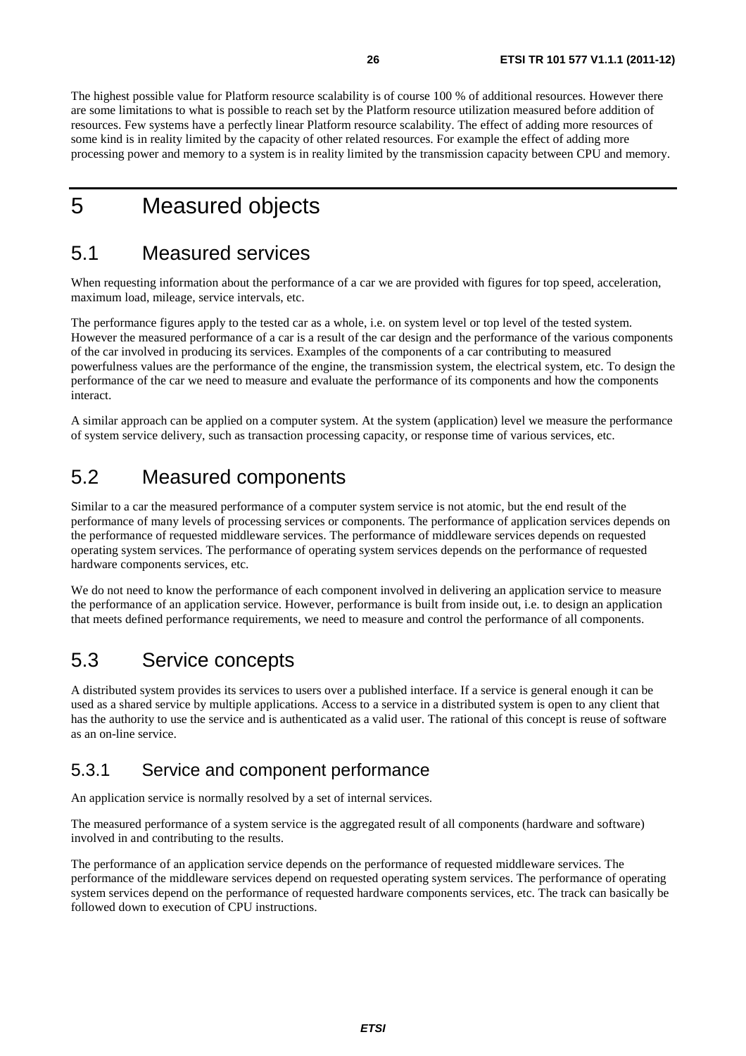The highest possible value for Platform resource scalability is of course 100 % of additional resources. However there are some limitations to what is possible to reach set by the Platform resource utilization measured before addition of resources. Few systems have a perfectly linear Platform resource scalability. The effect of adding more resources of some kind is in reality limited by the capacity of other related resources. For example the effect of adding more processing power and memory to a system is in reality limited by the transmission capacity between CPU and memory.

# 5 Measured objects

## 5.1 Measured services

When requesting information about the performance of a car we are provided with figures for top speed, acceleration, maximum load, mileage, service intervals, etc.

The performance figures apply to the tested car as a whole, i.e. on system level or top level of the tested system. However the measured performance of a car is a result of the car design and the performance of the various components of the car involved in producing its services. Examples of the components of a car contributing to measured powerfulness values are the performance of the engine, the transmission system, the electrical system, etc. To design the performance of the car we need to measure and evaluate the performance of its components and how the components interact.

A similar approach can be applied on a computer system. At the system (application) level we measure the performance of system service delivery, such as transaction processing capacity, or response time of various services, etc.

## 5.2 Measured components

Similar to a car the measured performance of a computer system service is not atomic, but the end result of the performance of many levels of processing services or components. The performance of application services depends on the performance of requested middleware services. The performance of middleware services depends on requested operating system services. The performance of operating system services depends on the performance of requested hardware components services, etc.

We do not need to know the performance of each component involved in delivering an application service to measure the performance of an application service. However, performance is built from inside out, i.e. to design an application that meets defined performance requirements, we need to measure and control the performance of all components.

## 5.3 Service concepts

A distributed system provides its services to users over a published interface. If a service is general enough it can be used as a shared service by multiple applications. Access to a service in a distributed system is open to any client that has the authority to use the service and is authenticated as a valid user. The rational of this concept is reuse of software as an on-line service.

### 5.3.1 Service and component performance

An application service is normally resolved by a set of internal services.

The measured performance of a system service is the aggregated result of all components (hardware and software) involved in and contributing to the results.

The performance of an application service depends on the performance of requested middleware services. The performance of the middleware services depend on requested operating system services. The performance of operating system services depend on the performance of requested hardware components services, etc. The track can basically be followed down to execution of CPU instructions.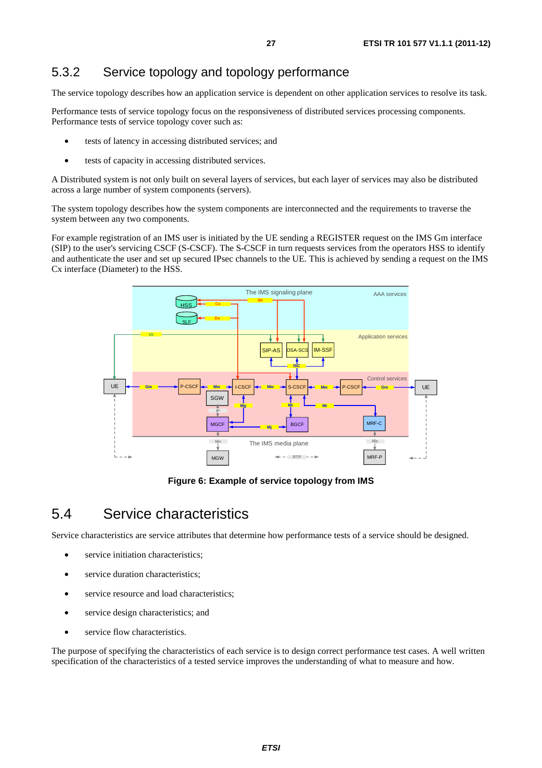## 5.3.2 Service topology and topology performance

The service topology describes how an application service is dependent on other application services to resolve its task.

Performance tests of service topology focus on the responsiveness of distributed services processing components. Performance tests of service topology cover such as:

- tests of latency in accessing distributed services; and
- tests of capacity in accessing distributed services.

A Distributed system is not only built on several layers of services, but each layer of services may also be distributed across a large number of system components (servers).

The system topology describes how the system components are interconnected and the requirements to traverse the system between any two components.

For example registration of an IMS user is initiated by the UE sending a REGISTER request on the IMS Gm interface (SIP) to the user's servicing CSCF (S-CSCF). The S-CSCF in turn requests services from the operators HSS to identify and authenticate the user and set up secured IPsec channels to the UE. This is achieved by sending a request on the IMS Cx interface (Diameter) to the HSS.

**Figure 6: Example of service topology from IMS**

# 5.4 Service characteristics

Service characteristics are service attributes that determine how performance tests of a service should be designed.

- service initiation characteristics;
- service duration characteristics;
- service resource and load characteristics;
- service design characteristics; and
- service flow characteristics.

The purpose of specifying the characteristics of each service is to design correct performance test cases. A well written specification of the characteristics of a tested service improves the understanding of what to measure and how.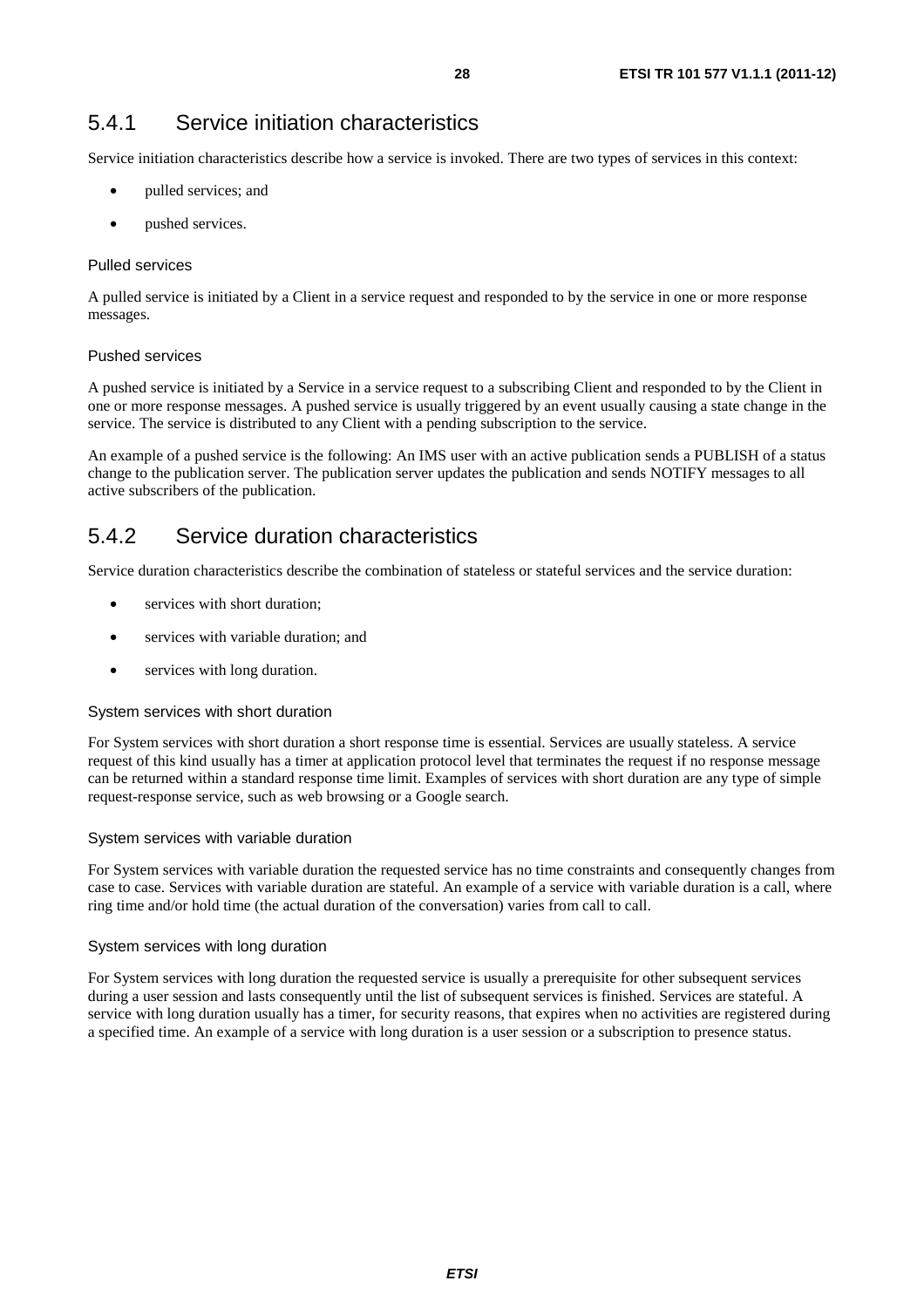### 5.4.1 Service initiation characteristics

Service initiation characteristics describe how a service is invoked. There are two types of services in this context:

- pulled services; and
- pushed services.

#### Pulled services

A pulled service is initiated by a Client in a service request and responded to by the service in one or more response messages.

#### Pushed services

A pushed service is initiated by a Service in a service request to a subscribing Client and responded to by the Client in one or more response messages. A pushed service is usually triggered by an event usually causing a state change in the service. The service is distributed to any Client with a pending subscription to the service.

An example of a pushed service is the following: An IMS user with an active publication sends a PUBLISH of a status change to the publication server. The publication server updates the publication and sends NOTIFY messages to all active subscribers of the publication.

### 5.4.2 Service duration characteristics

Service duration characteristics describe the combination of stateless or stateful services and the service duration:

- services with short duration;
- services with variable duration; and
- services with long duration.

#### System services with short duration

For System services with short duration a short response time is essential. Services are usually stateless. A service request of this kind usually has a timer at application protocol level that terminates the request if no response message can be returned within a standard response time limit. Examples of services with short duration are any type of simple request-response service, such as web browsing or a Google search.

#### System services with variable duration

For System services with variable duration the requested service has no time constraints and consequently changes from case to case. Services with variable duration are stateful. An example of a service with variable duration is a call, where ring time and/or hold time (the actual duration of the conversation) varies from call to call.

#### System services with long duration

For System services with long duration the requested service is usually a prerequisite for other subsequent services during a user session and lasts consequently until the list of subsequent services is finished. Services are stateful. A service with long duration usually has a timer, for security reasons, that expires when no activities are registered during a specified time. An example of a service with long duration is a user session or a subscription to presence status.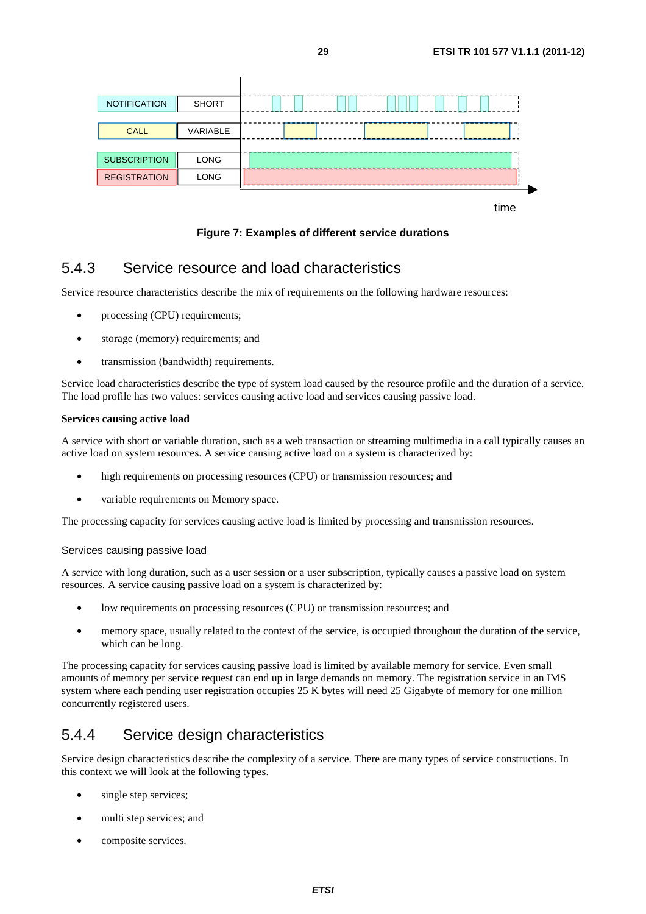| NOTIFICATION | SHORT |
| --- | --- |
| CALL | VARIABLE |
| SUBSCRIPTION | LONG |
| REGISTRATION | LONG |

time

**Figure 7: Examples of different service durations**

### 5.4.3 Service resource and load characteristics

Service resource characteristics describe the mix of requirements on the following hardware resources:

- processing (CPU) requirements;
- storage (memory) requirements; and
- transmission (bandwidth) requirements.

Service load characteristics describe the type of system load caused by the resource profile and the duration of a service. The load profile has two values: services causing active load and services causing passive load.

**Services causing active load**

A service with short or variable duration, such as a web transaction or streaming multimedia in a call typically causes an active load on system resources. A service causing active load on a system is characterized by:

- high requirements on processing resources (CPU) or transmission resources; and
- variable requirements on Memory space.

The processing capacity for services causing active load is limited by processing and transmission resources.

Services causing passive load

A service with long duration, such as a user session or a user subscription, typically causes a passive load on system resources. A service causing passive load on a system is characterized by:

- low requirements on processing resources (CPU) or transmission resources; and
- memory space, usually related to the context of the service, is occupied throughout the duration of the service, which can be long.

The processing capacity for services causing passive load is limited by available memory for service. Even small amounts of memory per service request can end up in large demands on memory. The registration service in an IMS system where each pending user registration occupies 25 K bytes will need 25 Gigabyte of memory for one million concurrently registered users.

### 5.4.4 Service design characteristics

Service design characteristics describe the complexity of a service. There are many types of service constructions. In this context we will look at the following types.

- single step services;
- multi step services; and
- composite services.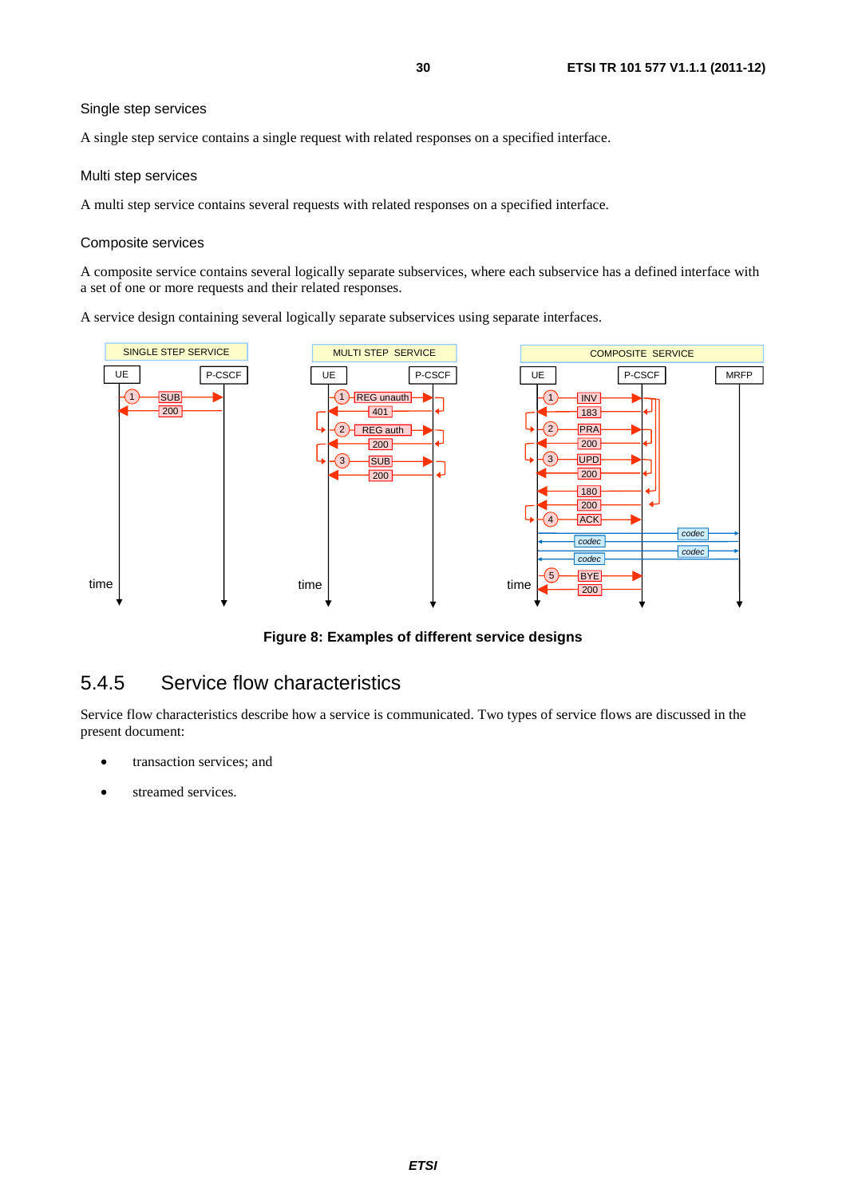Single step services

A single step service contains a single request with related responses on a specified interface.

Multi step services

A multi step service contains several requests with related responses on a specified interface.

Composite services

A composite service contains several logically separate subservices, where each subservice has a defined interface with a set of one or more requests and their related responses.

A service design containing several logically separate subservices using separate interfaces.

**Figure 8: Examples of different service designs**

## 5.4.5 Service flow characteristics

Service flow characteristics describe how a service is communicated. Two types of service flows are discussed in the present document:

- transaction services; and
- streamed services.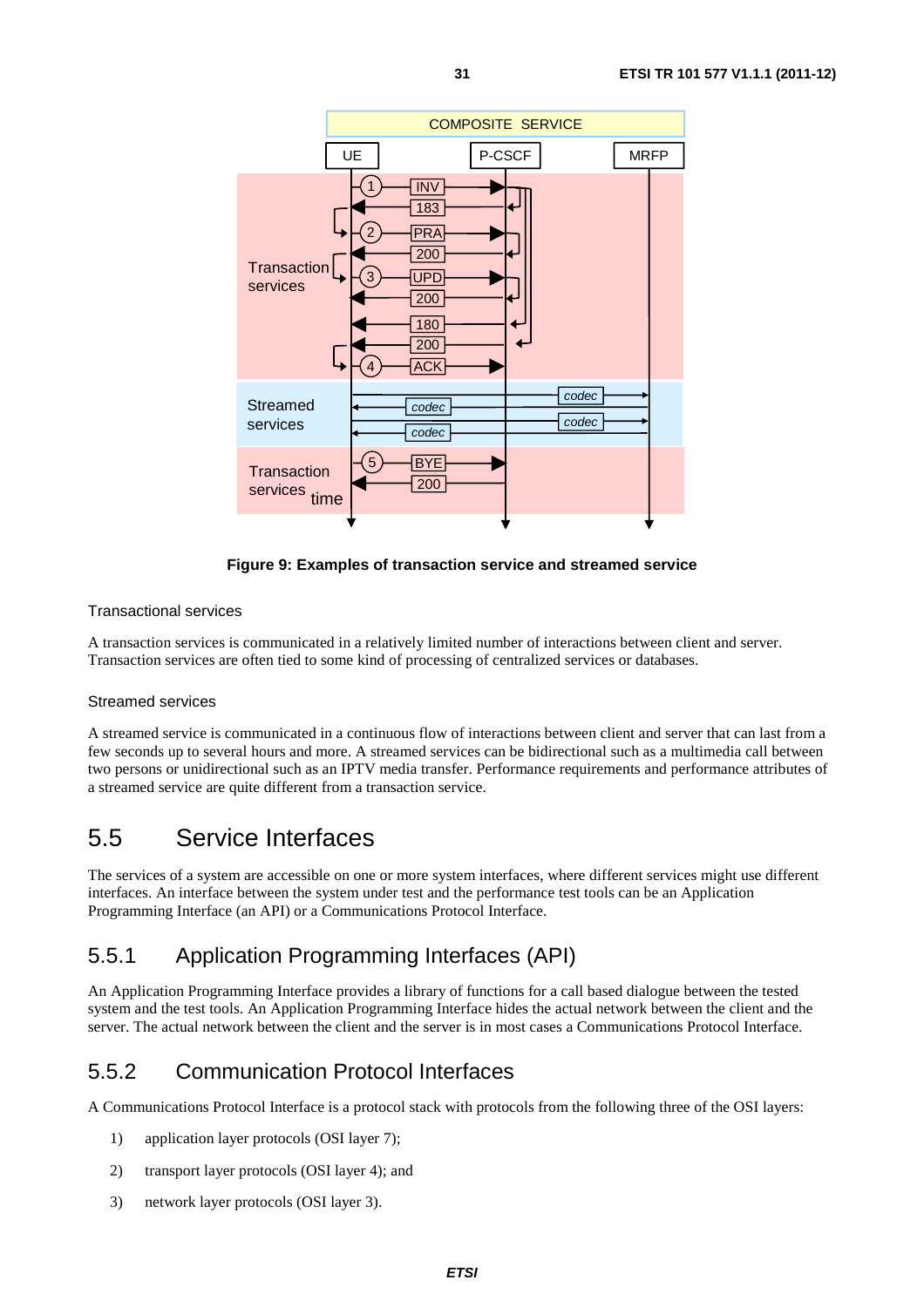**Figure 9: Examples of transaction service and streamed service**

Transactional services

A transaction services is communicated in a relatively limited number of interactions between client and server. Transaction services are often tied to some kind of processing of centralized services or databases.

Streamed services

A streamed service is communicated in a continuous flow of interactions between client and server that can last from a few seconds up to several hours and more. A streamed services can be bidirectional such as a multimedia call between two persons or unidirectional such as an IPTV media transfer. Performance requirements and performance attributes of a streamed service are quite different from a transaction service.

## 5.5 Service Interfaces

The services of a system are accessible on one or more system interfaces, where different services might use different interfaces. An interface between the system under test and the performance test tools can be an Application Programming Interface (an API) or a Communications Protocol Interface.

### 5.5.1 Application Programming Interfaces (API)

An Application Programming Interface provides a library of functions for a call based dialogue between the tested system and the test tools. An Application Programming Interface hides the actual network between the client and the server. The actual network between the client and the server is in most cases a Communications Protocol Interface.

### 5.5.2 Communication Protocol Interfaces

A Communications Protocol Interface is a protocol stack with protocols from the following three of the OSI layers:

1) application layer protocols (OSI layer 7);

2) transport layer protocols (OSI layer 4); and

3) network layer protocols (OSI layer 3).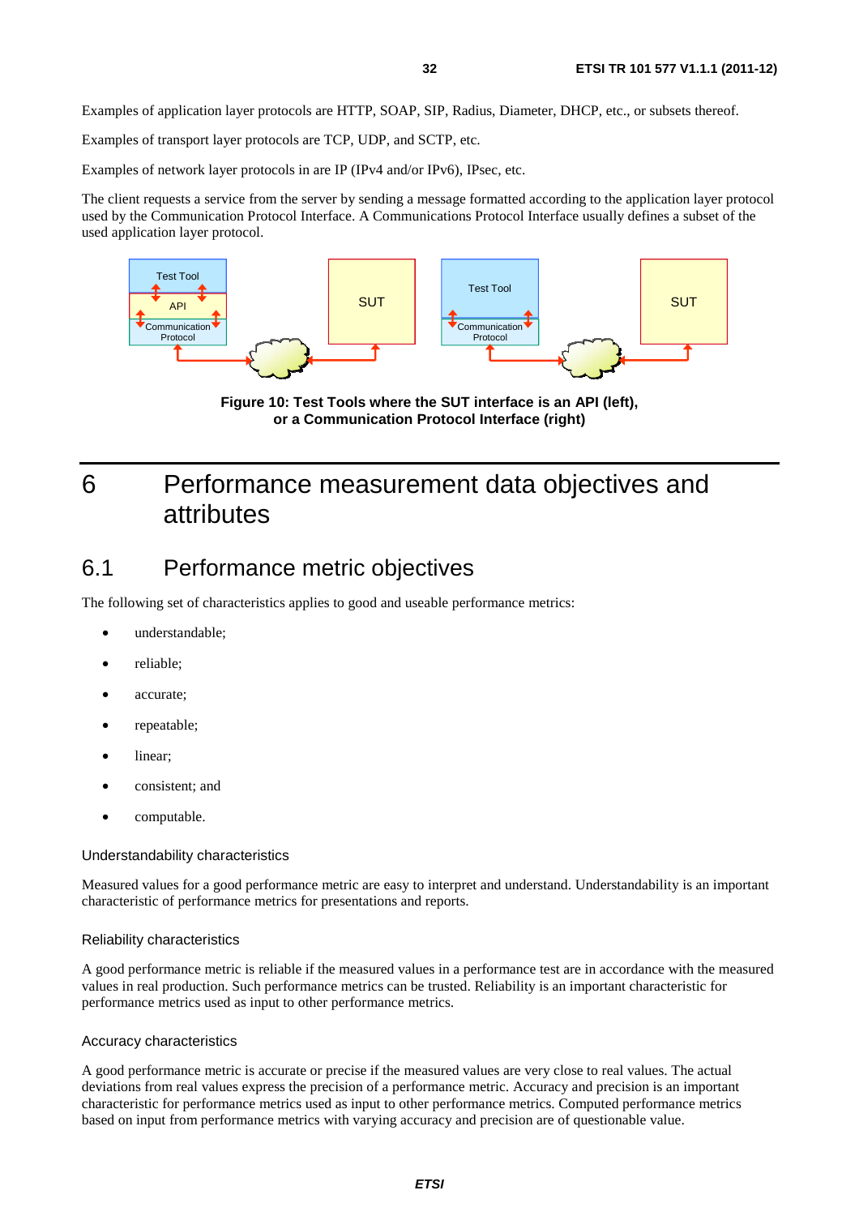Examples of application layer protocols are HTTP, SOAP, SIP, Radius, Diameter, DHCP, etc., or subsets thereof.

Examples of transport layer protocols are TCP, UDP, and SCTP, etc.

Examples of network layer protocols in are IP (IPv4 and/or IPv6), IPsec, etc.

The client requests a service from the server by sending a message formatted according to the application layer protocol used by the Communication Protocol Interface. A Communications Protocol Interface usually defines a subset of the used application layer protocol.

**Figure 10: Test Tools where the SUT interface is an API (left), or a Communication Protocol Interface (right)**

# 6 Performance measurement data objectives and attributes

## 6.1 Performance metric objectives

The following set of characteristics applies to good and useable performance metrics:

- understandable;
- reliable;
- accurate;
- repeatable;
- linear;
- consistent; and
- computable.

### Understandability characteristics

Measured values for a good performance metric are easy to interpret and understand. Understandability is an important characteristic of performance metrics for presentations and reports.

### Reliability characteristics

A good performance metric is reliable if the measured values in a performance test are in accordance with the measured values in real production. Such performance metrics can be trusted. Reliability is an important characteristic for performance metrics used as input to other performance metrics.

### Accuracy characteristics

A good performance metric is accurate or precise if the measured values are very close to real values. The actual deviations from real values express the precision of a performance metric. Accuracy and precision is an important characteristic for performance metrics used as input to other performance metrics. Computed performance metrics based on input from performance metrics with varying accuracy and precision are of questionable value.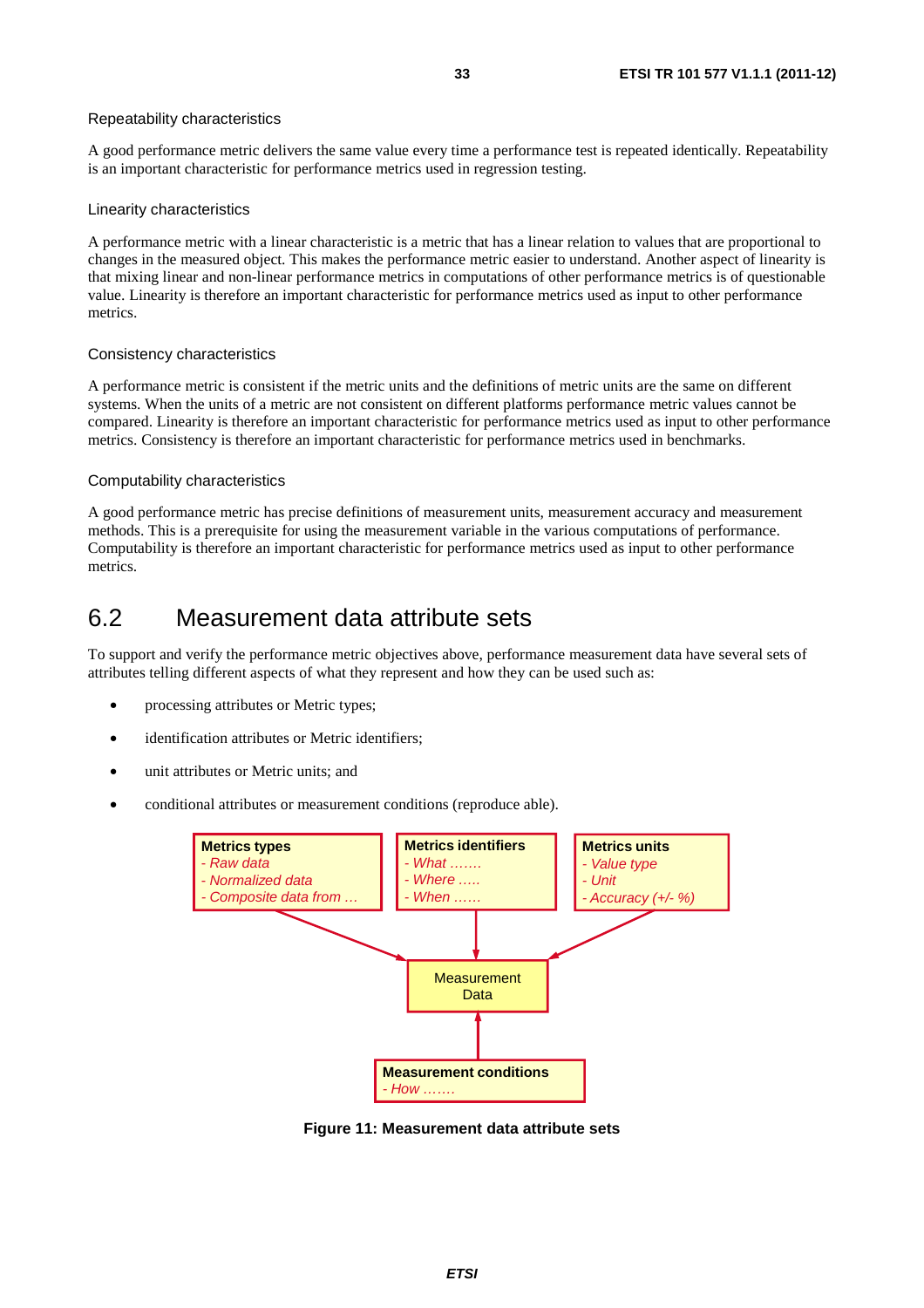Repeatability characteristics

A good performance metric delivers the same value every time a performance test is repeated identically. Repeatability is an important characteristic for performance metrics used in regression testing.

Linearity characteristics

A performance metric with a linear characteristic is a metric that has a linear relation to values that are proportional to changes in the measured object. This makes the performance metric easier to understand. Another aspect of linearity is that mixing linear and non-linear performance metrics in computations of other performance metrics is of questionable value. Linearity is therefore an important characteristic for performance metrics used as input to other performance metrics.

Consistency characteristics

A performance metric is consistent if the metric units and the definitions of metric units are the same on different systems. When the units of a metric are not consistent on different platforms performance metric values cannot be compared. Linearity is therefore an important characteristic for performance metrics used as input to other performance metrics. Consistency is therefore an important characteristic for performance metrics used in benchmarks.

Computability characteristics

A good performance metric has precise definitions of measurement units, measurement accuracy and measurement methods. This is a prerequisite for using the measurement variable in the various computations of performance. Computability is therefore an important characteristic for performance metrics used as input to other performance metrics.

## 6.2 Measurement data attribute sets

To support and verify the performance metric objectives above, performance measurement data have several sets of attributes telling different aspects of what they represent and how they can be used such as:

- processing attributes or Metric types;
- identification attributes or Metric identifiers;
- unit attributes or Metric units; and
- conditional attributes or measurement conditions (reproduce able).

**Metrics types**
- *Raw data*
- *Normalized data*
- *Composite data from …*

**Metrics identifiers**
- *What …….*
- *Where …..*
- *When ……*

**Metrics units**
- *Value type*
- *Unit*
- *Accuracy (+/- %)*

Measurement Data

**Measurement conditions**
- *How …….*

**Figure 11: Measurement data attribute sets**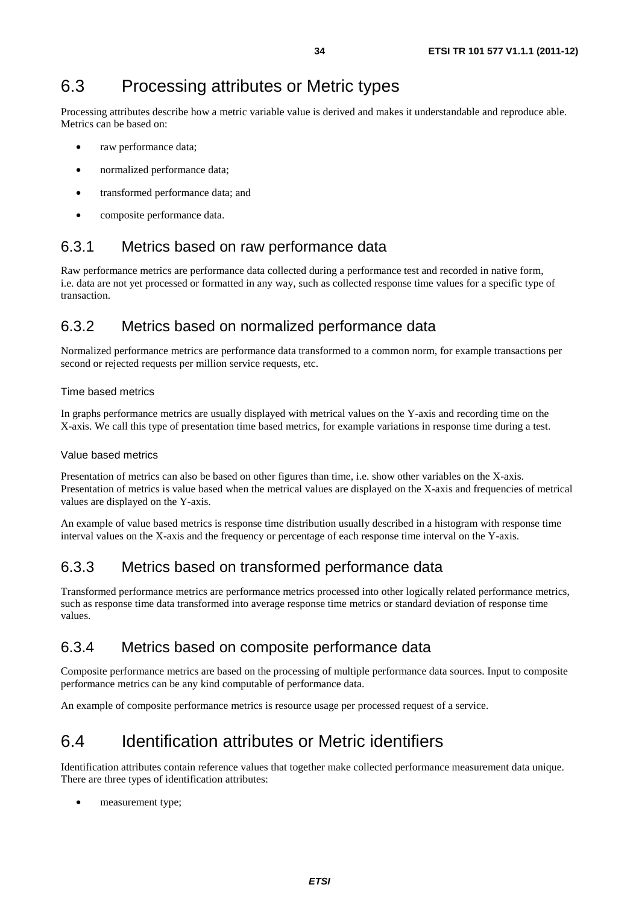## 6.3 Processing attributes or Metric types

Processing attributes describe how a metric variable value is derived and makes it understandable and reproduce able. Metrics can be based on:

- raw performance data;
- normalized performance data;
- transformed performance data; and
- composite performance data.

### 6.3.1 Metrics based on raw performance data

Raw performance metrics are performance data collected during a performance test and recorded in native form, i.e. data are not yet processed or formatted in any way, such as collected response time values for a specific type of transaction.

### 6.3.2 Metrics based on normalized performance data

Normalized performance metrics are performance data transformed to a common norm, for example transactions per second or rejected requests per million service requests, etc.

#### Time based metrics

In graphs performance metrics are usually displayed with metrical values on the Y-axis and recording time on the X-axis. We call this type of presentation time based metrics, for example variations in response time during a test.

#### Value based metrics

Presentation of metrics can also be based on other figures than time, i.e. show other variables on the X-axis. Presentation of metrics is value based when the metrical values are displayed on the X-axis and frequencies of metrical values are displayed on the Y-axis.

An example of value based metrics is response time distribution usually described in a histogram with response time interval values on the X-axis and the frequency or percentage of each response time interval on the Y-axis.

### 6.3.3 Metrics based on transformed performance data

Transformed performance metrics are performance metrics processed into other logically related performance metrics, such as response time data transformed into average response time metrics or standard deviation of response time values.

### 6.3.4 Metrics based on composite performance data

Composite performance metrics are based on the processing of multiple performance data sources. Input to composite performance metrics can be any kind computable of performance data.

An example of composite performance metrics is resource usage per processed request of a service.

## 6.4 Identification attributes or Metric identifiers

Identification attributes contain reference values that together make collected performance measurement data unique. There are three types of identification attributes:

- measurement type;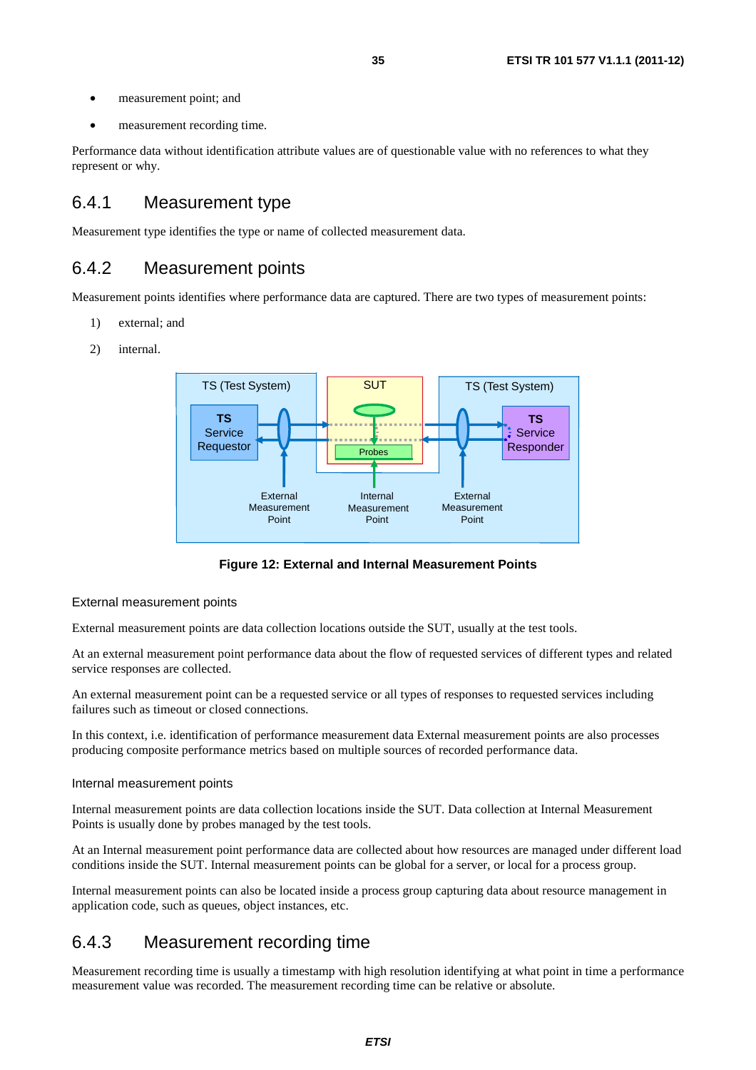- measurement point; and
- measurement recording time.

Performance data without identification attribute values are of questionable value with no references to what they represent or why.

## 6.4.1 Measurement type

Measurement type identifies the type or name of collected measurement data.

## 6.4.2 Measurement points

Measurement points identifies where performance data are captured. There are two types of measurement points:

1) external; and
2) internal.

**Figure 12: External and Internal Measurement Points**

External measurement points

External measurement points are data collection locations outside the SUT, usually at the test tools.

At an external measurement point performance data about the flow of requested services of different types and related service responses are collected.

An external measurement point can be a requested service or all types of responses to requested services including failures such as timeout or closed connections.

In this context, i.e. identification of performance measurement data External measurement points are also processes producing composite performance metrics based on multiple sources of recorded performance data.

Internal measurement points

Internal measurement points are data collection locations inside the SUT. Data collection at Internal Measurement Points is usually done by probes managed by the test tools.

At an Internal measurement point performance data are collected about how resources are managed under different load conditions inside the SUT. Internal measurement points can be global for a server, or local for a process group.

Internal measurement points can also be located inside a process group capturing data about resource management in application code, such as queues, object instances, etc.

## 6.4.3 Measurement recording time

Measurement recording time is usually a timestamp with high resolution identifying at what point in time a performance measurement value was recorded. The measurement recording time can be relative or absolute.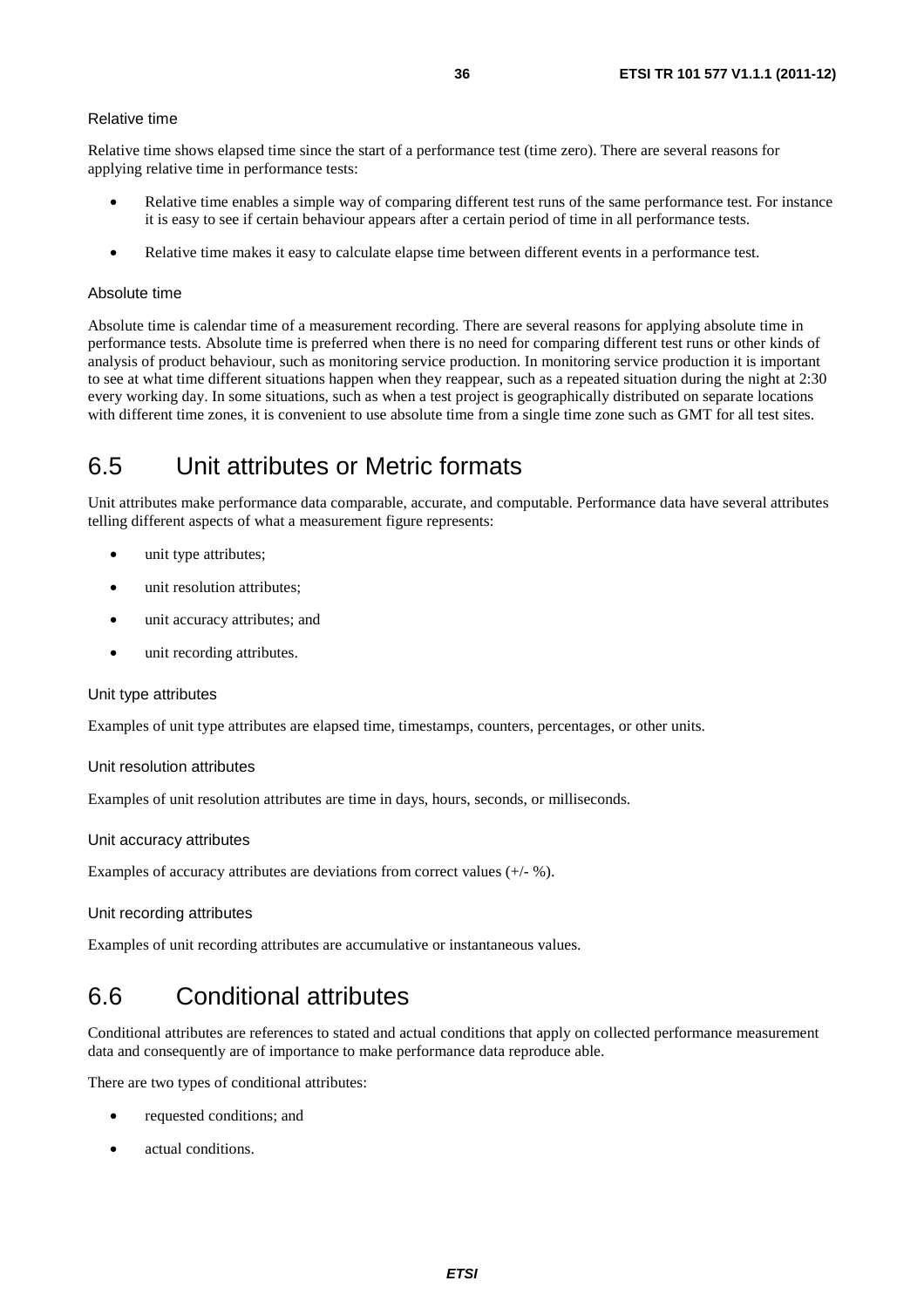#### Relative time

Relative time shows elapsed time since the start of a performance test (time zero). There are several reasons for applying relative time in performance tests:

- Relative time enables a simple way of comparing different test runs of the same performance test. For instance it is easy to see if certain behaviour appears after a certain period of time in all performance tests.
- Relative time makes it easy to calculate elapse time between different events in a performance test.

#### Absolute time

Absolute time is calendar time of a measurement recording. There are several reasons for applying absolute time in performance tests. Absolute time is preferred when there is no need for comparing different test runs or other kinds of analysis of product behaviour, such as monitoring service production. In monitoring service production it is important to see at what time different situations happen when they reappear, such as a repeated situation during the night at 2:30 every working day. In some situations, such as when a test project is geographically distributed on separate locations with different time zones, it is convenient to use absolute time from a single time zone such as GMT for all test sites.

## 6.5 Unit attributes or Metric formats

Unit attributes make performance data comparable, accurate, and computable. Performance data have several attributes telling different aspects of what a measurement figure represents:

- unit type attributes;
- unit resolution attributes;
- unit accuracy attributes; and
- unit recording attributes.

#### Unit type attributes

Examples of unit type attributes are elapsed time, timestamps, counters, percentages, or other units.

#### Unit resolution attributes

Examples of unit resolution attributes are time in days, hours, seconds, or milliseconds.

#### Unit accuracy attributes

Examples of accuracy attributes are deviations from correct values (+/- %).

#### Unit recording attributes

Examples of unit recording attributes are accumulative or instantaneous values.

## 6.6 Conditional attributes

Conditional attributes are references to stated and actual conditions that apply on collected performance measurement data and consequently are of importance to make performance data reproduce able.

There are two types of conditional attributes:

- requested conditions; and
- actual conditions.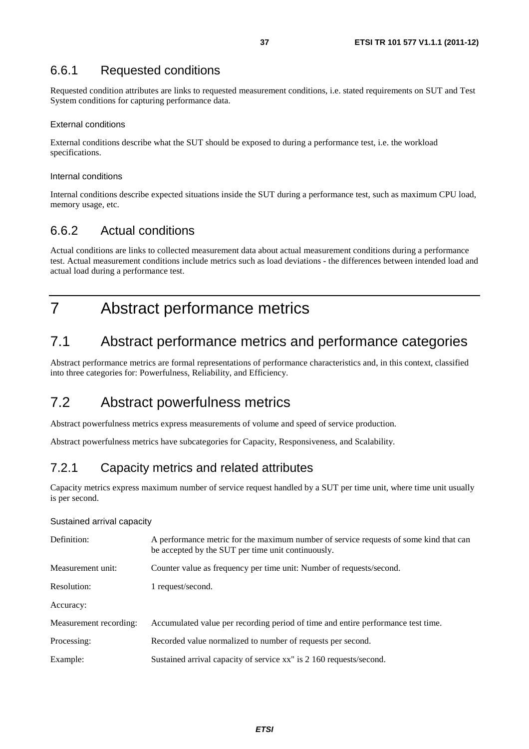### 6.6.1 Requested conditions

Requested condition attributes are links to requested measurement conditions, i.e. stated requirements on SUT and Test System conditions for capturing performance data.

#### External conditions

External conditions describe what the SUT should be exposed to during a performance test, i.e. the workload specifications.

#### Internal conditions

Internal conditions describe expected situations inside the SUT during a performance test, such as maximum CPU load, memory usage, etc.

### 6.6.2 Actual conditions

Actual conditions are links to collected measurement data about actual measurement conditions during a performance test. Actual measurement conditions include metrics such as load deviations - the differences between intended load and actual load during a performance test.

# 7 Abstract performance metrics

## 7.1 Abstract performance metrics and performance categories

Abstract performance metrics are formal representations of performance characteristics and, in this context, classified into three categories for: Powerfulness, Reliability, and Efficiency.

## 7.2 Abstract powerfulness metrics

Abstract powerfulness metrics express measurements of volume and speed of service production.

Abstract powerfulness metrics have subcategories for Capacity, Responsiveness, and Scalability.

### 7.2.1 Capacity metrics and related attributes

Capacity metrics express maximum number of service request handled by a SUT per time unit, where time unit usually is per second.

#### Sustained arrival capacity

| | |
|---|---|
| Definition: | A performance metric for the maximum number of service requests of some kind that can be accepted by the SUT per time unit continuously. |
| Measurement unit: | Counter value as frequency per time unit: Number of requests/second. |
| Resolution: | 1 request/second. |
| Accuracy: | |
| Measurement recording: | Accumulated value per recording period of time and entire performance test time. |
| Processing: | Recorded value normalized to number of requests per second. |
| Example: | Sustained arrival capacity of service xx" is 2 160 requests/second. |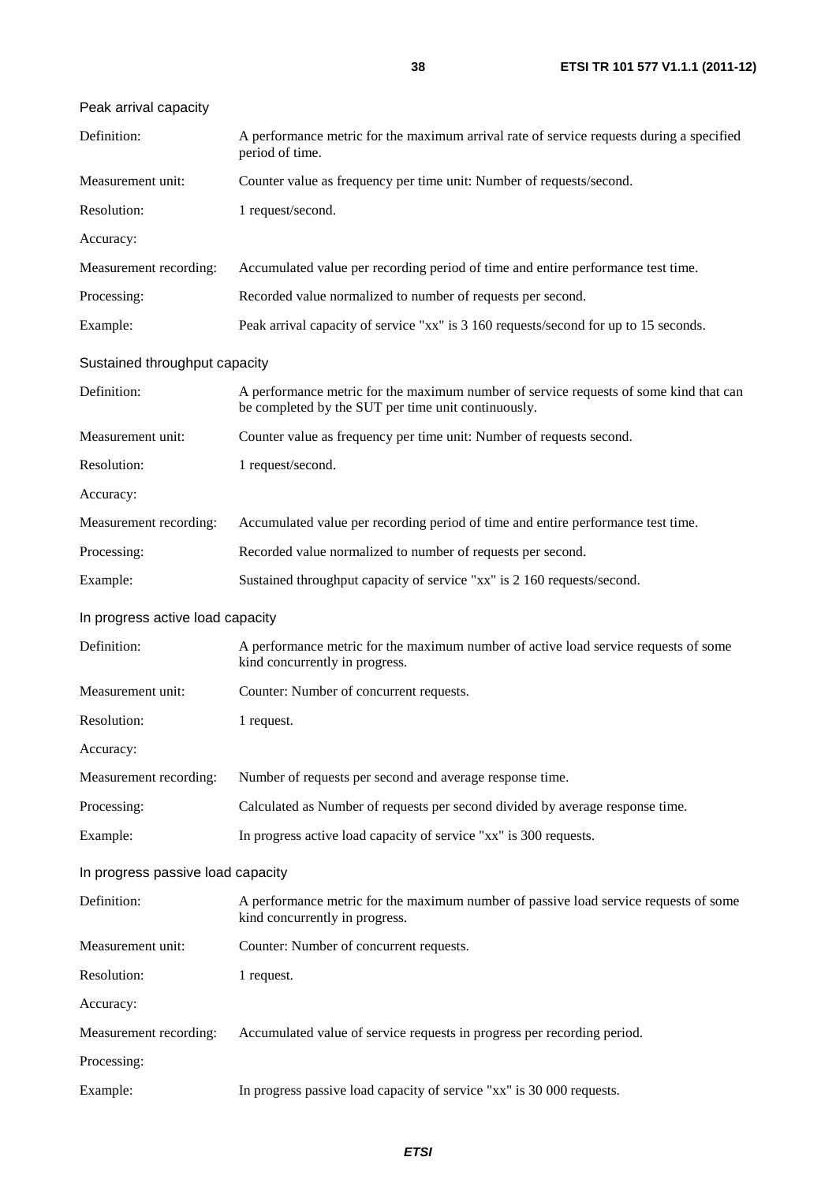Peak arrival capacity

| | |
|---|---|
| Definition: | A performance metric for the maximum arrival rate of service requests during a specified period of time. |
| Measurement unit: | Counter value as frequency per time unit: Number of requests/second. |
| Resolution: | 1 request/second. |
| Accuracy: | |
| Measurement recording: | Accumulated value per recording period of time and entire performance test time. |
| Processing: | Recorded value normalized to number of requests per second. |
| Example: | Peak arrival capacity of service "xx" is 3 160 requests/second for up to 15 seconds. |

Sustained throughput capacity

| | |
|---|---|
| Definition: | A performance metric for the maximum number of service requests of some kind that can be completed by the SUT per time unit continuously. |
| Measurement unit: | Counter value as frequency per time unit: Number of requests second. |
| Resolution: | 1 request/second. |
| Accuracy: | |
| Measurement recording: | Accumulated value per recording period of time and entire performance test time. |
| Processing: | Recorded value normalized to number of requests per second. |
| Example: | Sustained throughput capacity of service "xx" is 2 160 requests/second. |

In progress active load capacity

| | |
|---|---|
| Definition: | A performance metric for the maximum number of active load service requests of some kind concurrently in progress. |
| Measurement unit: | Counter: Number of concurrent requests. |
| Resolution: | 1 request. |
| Accuracy: | |
| Measurement recording: | Number of requests per second and average response time. |
| Processing: | Calculated as Number of requests per second divided by average response time. |
| Example: | In progress active load capacity of service "xx" is 300 requests. |

In progress passive load capacity

| | |
|---|---|
| Definition: | A performance metric for the maximum number of passive load service requests of some kind concurrently in progress. |
| Measurement unit: | Counter: Number of concurrent requests. |
| Resolution: | 1 request. |
| Accuracy: | |
| Measurement recording: | Accumulated value of service requests in progress per recording period. |
| Processing: | |
| Example: | In progress passive load capacity of service "xx" is 30 000 requests. |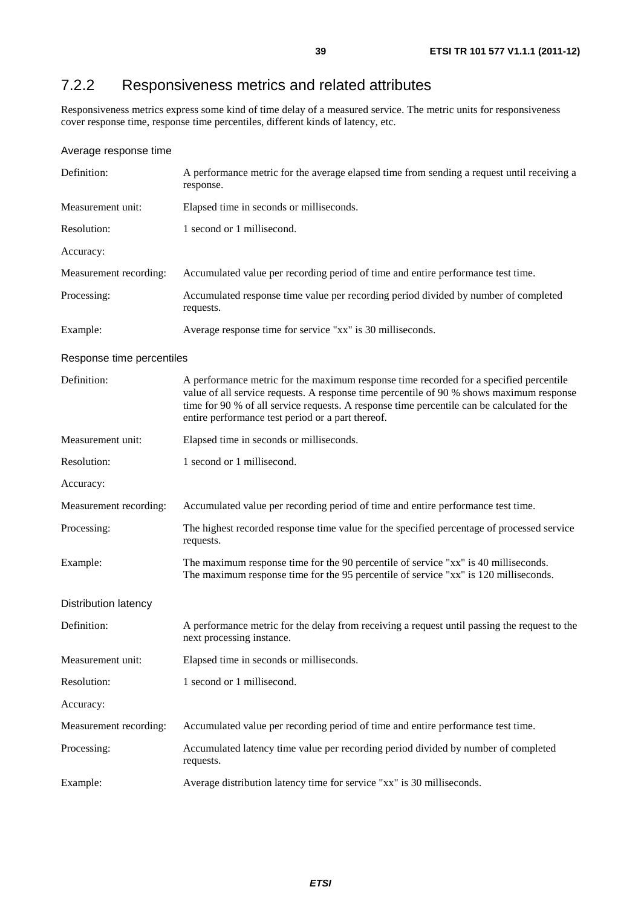### 7.2.2 Responsiveness metrics and related attributes

Responsiveness metrics express some kind of time delay of a measured service. The metric units for responsiveness cover response time, response time percentiles, different kinds of latency, etc.

Average response time

| | |
|---|---|
| Definition: | A performance metric for the average elapsed time from sending a request until receiving a response. |
| Measurement unit: | Elapsed time in seconds or milliseconds. |
| Resolution: | 1 second or 1 millisecond. |
| Accuracy: | |
| Measurement recording: | Accumulated value per recording period of time and entire performance test time. |
| Processing: | Accumulated response time value per recording period divided by number of completed requests. |
| Example: | Average response time for service "xx" is 30 milliseconds. |

Response time percentiles

| | |
|---|---|
| Definition: | A performance metric for the maximum response time recorded for a specified percentile value of all service requests. A response time percentile of 90 % shows maximum response time for 90 % of all service requests. A response time percentile can be calculated for the entire performance test period or a part thereof. |
| Measurement unit: | Elapsed time in seconds or milliseconds. |
| Resolution: | 1 second or 1 millisecond. |
| Accuracy: | |
| Measurement recording: | Accumulated value per recording period of time and entire performance test time. |
| Processing: | The highest recorded response time value for the specified percentage of processed service requests. |
| Example: | The maximum response time for the 90 percentile of service "xx" is 40 milliseconds. The maximum response time for the 95 percentile of service "xx" is 120 milliseconds. |

Distribution latency

| | |
|---|---|
| Definition: | A performance metric for the delay from receiving a request until passing the request to the next processing instance. |
| Measurement unit: | Elapsed time in seconds or milliseconds. |
| Resolution: | 1 second or 1 millisecond. |
| Accuracy: | |
| Measurement recording: | Accumulated value per recording period of time and entire performance test time. |
| Processing: | Accumulated latency time value per recording period divided by number of completed requests. |
| Example: | Average distribution latency time for service "xx" is 30 milliseconds. |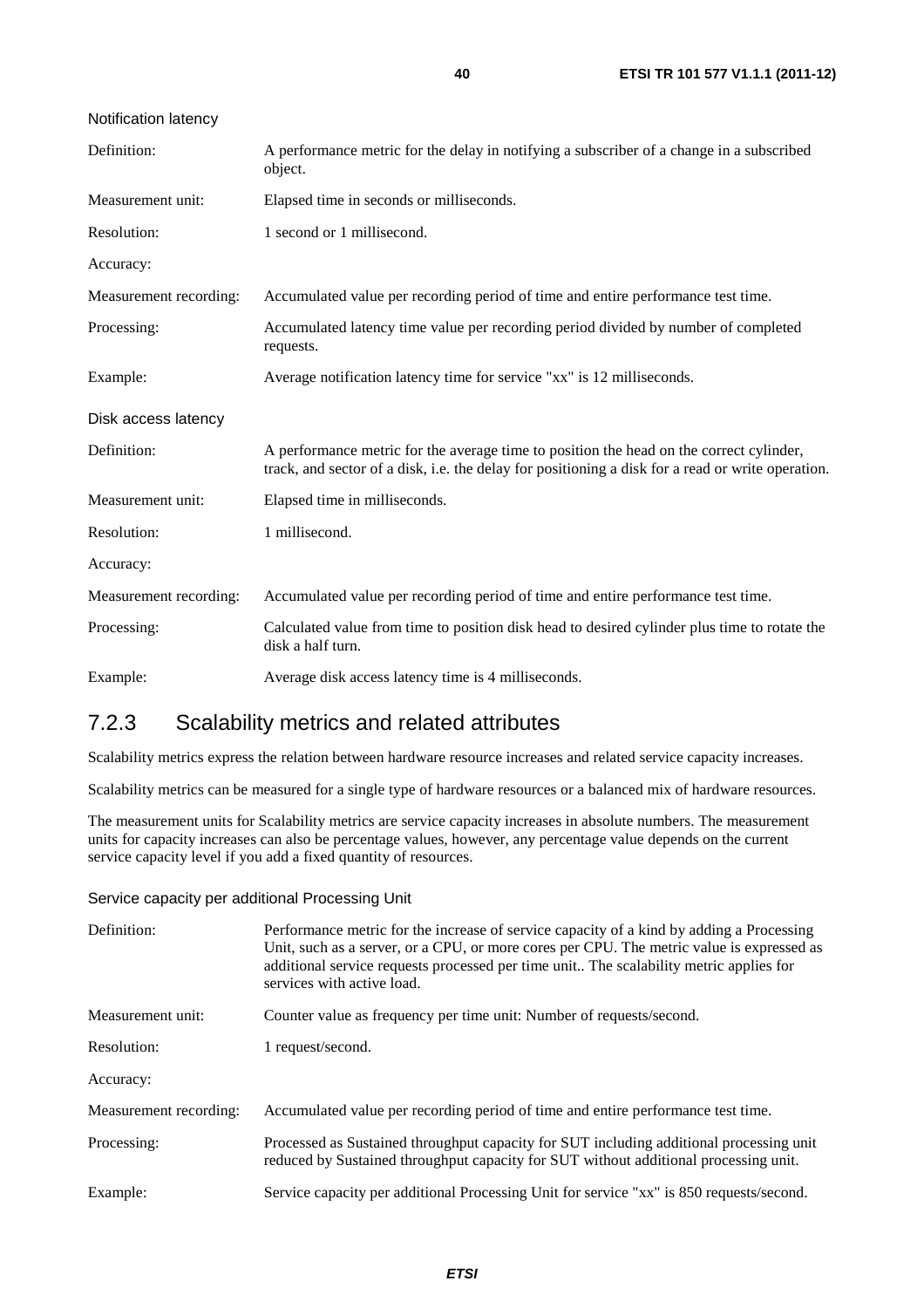Notification latency

| | |
|---|---|
| Definition: | A performance metric for the delay in notifying a subscriber of a change in a subscribed object. |
| Measurement unit: | Elapsed time in seconds or milliseconds. |
| Resolution: | 1 second or 1 millisecond. |
| Accuracy: | |
| Measurement recording: | Accumulated value per recording period of time and entire performance test time. |
| Processing: | Accumulated latency time value per recording period divided by number of completed requests. |
| Example: | Average notification latency time for service "xx" is 12 milliseconds. |

Disk access latency

| | |
|---|---|
| Definition: | A performance metric for the average time to position the head on the correct cylinder, track, and sector of a disk, i.e. the delay for positioning a disk for a read or write operation. |
| Measurement unit: | Elapsed time in milliseconds. |
| Resolution: | 1 millisecond. |
| Accuracy: | |
| Measurement recording: | Accumulated value per recording period of time and entire performance test time. |
| Processing: | Calculated value from time to position disk head to desired cylinder plus time to rotate the disk a half turn. |
| Example: | Average disk access latency time is 4 milliseconds. |

### 7.2.3 Scalability metrics and related attributes

Scalability metrics express the relation between hardware resource increases and related service capacity increases.

Scalability metrics can be measured for a single type of hardware resources or a balanced mix of hardware resources.

The measurement units for Scalability metrics are service capacity increases in absolute numbers. The measurement units for capacity increases can also be percentage values, however, any percentage value depends on the current service capacity level if you add a fixed quantity of resources.

Service capacity per additional Processing Unit

| | |
|---|---|
| Definition: | Performance metric for the increase of service capacity of a kind by adding a Processing Unit, such as a server, or a CPU, or more cores per CPU. The metric value is expressed as additional service requests processed per time unit.. The scalability metric applies for services with active load. |
| Measurement unit: | Counter value as frequency per time unit: Number of requests/second. |
| Resolution: | 1 request/second. |
| Accuracy: | |
| Measurement recording: | Accumulated value per recording period of time and entire performance test time. |
| Processing: | Processed as Sustained throughput capacity for SUT including additional processing unit reduced by Sustained throughput capacity for SUT without additional processing unit. |
| Example: | Service capacity per additional Processing Unit for service "xx" is 850 requests/second. |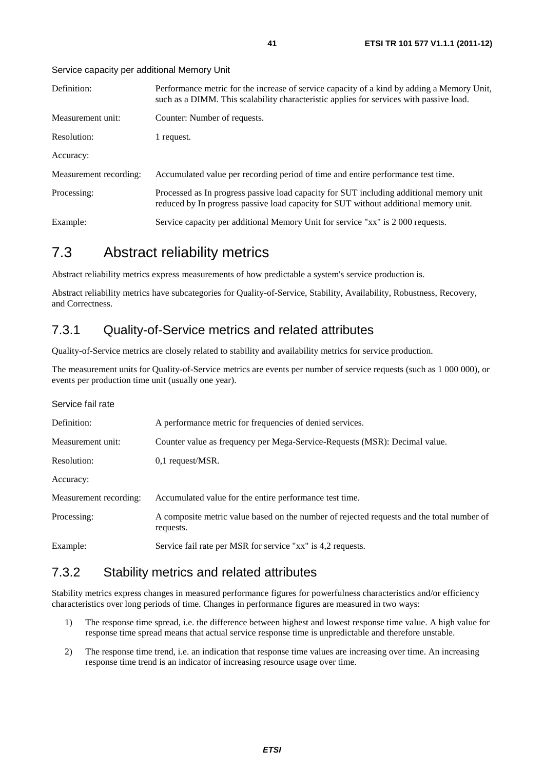Service capacity per additional Memory Unit

| | |
|---|---|
| Definition: | Performance metric for the increase of service capacity of a kind by adding a Memory Unit, such as a DIMM. This scalability characteristic applies for services with passive load. |
| Measurement unit: | Counter: Number of requests. |
| Resolution: | 1 request. |
| Accuracy: | |
| Measurement recording: | Accumulated value per recording period of time and entire performance test time. |
| Processing: | Processed as In progress passive load capacity for SUT including additional memory unit reduced by In progress passive load capacity for SUT without additional memory unit. |
| Example: | Service capacity per additional Memory Unit for service "xx" is 2 000 requests. |

## 7.3 Abstract reliability metrics

Abstract reliability metrics express measurements of how predictable a system's service production is.

Abstract reliability metrics have subcategories for Quality-of-Service, Stability, Availability, Robustness, Recovery, and Correctness.

### 7.3.1 Quality-of-Service metrics and related attributes

Quality-of-Service metrics are closely related to stability and availability metrics for service production.

The measurement units for Quality-of-Service metrics are events per number of service requests (such as 1 000 000), or events per production time unit (usually one year).

Service fail rate

| | |
|---|---|
| Definition: | A performance metric for frequencies of denied services. |
| Measurement unit: | Counter value as frequency per Mega-Service-Requests (MSR): Decimal value. |
| Resolution: | 0,1 request/MSR. |
| Accuracy: | |
| Measurement recording: | Accumulated value for the entire performance test time. |
| Processing: | A composite metric value based on the number of rejected requests and the total number of requests. |
| Example: | Service fail rate per MSR for service "xx" is 4,2 requests. |

### 7.3.2 Stability metrics and related attributes

Stability metrics express changes in measured performance figures for powerfulness characteristics and/or efficiency characteristics over long periods of time. Changes in performance figures are measured in two ways:

1) The response time spread, i.e. the difference between highest and lowest response time value. A high value for response time spread means that actual service response time is unpredictable and therefore unstable.

2) The response time trend, i.e. an indication that response time values are increasing over time. An increasing response time trend is an indicator of increasing resource usage over time.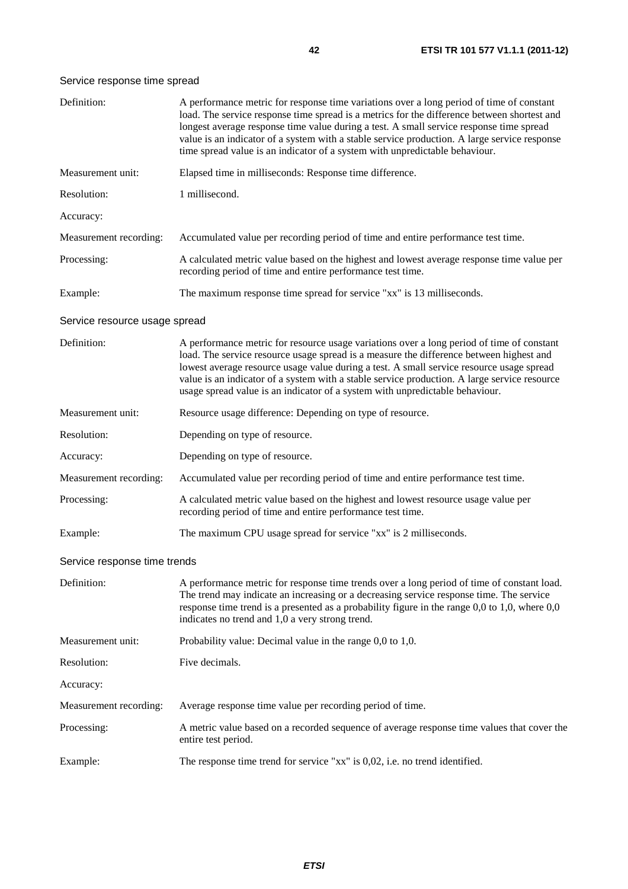Service response time spread

| | |
|---|---|
| Definition: | A performance metric for response time variations over a long period of time of constant load. The service response time spread is a metrics for the difference between shortest and longest average response time value during a test. A small service response time spread value is an indicator of a system with a stable service production. A large service response time spread value is an indicator of a system with unpredictable behaviour. |
| Measurement unit: | Elapsed time in milliseconds: Response time difference. |
| Resolution: | 1 millisecond. |
| Accuracy: | |
| Measurement recording: | Accumulated value per recording period of time and entire performance test time. |
| Processing: | A calculated metric value based on the highest and lowest average response time value per recording period of time and entire performance test time. |
| Example: | The maximum response time spread for service "xx" is 13 milliseconds. |

Service resource usage spread

| | |
|---|---|
| Definition: | A performance metric for resource usage variations over a long period of time of constant load. The service resource usage spread is a measure the difference between highest and lowest average resource usage value during a test. A small service resource usage spread value is an indicator of a system with a stable service production. A large service resource usage spread value is an indicator of a system with unpredictable behaviour. |
| Measurement unit: | Resource usage difference: Depending on type of resource. |
| Resolution: | Depending on type of resource. |
| Accuracy: | Depending on type of resource. |
| Measurement recording: | Accumulated value per recording period of time and entire performance test time. |
| Processing: | A calculated metric value based on the highest and lowest resource usage value per recording period of time and entire performance test time. |
| Example: | The maximum CPU usage spread for service "xx" is 2 milliseconds. |

Service response time trends

| | |
|---|---|
| Definition: | A performance metric for response time trends over a long period of time of constant load. The trend may indicate an increasing or a decreasing service response time. The service response time trend is a presented as a probability figure in the range 0,0 to 1,0, where 0,0 indicates no trend and 1,0 a very strong trend. |
| Measurement unit: | Probability value: Decimal value in the range 0,0 to 1,0. |
| Resolution: | Five decimals. |
| Accuracy: | |
| Measurement recording: | Average response time value per recording period of time. |
| Processing: | A metric value based on a recorded sequence of average response time values that cover the entire test period. |
| Example: | The response time trend for service "xx" is 0,02, i.e. no trend identified. |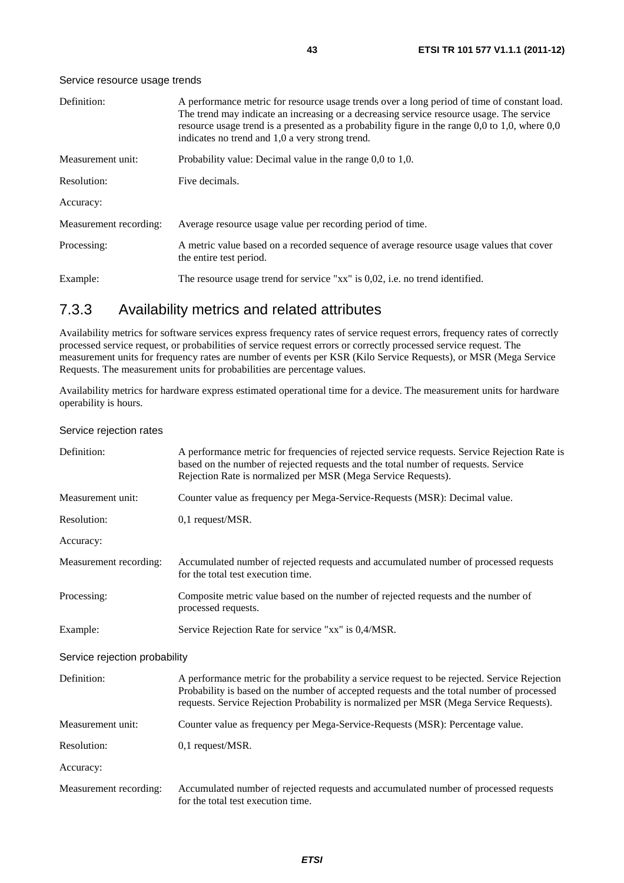Service resource usage trends

| | |
|---|---|
| Definition: | A performance metric for resource usage trends over a long period of time of constant load. The trend may indicate an increasing or a decreasing service resource usage. The service resource usage trend is a presented as a probability figure in the range 0,0 to 1,0, where 0,0 indicates no trend and 1,0 a very strong trend. |
| Measurement unit: | Probability value: Decimal value in the range 0,0 to 1,0. |
| Resolution: | Five decimals. |
| Accuracy: | |
| Measurement recording: | Average resource usage value per recording period of time. |
| Processing: | A metric value based on a recorded sequence of average resource usage values that cover the entire test period. |
| Example: | The resource usage trend for service "xx" is 0,02, i.e. no trend identified. |

### 7.3.3 Availability metrics and related attributes

Availability metrics for software services express frequency rates of service request errors, frequency rates of correctly processed service request, or probabilities of service request errors or correctly processed service request. The measurement units for frequency rates are number of events per KSR (Kilo Service Requests), or MSR (Mega Service Requests. The measurement units for probabilities are percentage values.

Availability metrics for hardware express estimated operational time for a device. The measurement units for hardware operability is hours.

Service rejection rates

| | |
|---|---|
| Definition: | A performance metric for frequencies of rejected service requests. Service Rejection Rate is based on the number of rejected requests and the total number of requests. Service Rejection Rate is normalized per MSR (Mega Service Requests). |
| Measurement unit: | Counter value as frequency per Mega-Service-Requests (MSR): Decimal value. |
| Resolution: | 0,1 request/MSR. |
| Accuracy: | |
| Measurement recording: | Accumulated number of rejected requests and accumulated number of processed requests for the total test execution time. |
| Processing: | Composite metric value based on the number of rejected requests and the number of processed requests. |
| Example: | Service Rejection Rate for service "xx" is 0,4/MSR. |

Service rejection probability

| | |
|---|---|
| Definition: | A performance metric for the probability a service request to be rejected. Service Rejection Probability is based on the number of accepted requests and the total number of processed requests. Service Rejection Probability is normalized per MSR (Mega Service Requests). |
| Measurement unit: | Counter value as frequency per Mega-Service-Requests (MSR): Percentage value. |
| Resolution: | 0,1 request/MSR. |
| Accuracy: | |
| Measurement recording: | Accumulated number of rejected requests and accumulated number of processed requests for the total test execution time. |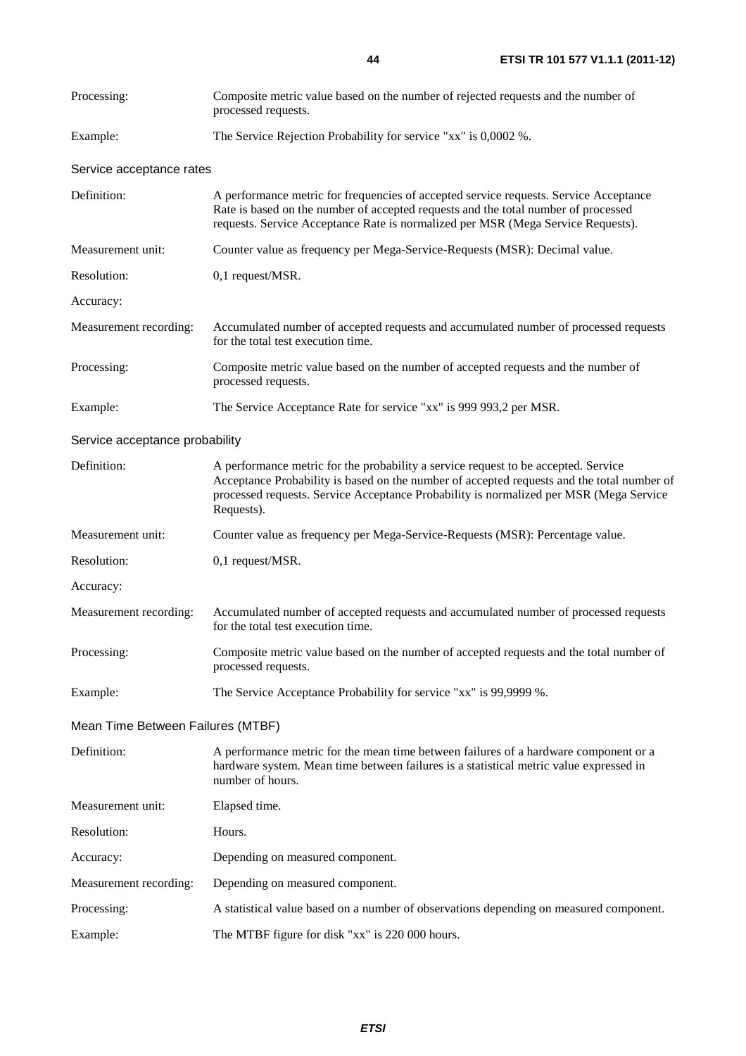Processing: Composite metric value based on the number of rejected requests and the number of processed requests.

Example: The Service Rejection Probability for service "xx" is 0,0002 %.

#### Service acceptance rates

Definition: A performance metric for frequencies of accepted service requests. Service Acceptance Rate is based on the number of accepted requests and the total number of processed requests. Service Acceptance Rate is normalized per MSR (Mega Service Requests).

Measurement unit: Counter value as frequency per Mega-Service-Requests (MSR): Decimal value.

Resolution: 0,1 request/MSR.

Accuracy:

Measurement recording: Accumulated number of accepted requests and accumulated number of processed requests for the total test execution time.

Processing: Composite metric value based on the number of accepted requests and the number of processed requests.

Example: The Service Acceptance Rate for service "xx" is 999 993,2 per MSR.

#### Service acceptance probability

Definition: A performance metric for the probability a service request to be accepted. Service Acceptance Probability is based on the number of accepted requests and the total number of processed requests. Service Acceptance Probability is normalized per MSR (Mega Service Requests).

Measurement unit: Counter value as frequency per Mega-Service-Requests (MSR): Percentage value.

Resolution: 0,1 request/MSR.

Accuracy:

Measurement recording: Accumulated number of accepted requests and accumulated number of processed requests for the total test execution time.

Processing: Composite metric value based on the number of accepted requests and the total number of processed requests.

Example: The Service Acceptance Probability for service "xx" is 99,9999 %.

#### Mean Time Between Failures (MTBF)

Definition: A performance metric for the mean time between failures of a hardware component or a hardware system. Mean time between failures is a statistical metric value expressed in number of hours.

Measurement unit: Elapsed time.

Resolution: Hours.

Accuracy: Depending on measured component.

Measurement recording: Depending on measured component.

Processing: A statistical value based on a number of observations depending on measured component.

Example: The MTBF figure for disk "xx" is 220 000 hours.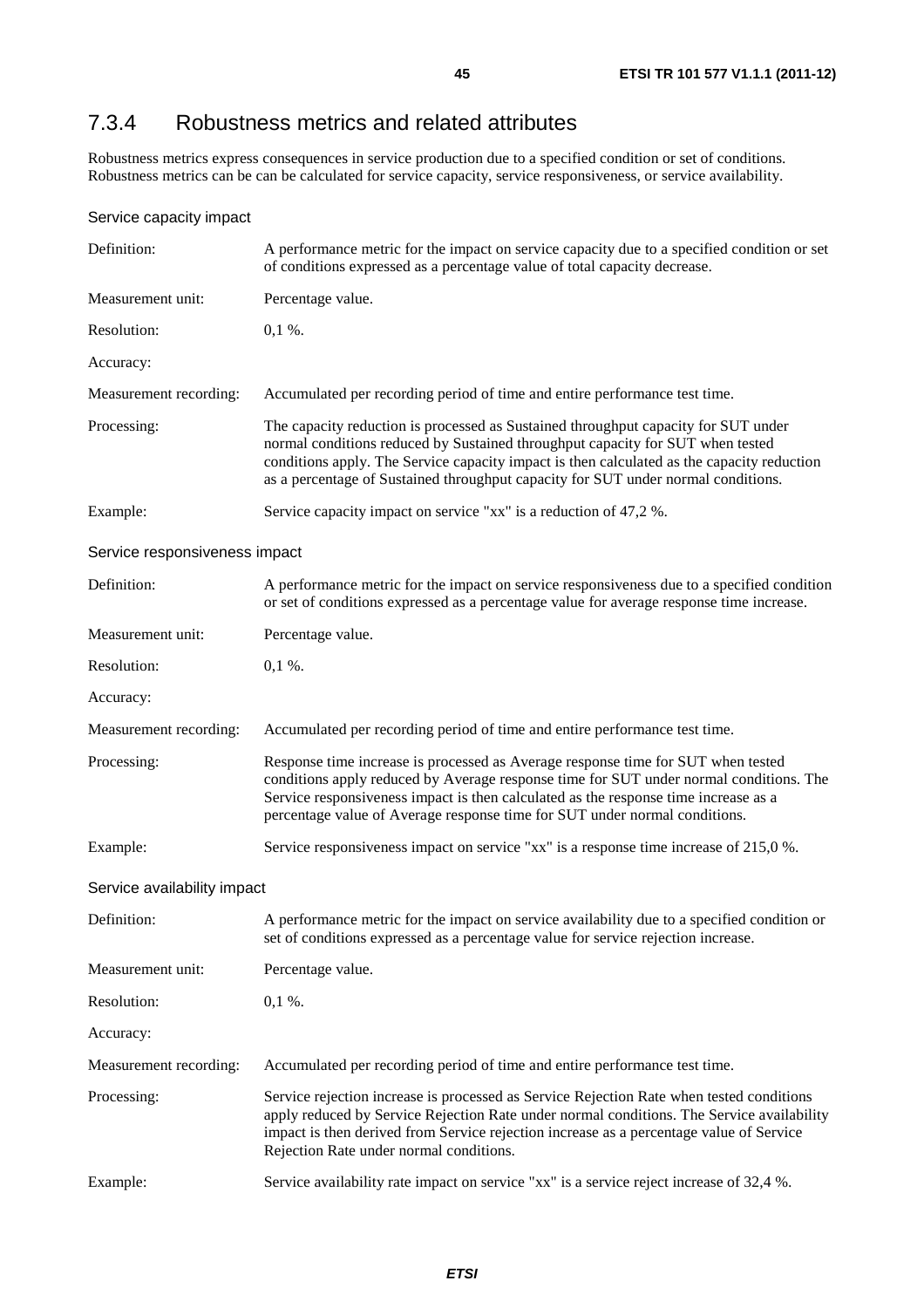## 7.3.4 Robustness metrics and related attributes

Robustness metrics express consequences in service production due to a specified condition or set of conditions. Robustness metrics can be can be calculated for service capacity, service responsiveness, or service availability.

Service capacity impact

| | |
|---|---|
| Definition: | A performance metric for the impact on service capacity due to a specified condition or set of conditions expressed as a percentage value of total capacity decrease. |
| Measurement unit: | Percentage value. |
| Resolution: | 0,1 %. |
| Accuracy: | |
| Measurement recording: | Accumulated per recording period of time and entire performance test time. |
| Processing: | The capacity reduction is processed as Sustained throughput capacity for SUT under normal conditions reduced by Sustained throughput capacity for SUT when tested conditions apply. The Service capacity impact is then calculated as the capacity reduction as a percentage of Sustained throughput capacity for SUT under normal conditions. |
| Example: | Service capacity impact on service "xx" is a reduction of 47,2 %. |

Service responsiveness impact

| | |
|---|---|
| Definition: | A performance metric for the impact on service responsiveness due to a specified condition or set of conditions expressed as a percentage value for average response time increase. |
| Measurement unit: | Percentage value. |
| Resolution: | 0,1 %. |
| Accuracy: | |
| Measurement recording: | Accumulated per recording period of time and entire performance test time. |
| Processing: | Response time increase is processed as Average response time for SUT when tested conditions apply reduced by Average response time for SUT under normal conditions. The Service responsiveness impact is then calculated as the response time increase as a percentage value of Average response time for SUT under normal conditions. |
| Example: | Service responsiveness impact on service "xx" is a response time increase of 215,0 %. |

Service availability impact

| | |
|---|---|
| Definition: | A performance metric for the impact on service availability due to a specified condition or set of conditions expressed as a percentage value for service rejection increase. |
| Measurement unit: | Percentage value. |
| Resolution: | 0,1 %. |
| Accuracy: | |
| Measurement recording: | Accumulated per recording period of time and entire performance test time. |
| Processing: | Service rejection increase is processed as Service Rejection Rate when tested conditions apply reduced by Service Rejection Rate under normal conditions. The Service availability impact is then derived from Service rejection increase as a percentage value of Service Rejection Rate under normal conditions. |
| Example: | Service availability rate impact on service "xx" is a service reject increase of 32,4 %. |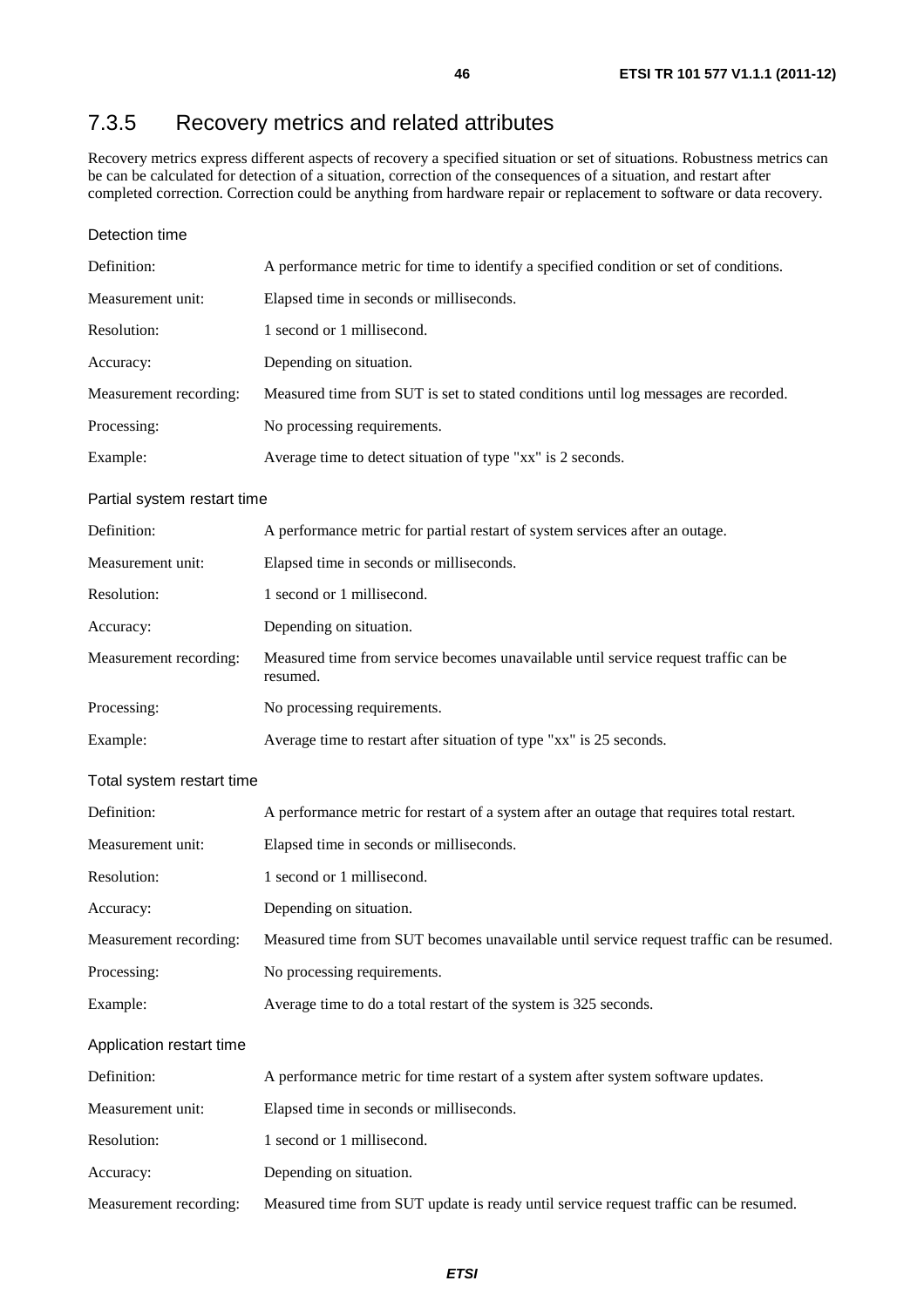## 7.3.5 Recovery metrics and related attributes

Recovery metrics express different aspects of recovery a specified situation or set of situations. Robustness metrics can be can be calculated for detection of a situation, correction of the consequences of a situation, and restart after completed correction. Correction could be anything from hardware repair or replacement to software or data recovery.

#### Detection time

| | |
|---|---|
| Definition: | A performance metric for time to identify a specified condition or set of conditions. |
| Measurement unit: | Elapsed time in seconds or milliseconds. |
| Resolution: | 1 second or 1 millisecond. |
| Accuracy: | Depending on situation. |
| Measurement recording: | Measured time from SUT is set to stated conditions until log messages are recorded. |
| Processing: | No processing requirements. |
| Example: | Average time to detect situation of type "xx" is 2 seconds. |

#### Partial system restart time

| | |
|---|---|
| Definition: | A performance metric for partial restart of system services after an outage. |
| Measurement unit: | Elapsed time in seconds or milliseconds. |
| Resolution: | 1 second or 1 millisecond. |
| Accuracy: | Depending on situation. |
| Measurement recording: | Measured time from service becomes unavailable until service request traffic can be resumed. |
| Processing: | No processing requirements. |
| Example: | Average time to restart after situation of type "xx" is 25 seconds. |

#### Total system restart time

| | |
|---|---|
| Definition: | A performance metric for restart of a system after an outage that requires total restart. |
| Measurement unit: | Elapsed time in seconds or milliseconds. |
| Resolution: | 1 second or 1 millisecond. |
| Accuracy: | Depending on situation. |
| Measurement recording: | Measured time from SUT becomes unavailable until service request traffic can be resumed. |
| Processing: | No processing requirements. |
| Example: | Average time to do a total restart of the system is 325 seconds. |

#### Application restart time

| | |
|---|---|
| Definition: | A performance metric for time restart of a system after system software updates. |
| Measurement unit: | Elapsed time in seconds or milliseconds. |
| Resolution: | 1 second or 1 millisecond. |
| Accuracy: | Depending on situation. |
| Measurement recording: | Measured time from SUT update is ready until service request traffic can be resumed. |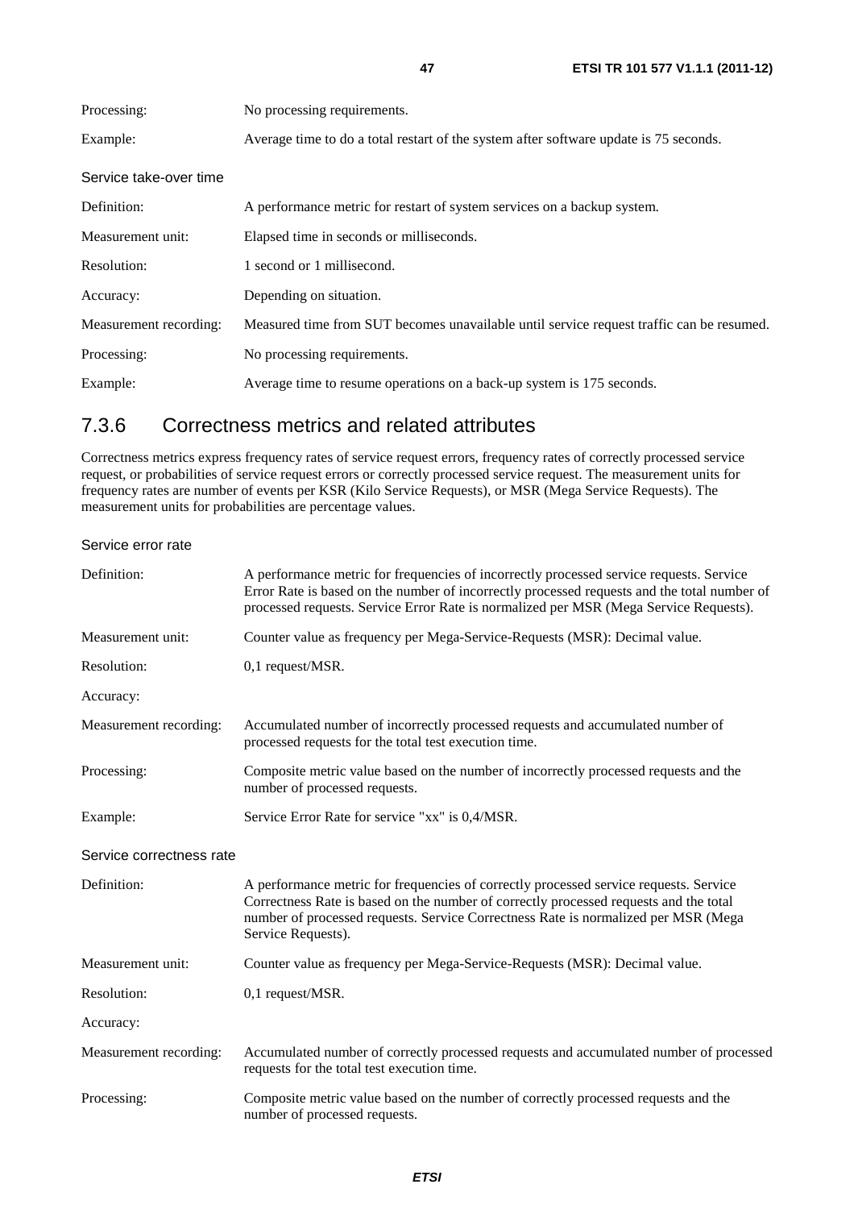| | |
|---|---|
| Processing: | No processing requirements. |
| Example: | Average time to do a total restart of the system after software update is 75 seconds. |

Service take-over time

| | |
|---|---|
| Definition: | A performance metric for restart of system services on a backup system. |
| Measurement unit: | Elapsed time in seconds or milliseconds. |
| Resolution: | 1 second or 1 millisecond. |
| Accuracy: | Depending on situation. |
| Measurement recording: | Measured time from SUT becomes unavailable until service request traffic can be resumed. |
| Processing: | No processing requirements. |
| Example: | Average time to resume operations on a back-up system is 175 seconds. |

### 7.3.6 Correctness metrics and related attributes

Correctness metrics express frequency rates of service request errors, frequency rates of correctly processed service request, or probabilities of service request errors or correctly processed service request. The measurement units for frequency rates are number of events per KSR (Kilo Service Requests), or MSR (Mega Service Requests). The measurement units for probabilities are percentage values.

Service error rate

| | |
|---|---|
| Definition: | A performance metric for frequencies of incorrectly processed service requests. Service Error Rate is based on the number of incorrectly processed requests and the total number of processed requests. Service Error Rate is normalized per MSR (Mega Service Requests). |
| Measurement unit: | Counter value as frequency per Mega-Service-Requests (MSR): Decimal value. |
| Resolution: | 0,1 request/MSR. |
| Accuracy: | |
| Measurement recording: | Accumulated number of incorrectly processed requests and accumulated number of processed requests for the total test execution time. |
| Processing: | Composite metric value based on the number of incorrectly processed requests and the number of processed requests. |
| Example: | Service Error Rate for service "xx" is 0,4/MSR. |

Service correctness rate

| | |
|---|---|
| Definition: | A performance metric for frequencies of correctly processed service requests. Service Correctness Rate is based on the number of correctly processed requests and the total number of processed requests. Service Correctness Rate is normalized per MSR (Mega Service Requests). |
| Measurement unit: | Counter value as frequency per Mega-Service-Requests (MSR): Decimal value. |
| Resolution: | 0,1 request/MSR. |
| Accuracy: | |
| Measurement recording: | Accumulated number of correctly processed requests and accumulated number of processed requests for the total test execution time. |
| Processing: | Composite metric value based on the number of correctly processed requests and the number of processed requests. |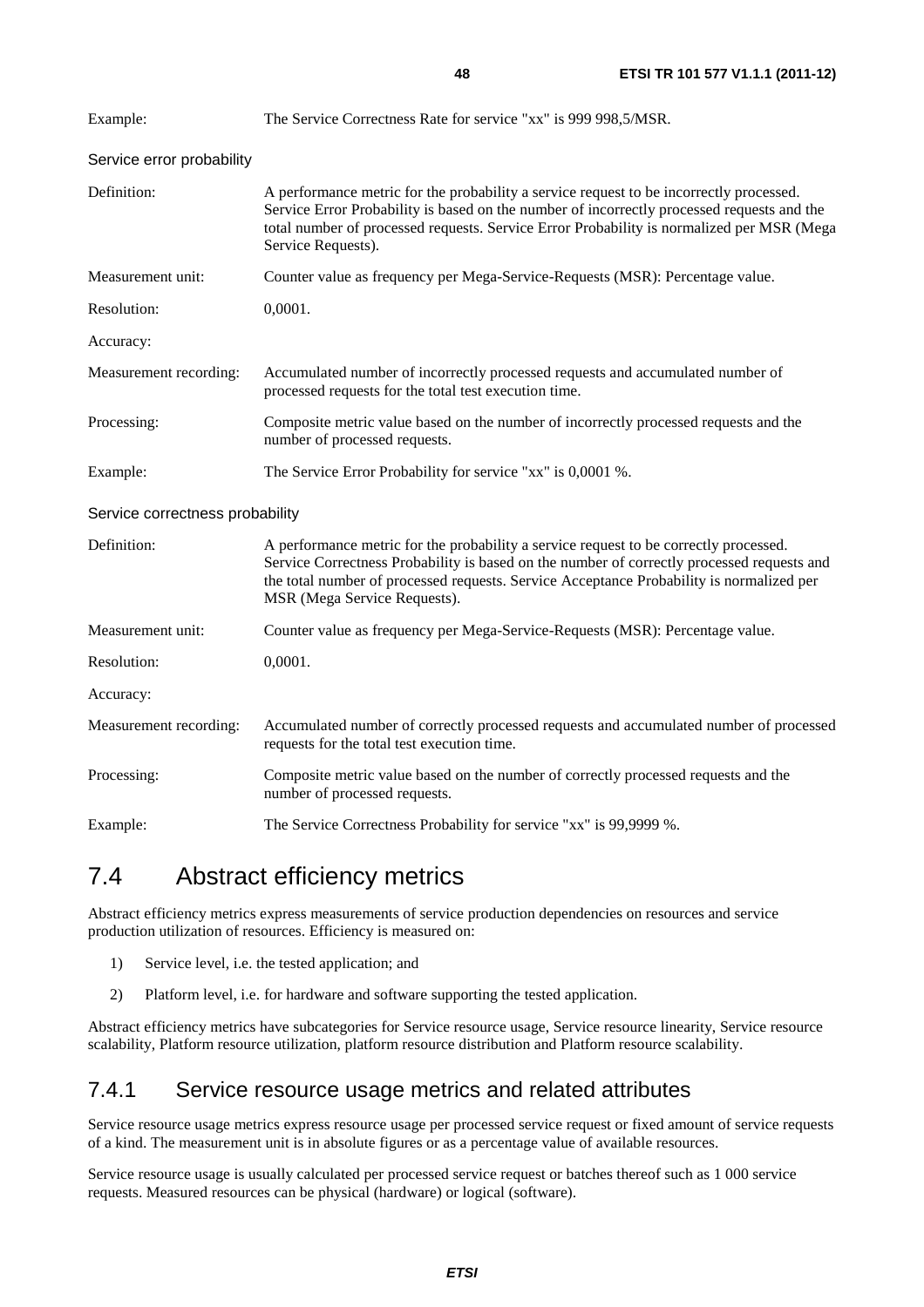Example: The Service Correctness Rate for service "xx" is 999 998,5/MSR.

Service error probability

Definition: A performance metric for the probability a service request to be incorrectly processed. Service Error Probability is based on the number of incorrectly processed requests and the total number of processed requests. Service Error Probability is normalized per MSR (Mega Service Requests).

Measurement unit: Counter value as frequency per Mega-Service-Requests (MSR): Percentage value.

Resolution: 0,0001.

Accuracy:

Measurement recording: Accumulated number of incorrectly processed requests and accumulated number of processed requests for the total test execution time.

Processing: Composite metric value based on the number of incorrectly processed requests and the number of processed requests.

Example: The Service Error Probability for service "xx" is 0,0001 %.

Service correctness probability

Definition: A performance metric for the probability a service request to be correctly processed. Service Correctness Probability is based on the number of correctly processed requests and the total number of processed requests. Service Acceptance Probability is normalized per MSR (Mega Service Requests).

Measurement unit: Counter value as frequency per Mega-Service-Requests (MSR): Percentage value.

Resolution: 0,0001.

Accuracy:

Measurement recording: Accumulated number of correctly processed requests and accumulated number of processed requests for the total test execution time.

Processing: Composite metric value based on the number of correctly processed requests and the number of processed requests.

Example: The Service Correctness Probability for service "xx" is 99,9999 %.

## 7.4 Abstract efficiency metrics

Abstract efficiency metrics express measurements of service production dependencies on resources and service production utilization of resources. Efficiency is measured on:

1) Service level, i.e. the tested application; and
2) Platform level, i.e. for hardware and software supporting the tested application.

Abstract efficiency metrics have subcategories for Service resource usage, Service resource linearity, Service resource scalability, Platform resource utilization, platform resource distribution and Platform resource scalability.

### 7.4.1 Service resource usage metrics and related attributes

Service resource usage metrics express resource usage per processed service request or fixed amount of service requests of a kind. The measurement unit is in absolute figures or as a percentage value of available resources.

Service resource usage is usually calculated per processed service request or batches thereof such as 1 000 service requests. Measured resources can be physical (hardware) or logical (software).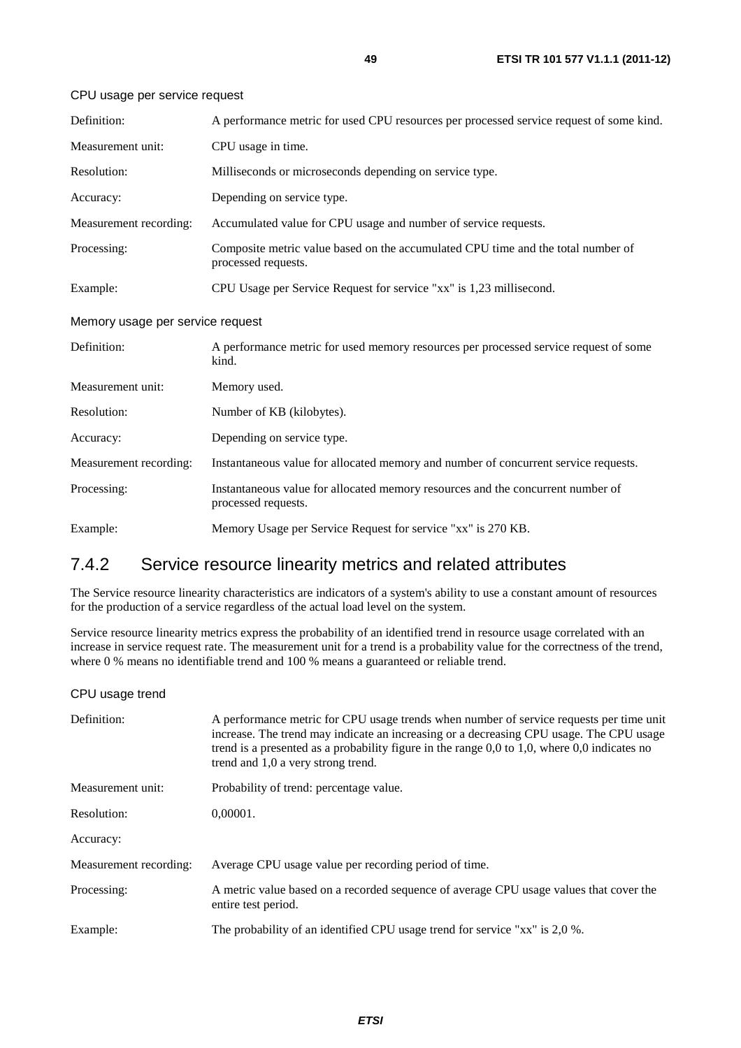CPU usage per service request

| | |
|---|---|
| Definition: | A performance metric for used CPU resources per processed service request of some kind. |
| Measurement unit: | CPU usage in time. |
| Resolution: | Milliseconds or microseconds depending on service type. |
| Accuracy: | Depending on service type. |
| Measurement recording: | Accumulated value for CPU usage and number of service requests. |
| Processing: | Composite metric value based on the accumulated CPU time and the total number of processed requests. |
| Example: | CPU Usage per Service Request for service "xx" is 1,23 millisecond. |

Memory usage per service request

| | |
|---|---|
| Definition: | A performance metric for used memory resources per processed service request of some kind. |
| Measurement unit: | Memory used. |
| Resolution: | Number of KB (kilobytes). |
| Accuracy: | Depending on service type. |
| Measurement recording: | Instantaneous value for allocated memory and number of concurrent service requests. |
| Processing: | Instantaneous value for allocated memory resources and the concurrent number of processed requests. |
| Example: | Memory Usage per Service Request for service "xx" is 270 KB. |

### 7.4.2 Service resource linearity metrics and related attributes

The Service resource linearity characteristics are indicators of a system's ability to use a constant amount of resources for the production of a service regardless of the actual load level on the system.

Service resource linearity metrics express the probability of an identified trend in resource usage correlated with an increase in service request rate. The measurement unit for a trend is a probability value for the correctness of the trend, where 0 % means no identifiable trend and 100 % means a guaranteed or reliable trend.

CPU usage trend

| | |
|---|---|
| Definition: | A performance metric for CPU usage trends when number of service requests per time unit increase. The trend may indicate an increasing or a decreasing CPU usage. The CPU usage trend is a presented as a probability figure in the range 0,0 to 1,0, where 0,0 indicates no trend and 1,0 a very strong trend. |
| Measurement unit: | Probability of trend: percentage value. |
| Resolution: | 0,00001. |
| Accuracy: | |
| Measurement recording: | Average CPU usage value per recording period of time. |
| Processing: | A metric value based on a recorded sequence of average CPU usage values that cover the entire test period. |
| Example: | The probability of an identified CPU usage trend for service "xx" is 2,0 %. |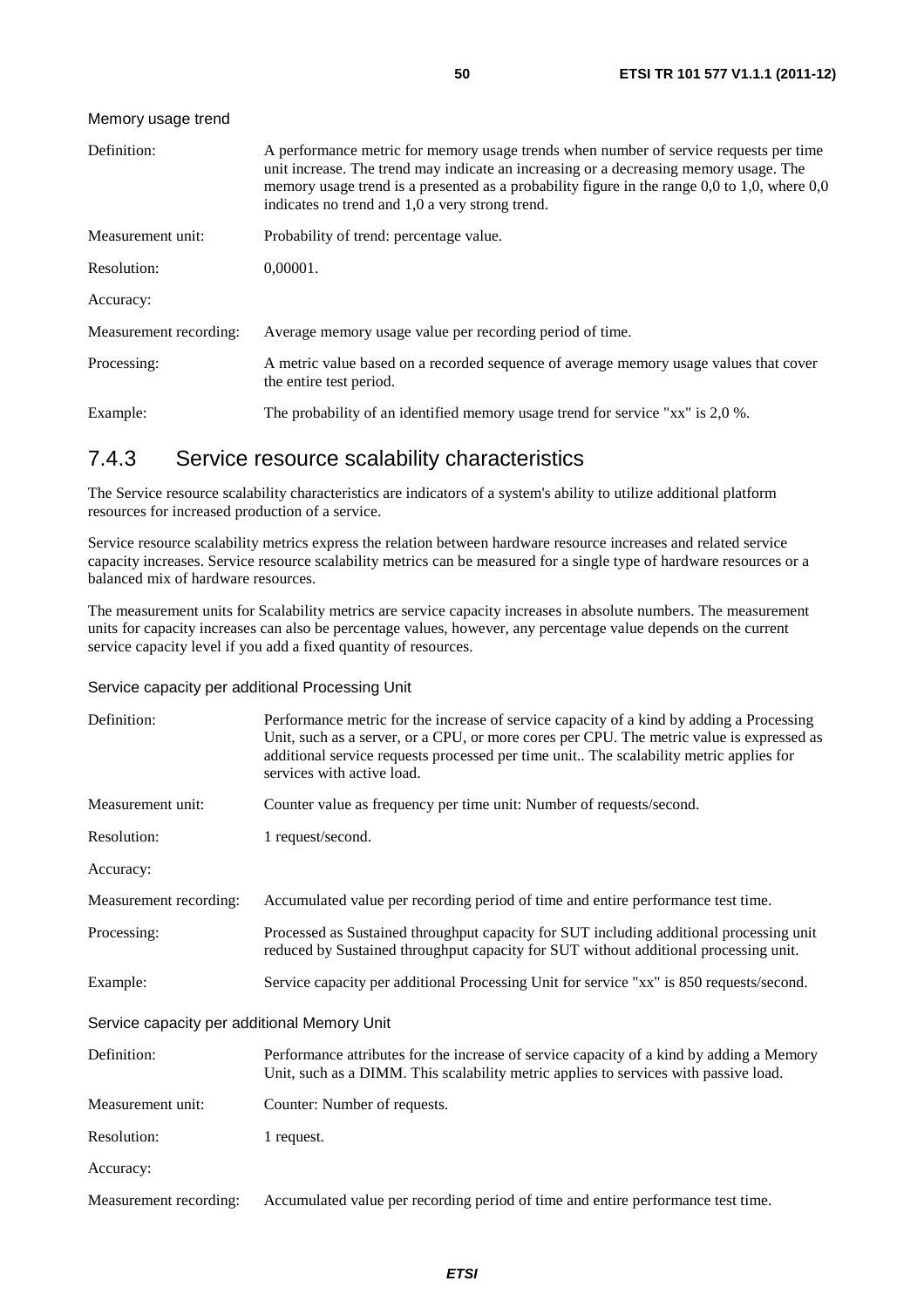Memory usage trend

| | |
|---|---|
| Definition: | A performance metric for memory usage trends when number of service requests per time unit increase. The trend may indicate an increasing or a decreasing memory usage. The memory usage trend is a presented as a probability figure in the range 0,0 to 1,0, where 0,0 indicates no trend and 1,0 a very strong trend. |
| Measurement unit: | Probability of trend: percentage value. |
| Resolution: | 0,00001. |
| Accuracy: | |
| Measurement recording: | Average memory usage value per recording period of time. |
| Processing: | A metric value based on a recorded sequence of average memory usage values that cover the entire test period. |
| Example: | The probability of an identified memory usage trend for service "xx" is 2,0 %. |

### 7.4.3 Service resource scalability characteristics

The Service resource scalability characteristics are indicators of a system's ability to utilize additional platform resources for increased production of a service.

Service resource scalability metrics express the relation between hardware resource increases and related service capacity increases. Service resource scalability metrics can be measured for a single type of hardware resources or a balanced mix of hardware resources.

The measurement units for Scalability metrics are service capacity increases in absolute numbers. The measurement units for capacity increases can also be percentage values, however, any percentage value depends on the current service capacity level if you add a fixed quantity of resources.

Service capacity per additional Processing Unit

| | |
|---|---|
| Definition: | Performance metric for the increase of service capacity of a kind by adding a Processing Unit, such as a server, or a CPU, or more cores per CPU. The metric value is expressed as additional service requests processed per time unit.. The scalability metric applies for services with active load. |
| Measurement unit: | Counter value as frequency per time unit: Number of requests/second. |
| Resolution: | 1 request/second. |
| Accuracy: | |
| Measurement recording: | Accumulated value per recording period of time and entire performance test time. |
| Processing: | Processed as Sustained throughput capacity for SUT including additional processing unit reduced by Sustained throughput capacity for SUT without additional processing unit. |
| Example: | Service capacity per additional Processing Unit for service "xx" is 850 requests/second. |

Service capacity per additional Memory Unit

| | |
|---|---|
| Definition: | Performance attributes for the increase of service capacity of a kind by adding a Memory Unit, such as a DIMM. This scalability metric applies to services with passive load. |
| Measurement unit: | Counter: Number of requests. |
| Resolution: | 1 request. |
| Accuracy: | |
| Measurement recording: | Accumulated value per recording period of time and entire performance test time. |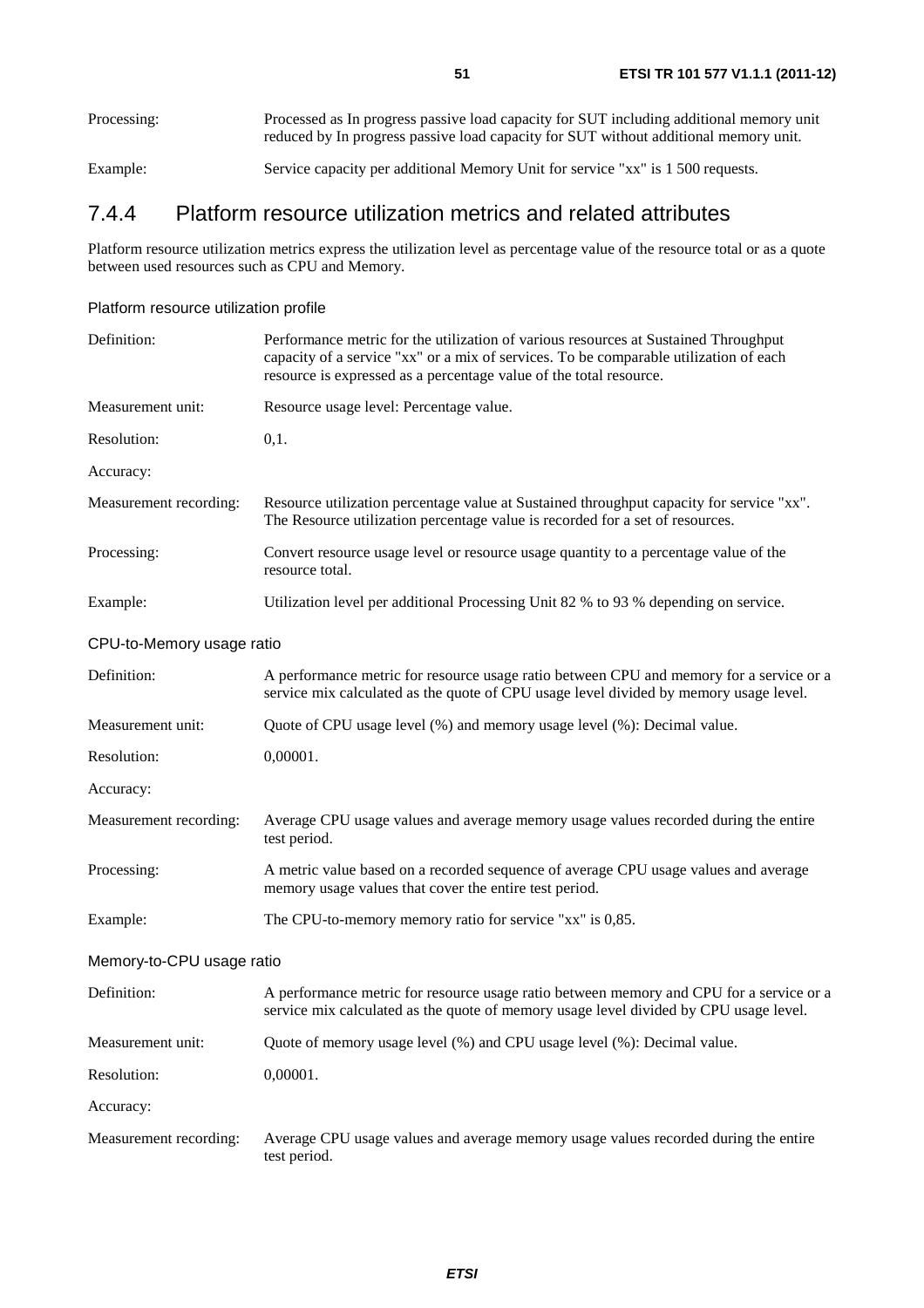| | |
|---|---|
| Processing: | Processed as In progress passive load capacity for SUT including additional memory unit reduced by In progress passive load capacity for SUT without additional memory unit. |
| Example: | Service capacity per additional Memory Unit for service "xx" is 1 500 requests. |

### 7.4.4 Platform resource utilization metrics and related attributes

Platform resource utilization metrics express the utilization level as percentage value of the resource total or as a quote between used resources such as CPU and Memory.

#### Platform resource utilization profile

| | |
|---|---|
| Definition: | Performance metric for the utilization of various resources at Sustained Throughput capacity of a service "xx" or a mix of services. To be comparable utilization of each resource is expressed as a percentage value of the total resource. |
| Measurement unit: | Resource usage level: Percentage value. |
| Resolution: | 0,1. |
| Accuracy: | |
| Measurement recording: | Resource utilization percentage value at Sustained throughput capacity for service "xx". The Resource utilization percentage value is recorded for a set of resources. |
| Processing: | Convert resource usage level or resource usage quantity to a percentage value of the resource total. |
| Example: | Utilization level per additional Processing Unit 82 % to 93 % depending on service. |

#### CPU-to-Memory usage ratio

| | |
|---|---|
| Definition: | A performance metric for resource usage ratio between CPU and memory for a service or a service mix calculated as the quote of CPU usage level divided by memory usage level. |
| Measurement unit: | Quote of CPU usage level (%) and memory usage level (%): Decimal value. |
| Resolution: | 0,00001. |
| Accuracy: | |
| Measurement recording: | Average CPU usage values and average memory usage values recorded during the entire test period. |
| Processing: | A metric value based on a recorded sequence of average CPU usage values and average memory usage values that cover the entire test period. |
| Example: | The CPU-to-memory memory ratio for service "xx" is 0,85. |

#### Memory-to-CPU usage ratio

| | |
|---|---|
| Definition: | A performance metric for resource usage ratio between memory and CPU for a service or a service mix calculated as the quote of memory usage level divided by CPU usage level. |
| Measurement unit: | Quote of memory usage level (%) and CPU usage level (%): Decimal value. |
| Resolution: | 0,00001. |
| Accuracy: | |
| Measurement recording: | Average CPU usage values and average memory usage values recorded during the entire test period. |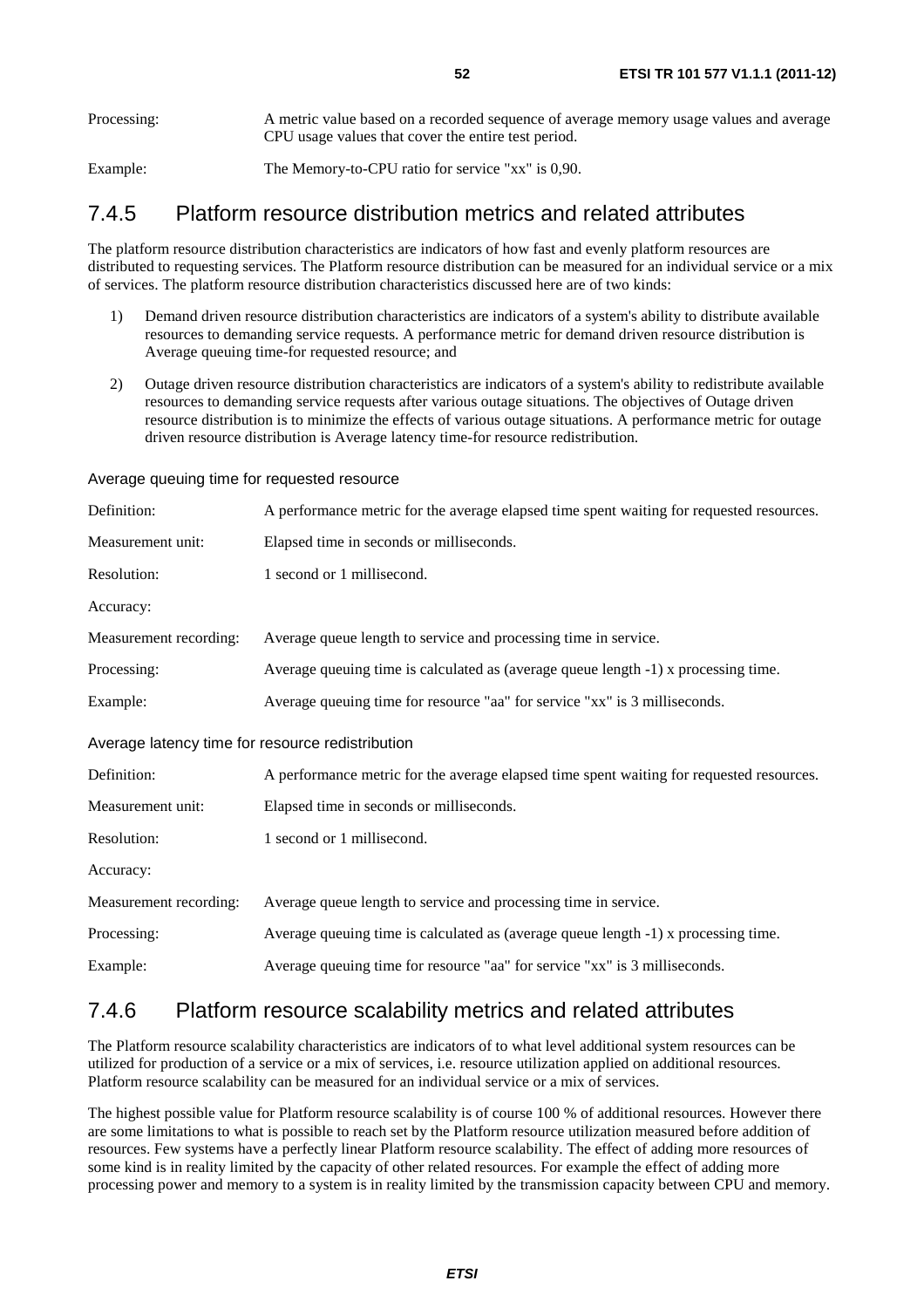Processing: A metric value based on a recorded sequence of average memory usage values and average CPU usage values that cover the entire test period.

Example: The Memory-to-CPU ratio for service "xx" is 0,90.

### 7.4.5 Platform resource distribution metrics and related attributes

The platform resource distribution characteristics are indicators of how fast and evenly platform resources are distributed to requesting services. The Platform resource distribution can be measured for an individual service or a mix of services. The platform resource distribution characteristics discussed here are of two kinds:

1) Demand driven resource distribution characteristics are indicators of a system's ability to distribute available resources to demanding service requests. A performance metric for demand driven resource distribution is Average queuing time-for requested resource; and

2) Outage driven resource distribution characteristics are indicators of a system's ability to redistribute available resources to demanding service requests after various outage situations. The objectives of Outage driven resource distribution is to minimize the effects of various outage situations. A performance metric for outage driven resource distribution is Average latency time-for resource redistribution.

Average queuing time for requested resource

| | |
|---|---|
| Definition: | A performance metric for the average elapsed time spent waiting for requested resources. |
| Measurement unit: | Elapsed time in seconds or milliseconds. |
| Resolution: | 1 second or 1 millisecond. |
| Accuracy: | |
| Measurement recording: | Average queue length to service and processing time in service. |
| Processing: | Average queuing time is calculated as (average queue length -1) x processing time. |
| Example: | Average queuing time for resource "aa" for service "xx" is 3 milliseconds. |

Average latency time for resource redistribution

| | |
|---|---|
| Definition: | A performance metric for the average elapsed time spent waiting for requested resources. |
| Measurement unit: | Elapsed time in seconds or milliseconds. |
| Resolution: | 1 second or 1 millisecond. |
| Accuracy: | |
| Measurement recording: | Average queue length to service and processing time in service. |
| Processing: | Average queuing time is calculated as (average queue length -1) x processing time. |
| Example: | Average queuing time for resource "aa" for service "xx" is 3 milliseconds. |

### 7.4.6 Platform resource scalability metrics and related attributes

The Platform resource scalability characteristics are indicators of to what level additional system resources can be utilized for production of a service or a mix of services, i.e. resource utilization applied on additional resources. Platform resource scalability can be measured for an individual service or a mix of services.

The highest possible value for Platform resource scalability is of course 100 % of additional resources. However there are some limitations to what is possible to reach set by the Platform resource utilization measured before addition of resources. Few systems have a perfectly linear Platform resource scalability. The effect of adding more resources of some kind is in reality limited by the capacity of other related resources. For example the effect of adding more processing power and memory to a system is in reality limited by the transmission capacity between CPU and memory.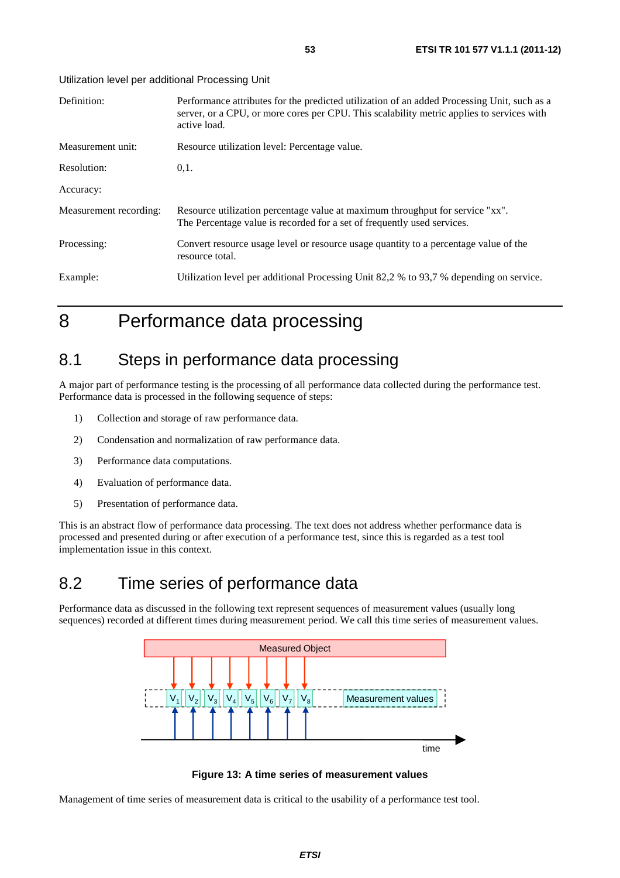Utilization level per additional Processing Unit

| | |
|---|---|
| Definition: | Performance attributes for the predicted utilization of an added Processing Unit, such as a server, or a CPU, or more cores per CPU. This scalability metric applies to services with active load. |
| Measurement unit: | Resource utilization level: Percentage value. |
| Resolution: | 0,1. |
| Accuracy: | |
| Measurement recording: | Resource utilization percentage value at maximum throughput for service "xx". The Percentage value is recorded for a set of frequently used services. |
| Processing: | Convert resource usage level or resource usage quantity to a percentage value of the resource total. |
| Example: | Utilization level per additional Processing Unit 82,2 % to 93,7 % depending on service. |

# 8 Performance data processing

## 8.1 Steps in performance data processing

A major part of performance testing is the processing of all performance data collected during the performance test. Performance data is processed in the following sequence of steps:

1) Collection and storage of raw performance data.

2) Condensation and normalization of raw performance data.

3) Performance data computations.

4) Evaluation of performance data.

5) Presentation of performance data.

This is an abstract flow of performance data processing. The text does not address whether performance data is processed and presented during or after execution of a performance test, since this is regarded as a test tool implementation issue in this context.

## 8.2 Time series of performance data

Performance data as discussed in the following text represent sequences of measurement values (usually long sequences) recorded at different times during measurement period. We call this time series of measurement values.

Measured Object

$V_1$ $V_2$ $V_3$ $V_4$ $V_5$ $V_6$ $V_7$ $V_8$ Measurement values

time

**Figure 13: A time series of measurement values**

Management of time series of measurement data is critical to the usability of a performance test tool.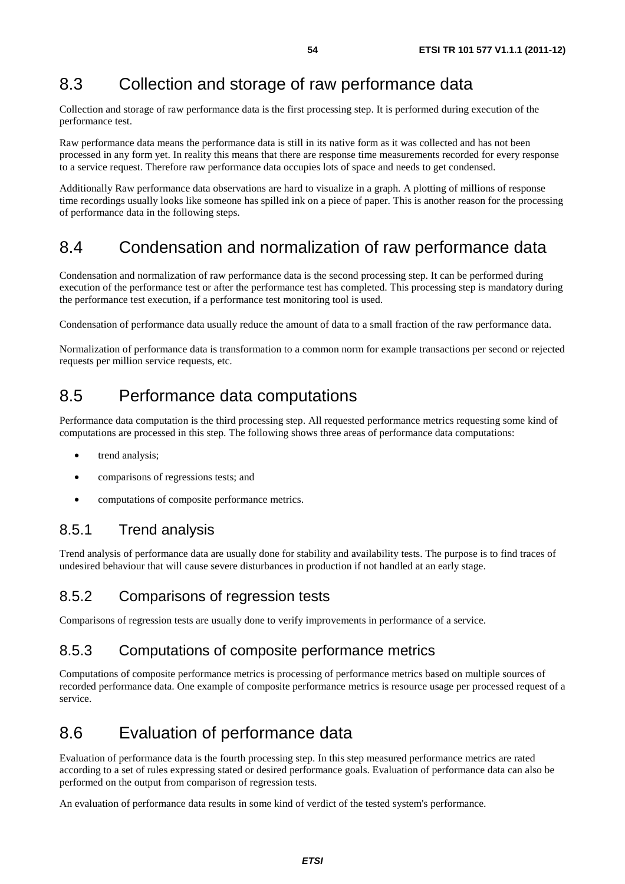## 8.3 Collection and storage of raw performance data

Collection and storage of raw performance data is the first processing step. It is performed during execution of the performance test.

Raw performance data means the performance data is still in its native form as it was collected and has not been processed in any form yet. In reality this means that there are response time measurements recorded for every response to a service request. Therefore raw performance data occupies lots of space and needs to get condensed.

Additionally Raw performance data observations are hard to visualize in a graph. A plotting of millions of response time recordings usually looks like someone has spilled ink on a piece of paper. This is another reason for the processing of performance data in the following steps.

## 8.4 Condensation and normalization of raw performance data

Condensation and normalization of raw performance data is the second processing step. It can be performed during execution of the performance test or after the performance test has completed. This processing step is mandatory during the performance test execution, if a performance test monitoring tool is used.

Condensation of performance data usually reduce the amount of data to a small fraction of the raw performance data.

Normalization of performance data is transformation to a common norm for example transactions per second or rejected requests per million service requests, etc.

## 8.5 Performance data computations

Performance data computation is the third processing step. All requested performance metrics requesting some kind of computations are processed in this step. The following shows three areas of performance data computations:

- trend analysis;
- comparisons of regressions tests; and
- computations of composite performance metrics.

### 8.5.1 Trend analysis

Trend analysis of performance data are usually done for stability and availability tests. The purpose is to find traces of undesired behaviour that will cause severe disturbances in production if not handled at an early stage.

### 8.5.2 Comparisons of regression tests

Comparisons of regression tests are usually done to verify improvements in performance of a service.

### 8.5.3 Computations of composite performance metrics

Computations of composite performance metrics is processing of performance metrics based on multiple sources of recorded performance data. One example of composite performance metrics is resource usage per processed request of a service.

## 8.6 Evaluation of performance data

Evaluation of performance data is the fourth processing step. In this step measured performance metrics are rated according to a set of rules expressing stated or desired performance goals. Evaluation of performance data can also be performed on the output from comparison of regression tests.

An evaluation of performance data results in some kind of verdict of the tested system's performance.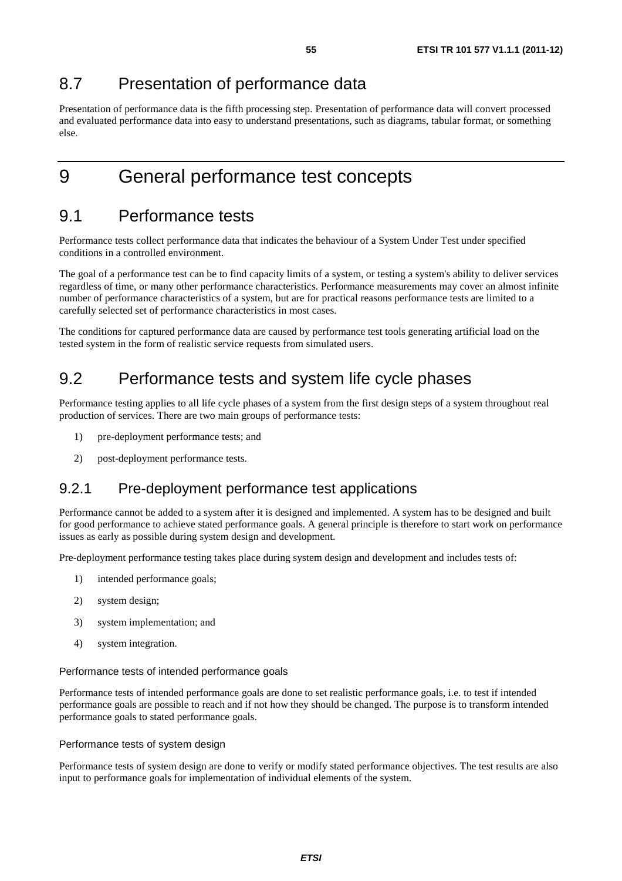## 8.7 Presentation of performance data

Presentation of performance data is the fifth processing step. Presentation of performance data will convert processed and evaluated performance data into easy to understand presentations, such as diagrams, tabular format, or something else.

# 9 General performance test concepts

## 9.1 Performance tests

Performance tests collect performance data that indicates the behaviour of a System Under Test under specified conditions in a controlled environment.

The goal of a performance test can be to find capacity limits of a system, or testing a system's ability to deliver services regardless of time, or many other performance characteristics. Performance measurements may cover an almost infinite number of performance characteristics of a system, but are for practical reasons performance tests are limited to a carefully selected set of performance characteristics in most cases.

The conditions for captured performance data are caused by performance test tools generating artificial load on the tested system in the form of realistic service requests from simulated users.

## 9.2 Performance tests and system life cycle phases

Performance testing applies to all life cycle phases of a system from the first design steps of a system throughout real production of services. There are two main groups of performance tests:

1) pre-deployment performance tests; and

2) post-deployment performance tests.

### 9.2.1 Pre-deployment performance test applications

Performance cannot be added to a system after it is designed and implemented. A system has to be designed and built for good performance to achieve stated performance goals. A general principle is therefore to start work on performance issues as early as possible during system design and development.

Pre-deployment performance testing takes place during system design and development and includes tests of:

1) intended performance goals;

2) system design;

3) system implementation; and

4) system integration.

#### Performance tests of intended performance goals

Performance tests of intended performance goals are done to set realistic performance goals, i.e. to test if intended performance goals are possible to reach and if not how they should be changed. The purpose is to transform intended performance goals to stated performance goals.

#### Performance tests of system design

Performance tests of system design are done to verify or modify stated performance objectives. The test results are also input to performance goals for implementation of individual elements of the system.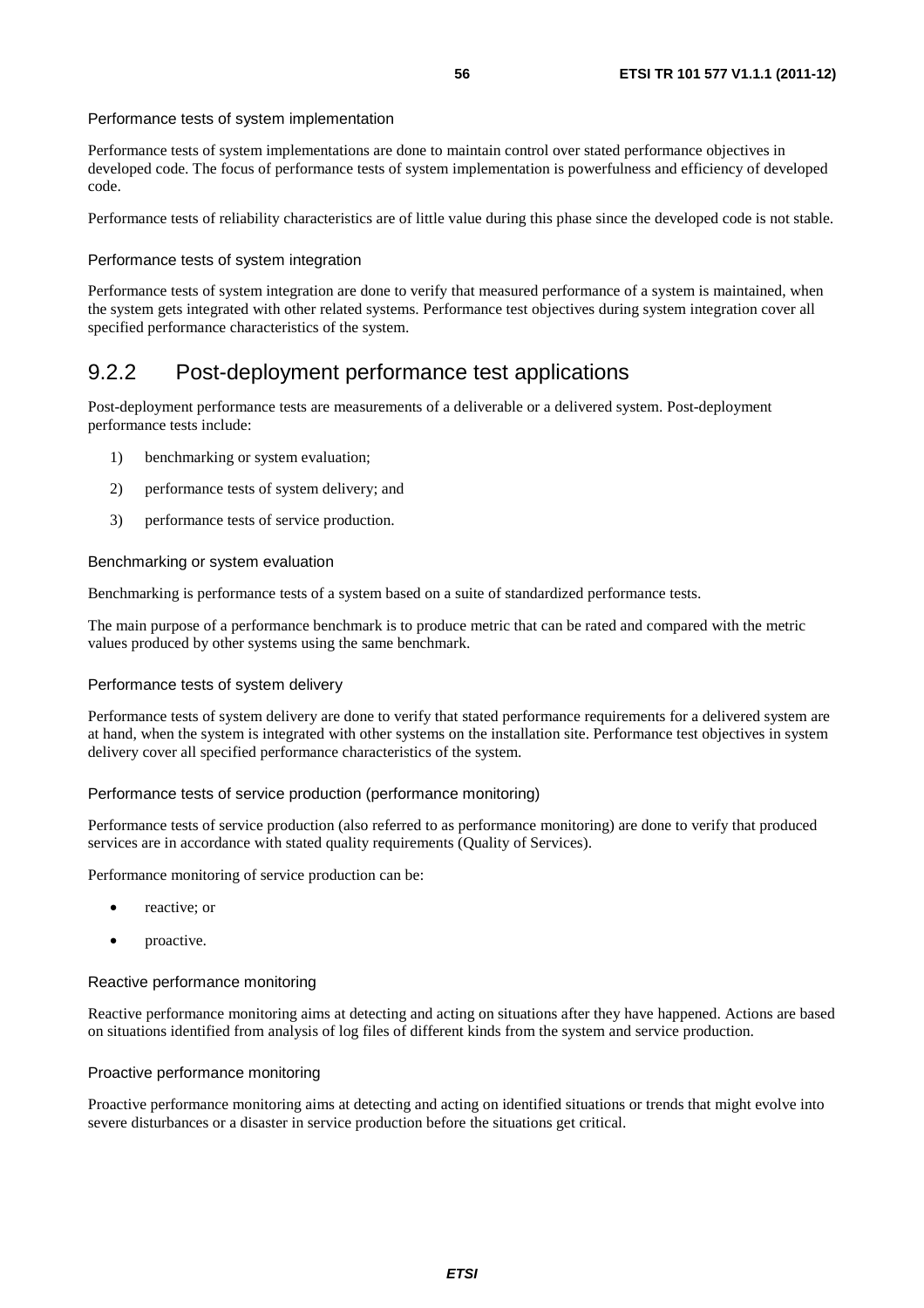Performance tests of system implementation

Performance tests of system implementations are done to maintain control over stated performance objectives in developed code. The focus of performance tests of system implementation is powerfulness and efficiency of developed code.

Performance tests of reliability characteristics are of little value during this phase since the developed code is not stable.

Performance tests of system integration

Performance tests of system integration are done to verify that measured performance of a system is maintained, when the system gets integrated with other related systems. Performance test objectives during system integration cover all specified performance characteristics of the system.

### 9.2.2 Post-deployment performance test applications

Post-deployment performance tests are measurements of a deliverable or a delivered system. Post-deployment performance tests include:

1) benchmarking or system evaluation;
2) performance tests of system delivery; and
3) performance tests of service production.

Benchmarking or system evaluation

Benchmarking is performance tests of a system based on a suite of standardized performance tests.

The main purpose of a performance benchmark is to produce metric that can be rated and compared with the metric values produced by other systems using the same benchmark.

Performance tests of system delivery

Performance tests of system delivery are done to verify that stated performance requirements for a delivered system are at hand, when the system is integrated with other systems on the installation site. Performance test objectives in system delivery cover all specified performance characteristics of the system.

Performance tests of service production (performance monitoring)

Performance tests of service production (also referred to as performance monitoring) are done to verify that produced services are in accordance with stated quality requirements (Quality of Services).

Performance monitoring of service production can be:

- reactive; or
- proactive.

Reactive performance monitoring

Reactive performance monitoring aims at detecting and acting on situations after they have happened. Actions are based on situations identified from analysis of log files of different kinds from the system and service production.

Proactive performance monitoring

Proactive performance monitoring aims at detecting and acting on identified situations or trends that might evolve into severe disturbances or a disaster in service production before the situations get critical.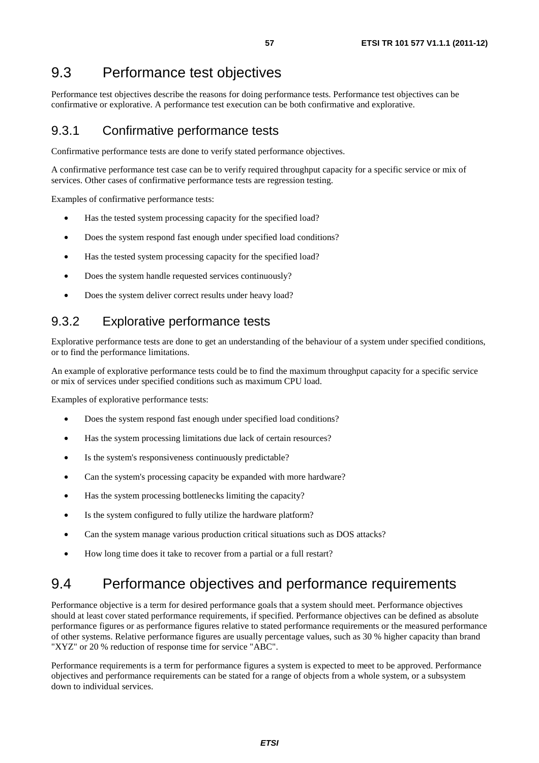## 9.3 Performance test objectives

Performance test objectives describe the reasons for doing performance tests. Performance test objectives can be confirmative or explorative. A performance test execution can be both confirmative and explorative.

### 9.3.1 Confirmative performance tests

Confirmative performance tests are done to verify stated performance objectives.

A confirmative performance test case can be to verify required throughput capacity for a specific service or mix of services. Other cases of confirmative performance tests are regression testing.

Examples of confirmative performance tests:

- Has the tested system processing capacity for the specified load?
- Does the system respond fast enough under specified load conditions?
- Has the tested system processing capacity for the specified load?
- Does the system handle requested services continuously?
- Does the system deliver correct results under heavy load?

### 9.3.2 Explorative performance tests

Explorative performance tests are done to get an understanding of the behaviour of a system under specified conditions, or to find the performance limitations.

An example of explorative performance tests could be to find the maximum throughput capacity for a specific service or mix of services under specified conditions such as maximum CPU load.

Examples of explorative performance tests:

- Does the system respond fast enough under specified load conditions?
- Has the system processing limitations due lack of certain resources?
- Is the system's responsiveness continuously predictable?
- Can the system's processing capacity be expanded with more hardware?
- Has the system processing bottlenecks limiting the capacity?
- Is the system configured to fully utilize the hardware platform?
- Can the system manage various production critical situations such as DOS attacks?
- How long time does it take to recover from a partial or a full restart?

## 9.4 Performance objectives and performance requirements

Performance objective is a term for desired performance goals that a system should meet. Performance objectives should at least cover stated performance requirements, if specified. Performance objectives can be defined as absolute performance figures or as performance figures relative to stated performance requirements or the measured performance of other systems. Relative performance figures are usually percentage values, such as 30 % higher capacity than brand "XYZ" or 20 % reduction of response time for service "ABC".

Performance requirements is a term for performance figures a system is expected to meet to be approved. Performance objectives and performance requirements can be stated for a range of objects from a whole system, or a subsystem down to individual services.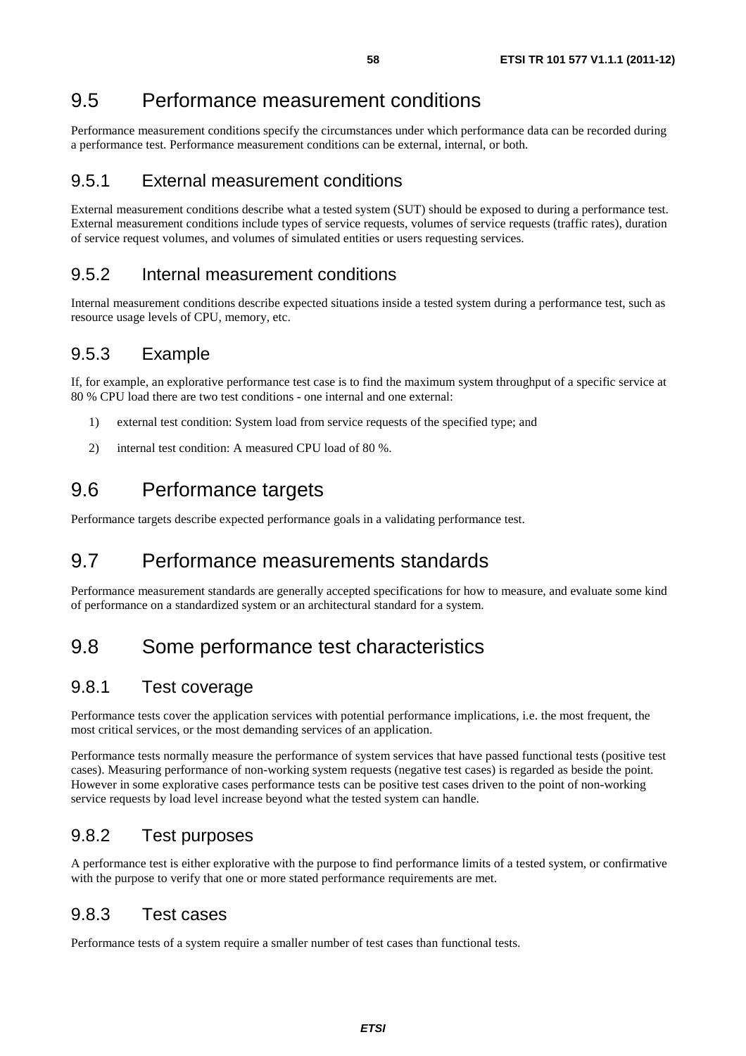## 9.5 Performance measurement conditions

Performance measurement conditions specify the circumstances under which performance data can be recorded during a performance test. Performance measurement conditions can be external, internal, or both.

### 9.5.1 External measurement conditions

External measurement conditions describe what a tested system (SUT) should be exposed to during a performance test. External measurement conditions include types of service requests, volumes of service requests (traffic rates), duration of service request volumes, and volumes of simulated entities or users requesting services.

### 9.5.2 Internal measurement conditions

Internal measurement conditions describe expected situations inside a tested system during a performance test, such as resource usage levels of CPU, memory, etc.

### 9.5.3 Example

If, for example, an explorative performance test case is to find the maximum system throughput of a specific service at 80 % CPU load there are two test conditions - one internal and one external:

1) external test condition: System load from service requests of the specified type; and

2) internal test condition: A measured CPU load of 80 %.

## 9.6 Performance targets

Performance targets describe expected performance goals in a validating performance test.

## 9.7 Performance measurements standards

Performance measurement standards are generally accepted specifications for how to measure, and evaluate some kind of performance on a standardized system or an architectural standard for a system.

## 9.8 Some performance test characteristics

### 9.8.1 Test coverage

Performance tests cover the application services with potential performance implications, i.e. the most frequent, the most critical services, or the most demanding services of an application.

Performance tests normally measure the performance of system services that have passed functional tests (positive test cases). Measuring performance of non-working system requests (negative test cases) is regarded as beside the point. However in some explorative cases performance tests can be positive test cases driven to the point of non-working service requests by load level increase beyond what the tested system can handle.

### 9.8.2 Test purposes

A performance test is either explorative with the purpose to find performance limits of a tested system, or confirmative with the purpose to verify that one or more stated performance requirements are met.

### 9.8.3 Test cases

Performance tests of a system require a smaller number of test cases than functional tests.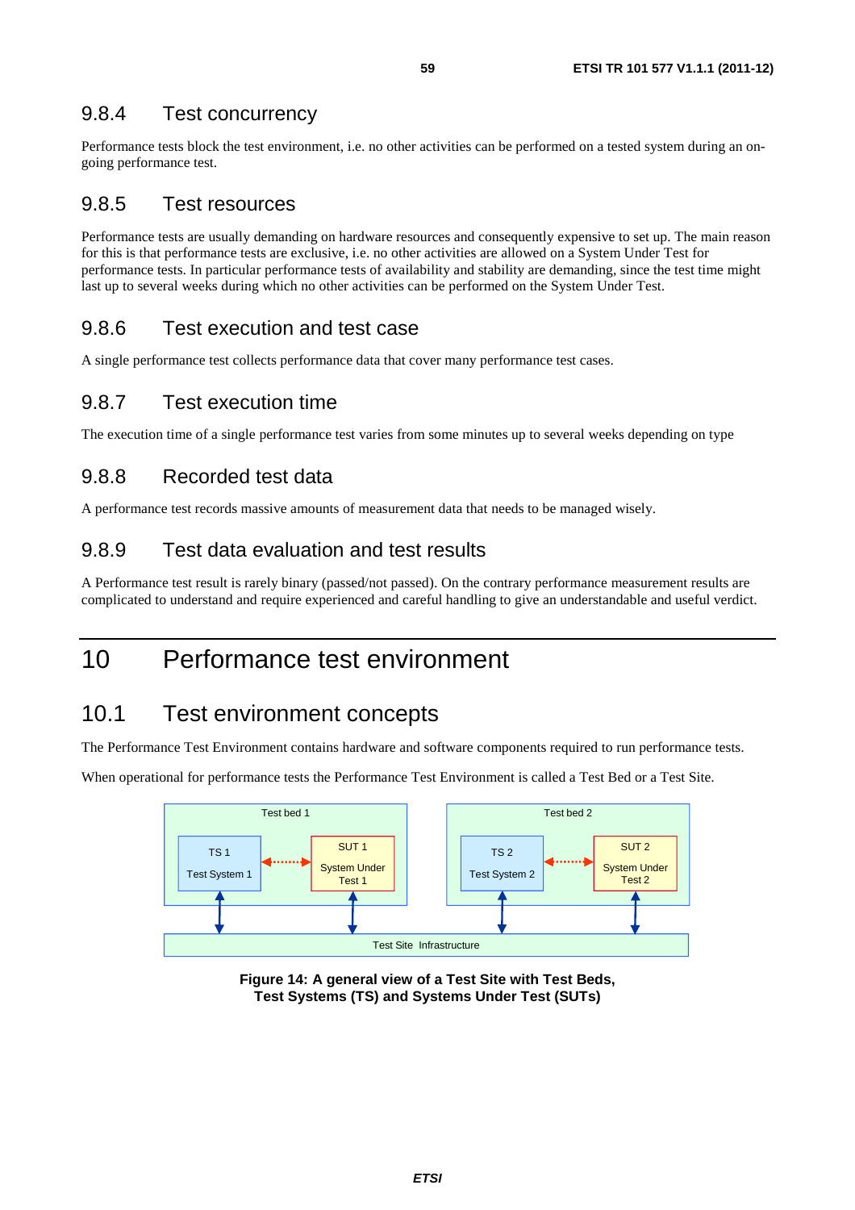### 9.8.4 Test concurrency

Performance tests block the test environment, i.e. no other activities can be performed on a tested system during an on-going performance test.

### 9.8.5 Test resources

Performance tests are usually demanding on hardware resources and consequently expensive to set up. The main reason for this is that performance tests are exclusive, i.e. no other activities are allowed on a System Under Test for performance tests. In particular performance tests of availability and stability are demanding, since the test time might last up to several weeks during which no other activities can be performed on the System Under Test.

### 9.8.6 Test execution and test case

A single performance test collects performance data that cover many performance test cases.

### 9.8.7 Test execution time

The execution time of a single performance test varies from some minutes up to several weeks depending on type

### 9.8.8 Recorded test data

A performance test records massive amounts of measurement data that needs to be managed wisely.

### 9.8.9 Test data evaluation and test results

A Performance test result is rarely binary (passed/not passed). On the contrary performance measurement results are complicated to understand and require experienced and careful handling to give an understandable and useful verdict.

# 10 Performance test environment

## 10.1 Test environment concepts

The Performance Test Environment contains hardware and software components required to run performance tests.

When operational for performance tests the Performance Test Environment is called a Test Bed or a Test Site.

Test bed 1: TS 1 Test System 1 ↔ SUT 1 System Under Test 1

Test bed 2: TS 2 Test System 2 ↔ SUT 2 System Under Test 2

Test Site Infrastructure

**Figure 14: A general view of a Test Site with Test Beds, Test Systems (TS) and Systems Under Test (SUTs)**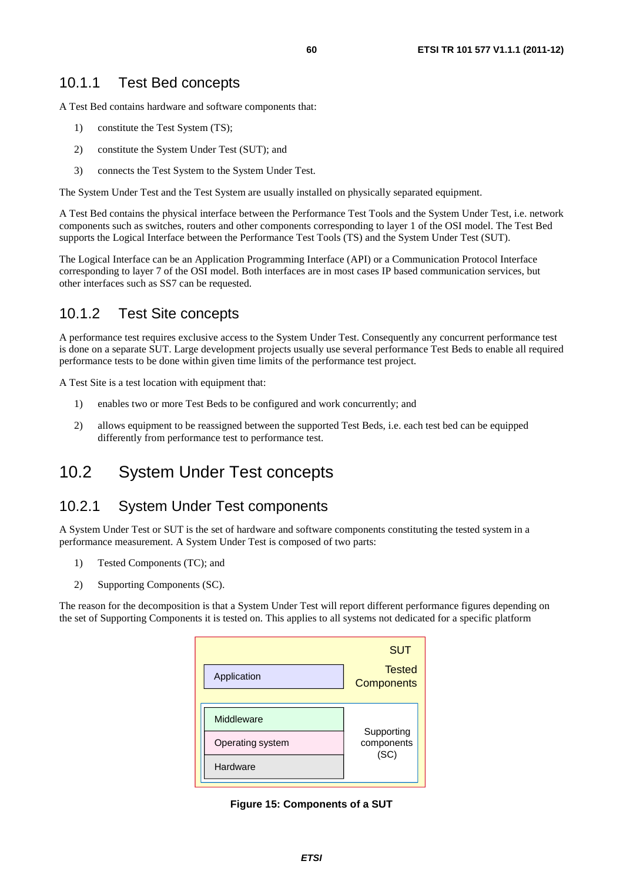### 10.1.1 Test Bed concepts

A Test Bed contains hardware and software components that:

1) constitute the Test System (TS);

2) constitute the System Under Test (SUT); and

3) connects the Test System to the System Under Test.

The System Under Test and the Test System are usually installed on physically separated equipment.

A Test Bed contains the physical interface between the Performance Test Tools and the System Under Test, i.e. network components such as switches, routers and other components corresponding to layer 1 of the OSI model. The Test Bed supports the Logical Interface between the Performance Test Tools (TS) and the System Under Test (SUT).

The Logical Interface can be an Application Programming Interface (API) or a Communication Protocol Interface corresponding to layer 7 of the OSI model. Both interfaces are in most cases IP based communication services, but other interfaces such as SS7 can be requested.

### 10.1.2 Test Site concepts

A performance test requires exclusive access to the System Under Test. Consequently any concurrent performance test is done on a separate SUT. Large development projects usually use several performance Test Beds to enable all required performance tests to be done within given time limits of the performance test project.

A Test Site is a test location with equipment that:

1) enables two or more Test Beds to be configured and work concurrently; and

2) allows equipment to be reassigned between the supported Test Beds, i.e. each test bed can be equipped differently from performance test to performance test.

## 10.2 System Under Test concepts

### 10.2.1 System Under Test components

A System Under Test or SUT is the set of hardware and software components constituting the tested system in a performance measurement. A System Under Test is composed of two parts:

1) Tested Components (TC); and

2) Supporting Components (SC).

The reason for the decomposition is that a System Under Test will report different performance figures depending on the set of Supporting Components it is tested on. This applies to all systems not dedicated for a specific platform

SUT

| Application | Tested Components |
|---|---|
| Middleware | Supporting components (SC) |
| Operating system | |
| Hardware | |

**Figure 15: Components of a SUT**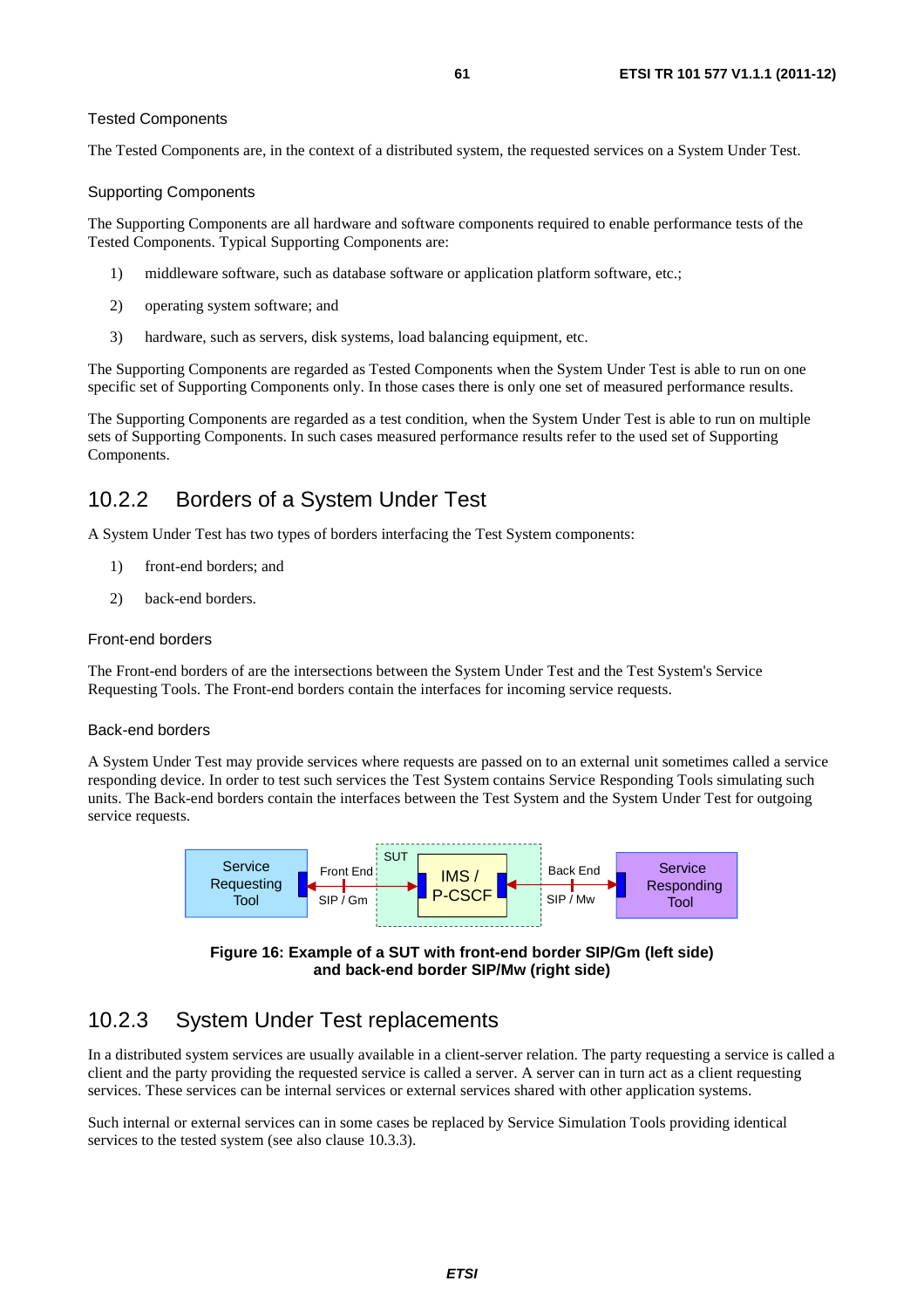Tested Components

The Tested Components are, in the context of a distributed system, the requested services on a System Under Test.

Supporting Components

The Supporting Components are all hardware and software components required to enable performance tests of the Tested Components. Typical Supporting Components are:

1) middleware software, such as database software or application platform software, etc.;
2) operating system software; and
3) hardware, such as servers, disk systems, load balancing equipment, etc.

The Supporting Components are regarded as Tested Components when the System Under Test is able to run on one specific set of Supporting Components only. In those cases there is only one set of measured performance results.

The Supporting Components are regarded as a test condition, when the System Under Test is able to run on multiple sets of Supporting Components. In such cases measured performance results refer to the used set of Supporting Components.

## 10.2.2 Borders of a System Under Test

A System Under Test has two types of borders interfacing the Test System components:

1) front-end borders; and
2) back-end borders.

Front-end borders

The Front-end borders of are the intersections between the System Under Test and the Test System's Service Requesting Tools. The Front-end borders contain the interfaces for incoming service requests.

Back-end borders

A System Under Test may provide services where requests are passed on to an external unit sometimes called a service responding device. In order to test such services the Test System contains Service Responding Tools simulating such units. The Back-end borders contain the interfaces between the Test System and the System Under Test for outgoing service requests.

Service Requesting Tool — Front End SIP / Gm — SUT: IMS / P-CSCF — Back End SIP / Mw — Service Responding Tool

**Figure 16: Example of a SUT with front-end border SIP/Gm (left side) and back-end border SIP/Mw (right side)**

## 10.2.3 System Under Test replacements

In a distributed system services are usually available in a client-server relation. The party requesting a service is called a client and the party providing the requested service is called a server. A server can in turn act as a client requesting services. These services can be internal services or external services shared with other application systems.

Such internal or external services can in some cases be replaced by Service Simulation Tools providing identical services to the tested system (see also clause 10.3.3).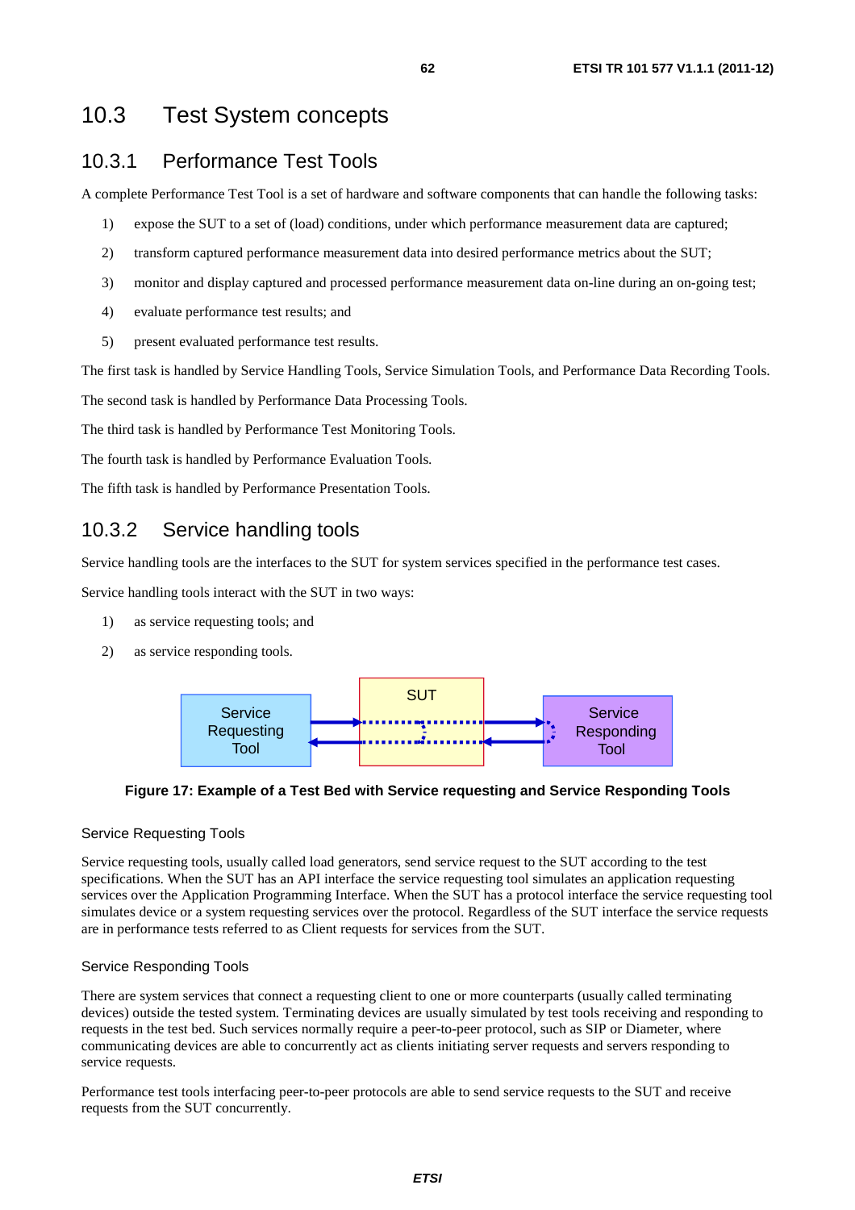## 10.3 Test System concepts

### 10.3.1 Performance Test Tools

A complete Performance Test Tool is a set of hardware and software components that can handle the following tasks:

1) expose the SUT to a set of (load) conditions, under which performance measurement data are captured;
2) transform captured performance measurement data into desired performance metrics about the SUT;
3) monitor and display captured and processed performance measurement data on-line during an on-going test;
4) evaluate performance test results; and
5) present evaluated performance test results.

The first task is handled by Service Handling Tools, Service Simulation Tools, and Performance Data Recording Tools.

The second task is handled by Performance Data Processing Tools.

The third task is handled by Performance Test Monitoring Tools.

The fourth task is handled by Performance Evaluation Tools.

The fifth task is handled by Performance Presentation Tools.

### 10.3.2 Service handling tools

Service handling tools are the interfaces to the SUT for system services specified in the performance test cases.

Service handling tools interact with the SUT in two ways:

1) as service requesting tools; and
2) as service responding tools.

**Figure 17: Example of a Test Bed with Service requesting and Service Responding Tools**

Service Requesting Tools

Service requesting tools, usually called load generators, send service request to the SUT according to the test specifications. When the SUT has an API interface the service requesting tool simulates an application requesting services over the Application Programming Interface. When the SUT has a protocol interface the service requesting tool simulates device or a system requesting services over the protocol. Regardless of the SUT interface the service requests are in performance tests referred to as Client requests for services from the SUT.

Service Responding Tools

There are system services that connect a requesting client to one or more counterparts (usually called terminating devices) outside the tested system. Terminating devices are usually simulated by test tools receiving and responding to requests in the test bed. Such services normally require a peer-to-peer protocol, such as SIP or Diameter, where communicating devices are able to concurrently act as clients initiating server requests and servers responding to service requests.

Performance test tools interfacing peer-to-peer protocols are able to send service requests to the SUT and receive requests from the SUT concurrently.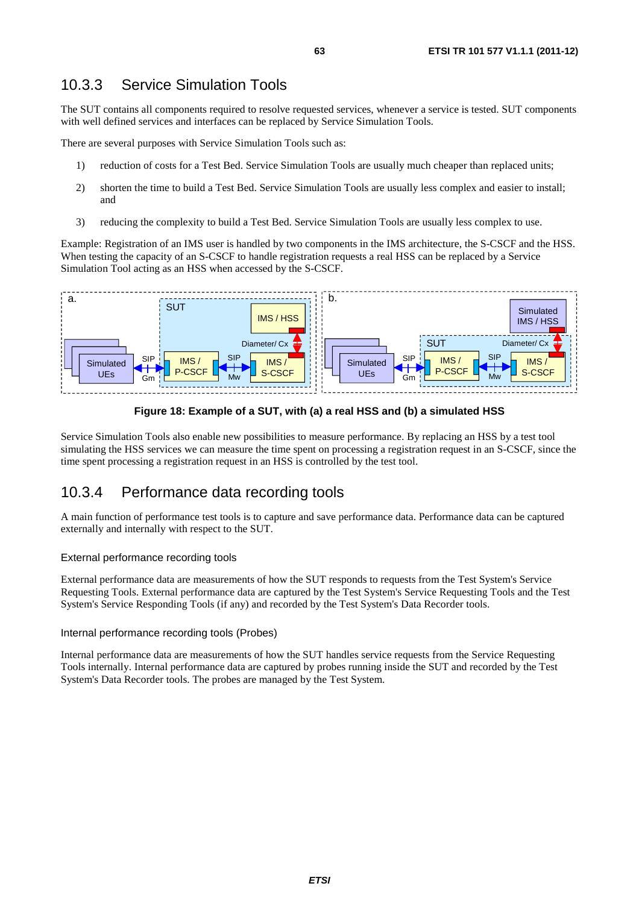## 10.3.3 Service Simulation Tools

The SUT contains all components required to resolve requested services, whenever a service is tested. SUT components with well defined services and interfaces can be replaced by Service Simulation Tools.

There are several purposes with Service Simulation Tools such as:

1) reduction of costs for a Test Bed. Service Simulation Tools are usually much cheaper than replaced units;

2) shorten the time to build a Test Bed. Service Simulation Tools are usually less complex and easier to install; and

3) reducing the complexity to build a Test Bed. Service Simulation Tools are usually less complex to use.

Example: Registration of an IMS user is handled by two components in the IMS architecture, the S-CSCF and the HSS. When testing the capacity of an S-CSCF to handle registration requests a real HSS can be replaced by a Service Simulation Tool acting as an HSS when accessed by the S-CSCF.

**Figure 18: Example of a SUT, with (a) a real HSS and (b) a simulated HSS**

Service Simulation Tools also enable new possibilities to measure performance. By replacing an HSS by a test tool simulating the HSS services we can measure the time spent on processing a registration request in an S-CSCF, since the time spent processing a registration request in an HSS is controlled by the test tool.

## 10.3.4 Performance data recording tools

A main function of performance test tools is to capture and save performance data. Performance data can be captured externally and internally with respect to the SUT.

### External performance recording tools

External performance data are measurements of how the SUT responds to requests from the Test System's Service Requesting Tools. External performance data are captured by the Test System's Service Requesting Tools and the Test System's Service Responding Tools (if any) and recorded by the Test System's Data Recorder tools.

### Internal performance recording tools (Probes)

Internal performance data are measurements of how the SUT handles service requests from the Service Requesting Tools internally. Internal performance data are captured by probes running inside the SUT and recorded by the Test System's Data Recorder tools. The probes are managed by the Test System.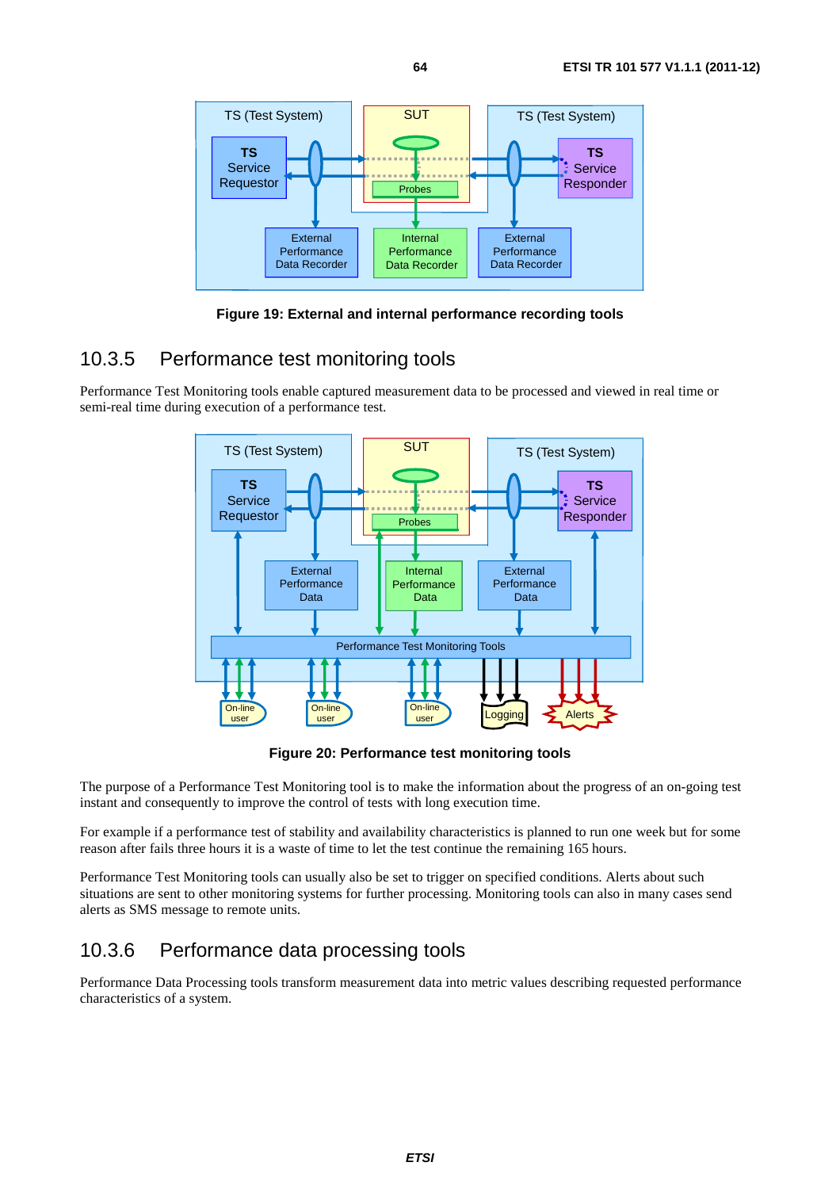Figure 19: External and internal performance recording tools

### 10.3.5 Performance test monitoring tools

Performance Test Monitoring tools enable captured measurement data to be processed and viewed in real time or semi-real time during execution of a performance test.

Figure 20: Performance test monitoring tools

The purpose of a Performance Test Monitoring tool is to make the information about the progress of an on-going test instant and consequently to improve the control of tests with long execution time.

For example if a performance test of stability and availability characteristics is planned to run one week but for some reason after fails three hours it is a waste of time to let the test continue the remaining 165 hours.

Performance Test Monitoring tools can usually also be set to trigger on specified conditions. Alerts about such situations are sent to other monitoring systems for further processing. Monitoring tools can also in many cases send alerts as SMS message to remote units.

### 10.3.6 Performance data processing tools

Performance Data Processing tools transform measurement data into metric values describing requested performance characteristics of a system.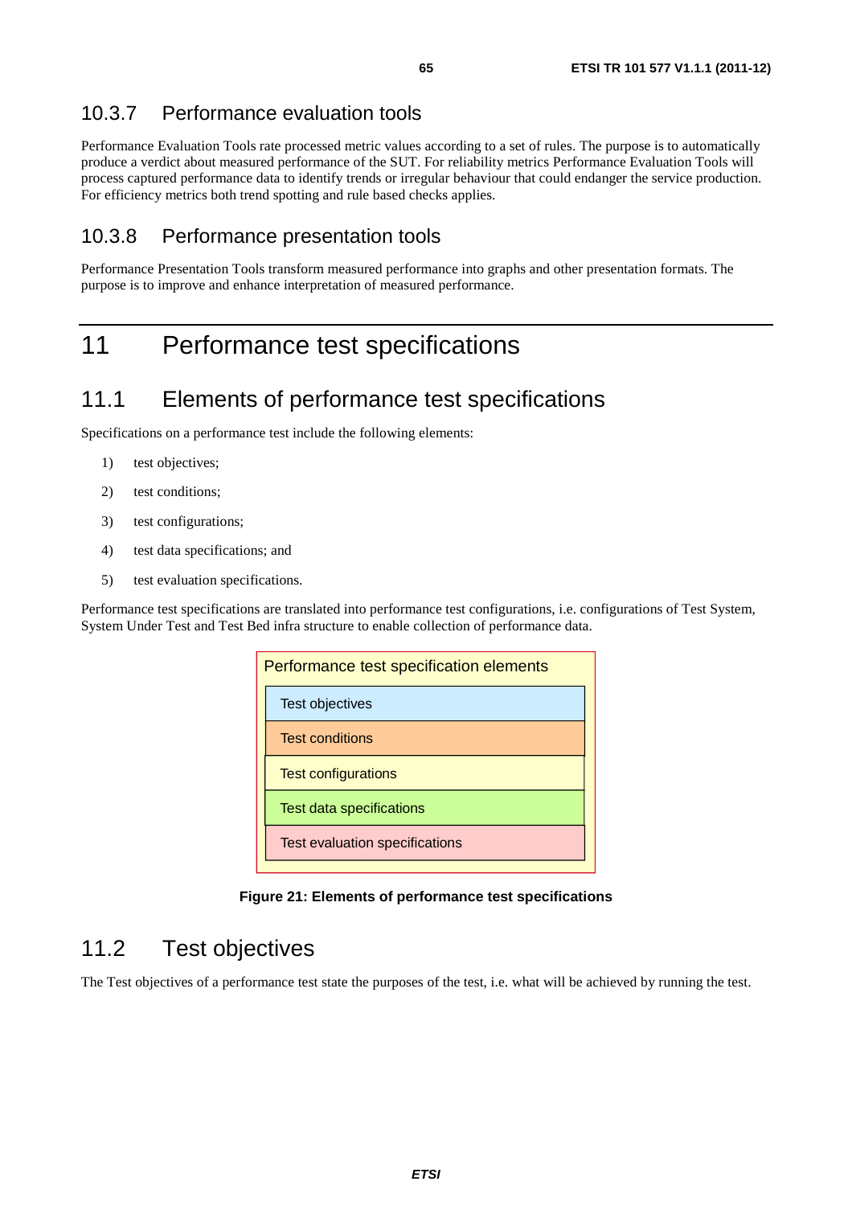### 10.3.7 Performance evaluation tools

Performance Evaluation Tools rate processed metric values according to a set of rules. The purpose is to automatically produce a verdict about measured performance of the SUT. For reliability metrics Performance Evaluation Tools will process captured performance data to identify trends or irregular behaviour that could endanger the service production. For efficiency metrics both trend spotting and rule based checks applies.

### 10.3.8 Performance presentation tools

Performance Presentation Tools transform measured performance into graphs and other presentation formats. The purpose is to improve and enhance interpretation of measured performance.

# 11 Performance test specifications

## 11.1 Elements of performance test specifications

Specifications on a performance test include the following elements:

1) test objectives;

2) test conditions;

3) test configurations;

4) test data specifications; and

5) test evaluation specifications.

Performance test specifications are translated into performance test configurations, i.e. configurations of Test System, System Under Test and Test Bed infra structure to enable collection of performance data.

| Performance test specification elements |
| --- |
| Test objectives |
| Test conditions |
| Test configurations |
| Test data specifications |
| Test evaluation specifications |

**Figure 21: Elements of performance test specifications**

## 11.2 Test objectives

The Test objectives of a performance test state the purposes of the test, i.e. what will be achieved by running the test.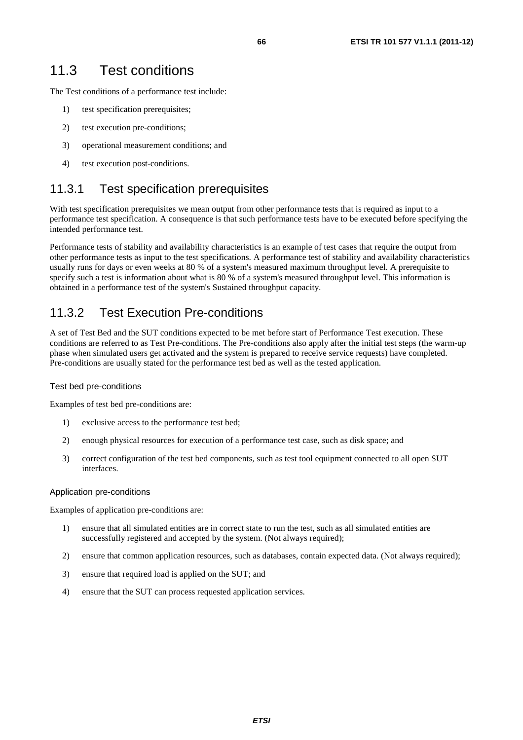## 11.3 Test conditions

The Test conditions of a performance test include:

1) test specification prerequisites;

2) test execution pre-conditions;

3) operational measurement conditions; and

4) test execution post-conditions.

### 11.3.1 Test specification prerequisites

With test specification prerequisites we mean output from other performance tests that is required as input to a performance test specification. A consequence is that such performance tests have to be executed before specifying the intended performance test.

Performance tests of stability and availability characteristics is an example of test cases that require the output from other performance tests as input to the test specifications. A performance test of stability and availability characteristics usually runs for days or even weeks at 80 % of a system's measured maximum throughput level. A prerequisite to specify such a test is information about what is 80 % of a system's measured throughput level. This information is obtained in a performance test of the system's Sustained throughput capacity.

### 11.3.2 Test Execution Pre-conditions

A set of Test Bed and the SUT conditions expected to be met before start of Performance Test execution. These conditions are referred to as Test Pre-conditions. The Pre-conditions also apply after the initial test steps (the warm-up phase when simulated users get activated and the system is prepared to receive service requests) have completed. Pre-conditions are usually stated for the performance test bed as well as the tested application.

#### Test bed pre-conditions

Examples of test bed pre-conditions are:

1) exclusive access to the performance test bed;

2) enough physical resources for execution of a performance test case, such as disk space; and

3) correct configuration of the test bed components, such as test tool equipment connected to all open SUT interfaces.

#### Application pre-conditions

Examples of application pre-conditions are:

1) ensure that all simulated entities are in correct state to run the test, such as all simulated entities are successfully registered and accepted by the system. (Not always required);

2) ensure that common application resources, such as databases, contain expected data. (Not always required);

3) ensure that required load is applied on the SUT; and

4) ensure that the SUT can process requested application services.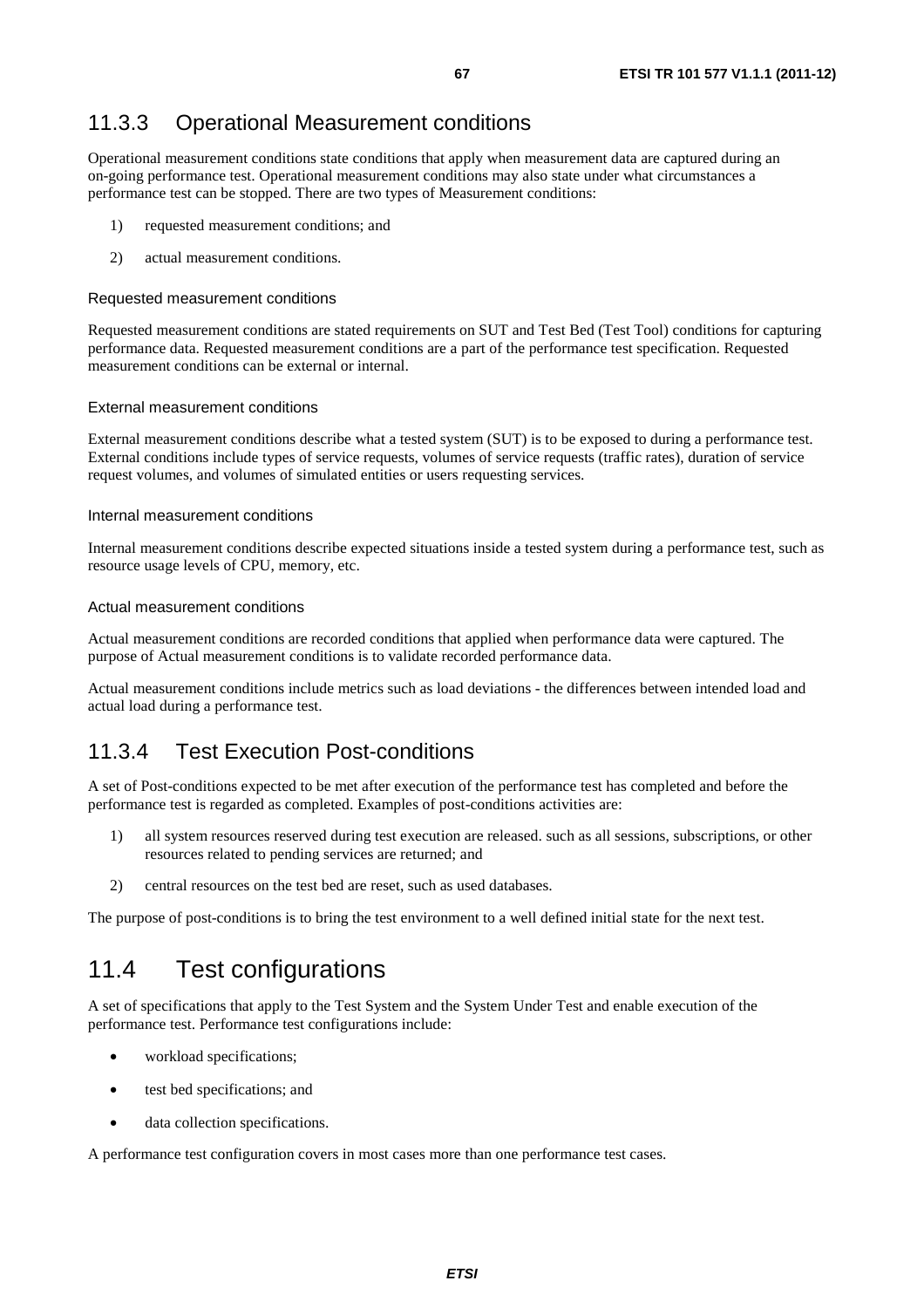### 11.3.3 Operational Measurement conditions

Operational measurement conditions state conditions that apply when measurement data are captured during an on-going performance test. Operational measurement conditions may also state under what circumstances a performance test can be stopped. There are two types of Measurement conditions:

1) requested measurement conditions; and
2) actual measurement conditions.

#### Requested measurement conditions

Requested measurement conditions are stated requirements on SUT and Test Bed (Test Tool) conditions for capturing performance data. Requested measurement conditions are a part of the performance test specification. Requested measurement conditions can be external or internal.

#### External measurement conditions

External measurement conditions describe what a tested system (SUT) is to be exposed to during a performance test. External conditions include types of service requests, volumes of service requests (traffic rates), duration of service request volumes, and volumes of simulated entities or users requesting services.

#### Internal measurement conditions

Internal measurement conditions describe expected situations inside a tested system during a performance test, such as resource usage levels of CPU, memory, etc.

#### Actual measurement conditions

Actual measurement conditions are recorded conditions that applied when performance data were captured. The purpose of Actual measurement conditions is to validate recorded performance data.

Actual measurement conditions include metrics such as load deviations - the differences between intended load and actual load during a performance test.

### 11.3.4 Test Execution Post-conditions

A set of Post-conditions expected to be met after execution of the performance test has completed and before the performance test is regarded as completed. Examples of post-conditions activities are:

1) all system resources reserved during test execution are released. such as all sessions, subscriptions, or other resources related to pending services are returned; and
2) central resources on the test bed are reset, such as used databases.

The purpose of post-conditions is to bring the test environment to a well defined initial state for the next test.

## 11.4 Test configurations

A set of specifications that apply to the Test System and the System Under Test and enable execution of the performance test. Performance test configurations include:

- workload specifications;
- test bed specifications; and
- data collection specifications.

A performance test configuration covers in most cases more than one performance test cases.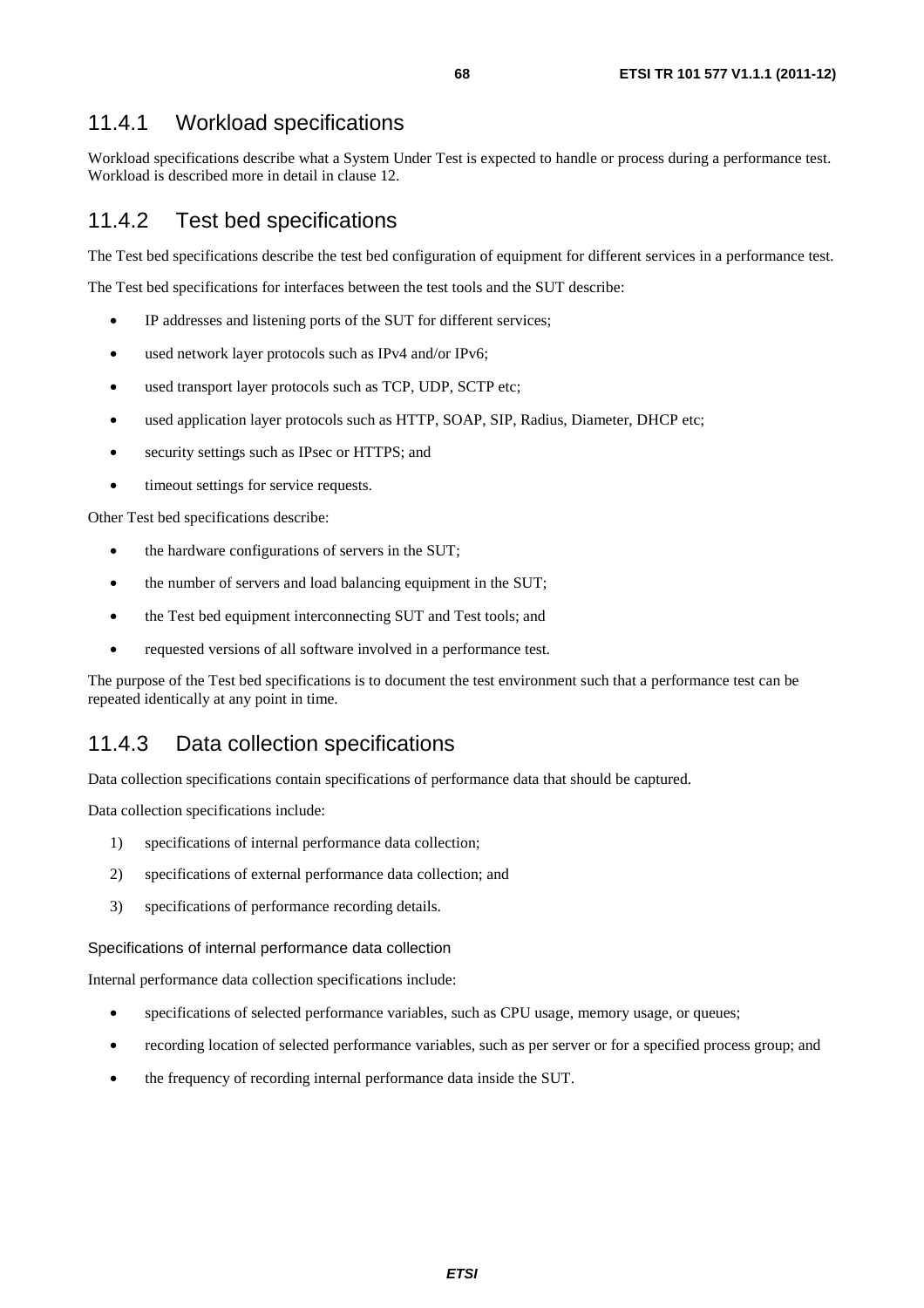### 11.4.1 Workload specifications

Workload specifications describe what a System Under Test is expected to handle or process during a performance test. Workload is described more in detail in clause 12.

### 11.4.2 Test bed specifications

The Test bed specifications describe the test bed configuration of equipment for different services in a performance test.

The Test bed specifications for interfaces between the test tools and the SUT describe:

- IP addresses and listening ports of the SUT for different services;
- used network layer protocols such as IPv4 and/or IPv6;
- used transport layer protocols such as TCP, UDP, SCTP etc;
- used application layer protocols such as HTTP, SOAP, SIP, Radius, Diameter, DHCP etc;
- security settings such as IPsec or HTTPS; and
- timeout settings for service requests.

Other Test bed specifications describe:

- the hardware configurations of servers in the SUT;
- the number of servers and load balancing equipment in the SUT;
- the Test bed equipment interconnecting SUT and Test tools; and
- requested versions of all software involved in a performance test.

The purpose of the Test bed specifications is to document the test environment such that a performance test can be repeated identically at any point in time.

### 11.4.3 Data collection specifications

Data collection specifications contain specifications of performance data that should be captured.

Data collection specifications include:

1) specifications of internal performance data collection;
2) specifications of external performance data collection; and
3) specifications of performance recording details.

#### Specifications of internal performance data collection

Internal performance data collection specifications include:

- specifications of selected performance variables, such as CPU usage, memory usage, or queues;
- recording location of selected performance variables, such as per server or for a specified process group; and
- the frequency of recording internal performance data inside the SUT.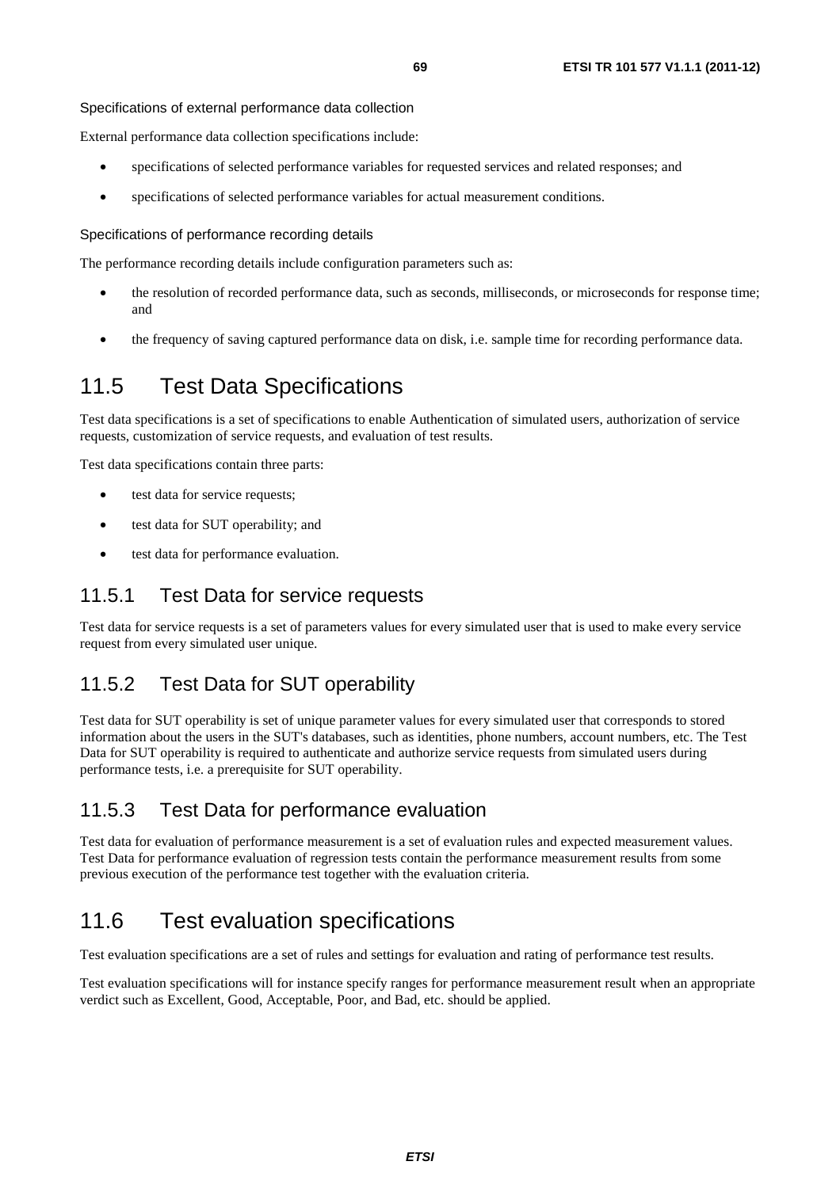Specifications of external performance data collection

External performance data collection specifications include:

- specifications of selected performance variables for requested services and related responses; and
- specifications of selected performance variables for actual measurement conditions.

Specifications of performance recording details

The performance recording details include configuration parameters such as:

- the resolution of recorded performance data, such as seconds, milliseconds, or microseconds for response time; and
- the frequency of saving captured performance data on disk, i.e. sample time for recording performance data.

## 11.5 Test Data Specifications

Test data specifications is a set of specifications to enable Authentication of simulated users, authorization of service requests, customization of service requests, and evaluation of test results.

Test data specifications contain three parts:

- test data for service requests;
- test data for SUT operability; and
- test data for performance evaluation.

### 11.5.1 Test Data for service requests

Test data for service requests is a set of parameters values for every simulated user that is used to make every service request from every simulated user unique.

### 11.5.2 Test Data for SUT operability

Test data for SUT operability is set of unique parameter values for every simulated user that corresponds to stored information about the users in the SUT's databases, such as identities, phone numbers, account numbers, etc. The Test Data for SUT operability is required to authenticate and authorize service requests from simulated users during performance tests, i.e. a prerequisite for SUT operability.

### 11.5.3 Test Data for performance evaluation

Test data for evaluation of performance measurement is a set of evaluation rules and expected measurement values. Test Data for performance evaluation of regression tests contain the performance measurement results from some previous execution of the performance test together with the evaluation criteria.

## 11.6 Test evaluation specifications

Test evaluation specifications are a set of rules and settings for evaluation and rating of performance test results.

Test evaluation specifications will for instance specify ranges for performance measurement result when an appropriate verdict such as Excellent, Good, Acceptable, Poor, and Bad, etc. should be applied.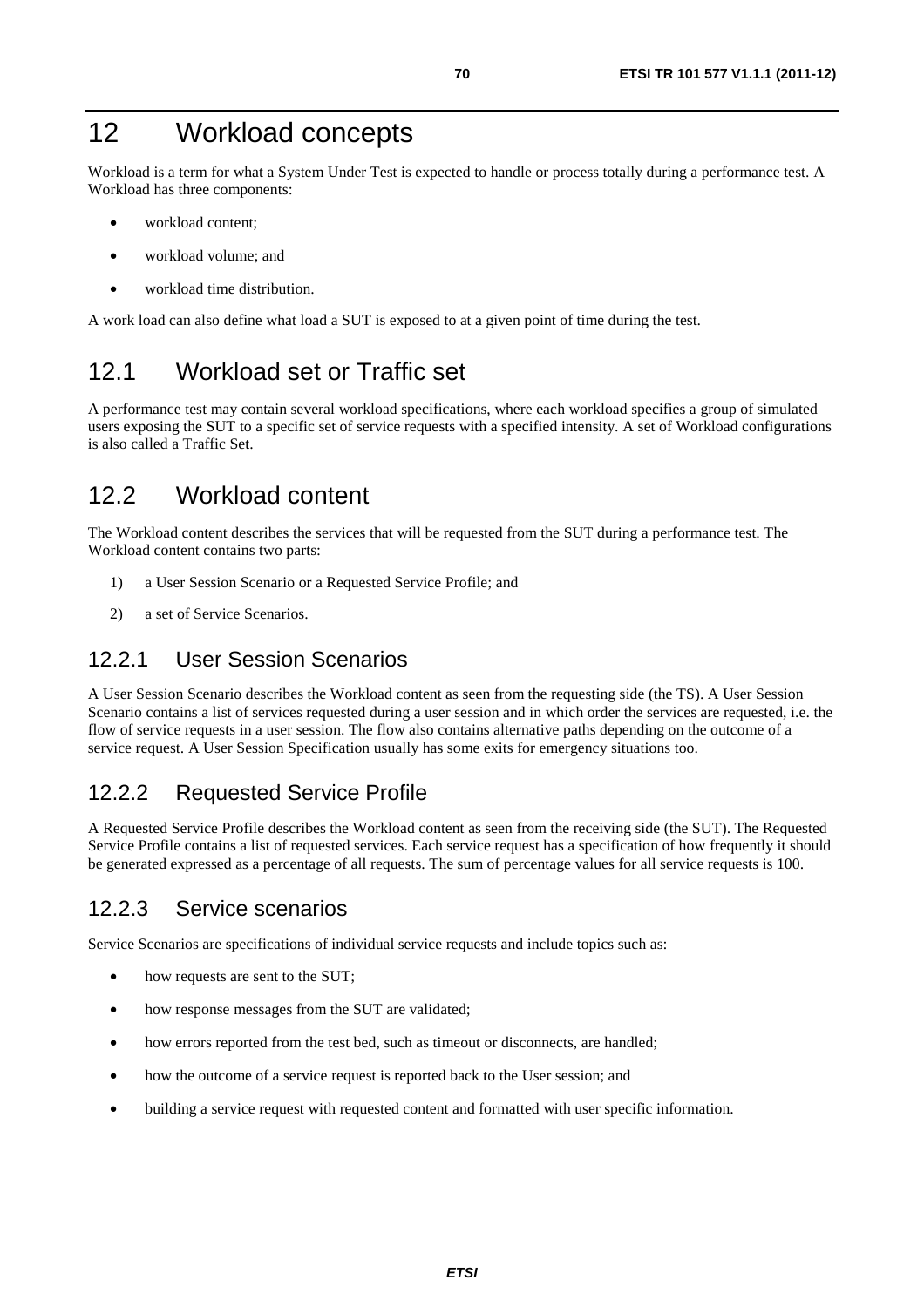# 12 Workload concepts

Workload is a term for what a System Under Test is expected to handle or process totally during a performance test. A Workload has three components:

- workload content;
- workload volume; and
- workload time distribution.

A work load can also define what load a SUT is exposed to at a given point of time during the test.

## 12.1 Workload set or Traffic set

A performance test may contain several workload specifications, where each workload specifies a group of simulated users exposing the SUT to a specific set of service requests with a specified intensity. A set of Workload configurations is also called a Traffic Set.

## 12.2 Workload content

The Workload content describes the services that will be requested from the SUT during a performance test. The Workload content contains two parts:

1) a User Session Scenario or a Requested Service Profile; and
2) a set of Service Scenarios.

### 12.2.1 User Session Scenarios

A User Session Scenario describes the Workload content as seen from the requesting side (the TS). A User Session Scenario contains a list of services requested during a user session and in which order the services are requested, i.e. the flow of service requests in a user session. The flow also contains alternative paths depending on the outcome of a service request. A User Session Specification usually has some exits for emergency situations too.

### 12.2.2 Requested Service Profile

A Requested Service Profile describes the Workload content as seen from the receiving side (the SUT). The Requested Service Profile contains a list of requested services. Each service request has a specification of how frequently it should be generated expressed as a percentage of all requests. The sum of percentage values for all service requests is 100.

### 12.2.3 Service scenarios

Service Scenarios are specifications of individual service requests and include topics such as:

- how requests are sent to the SUT;
- how response messages from the SUT are validated;
- how errors reported from the test bed, such as timeout or disconnects, are handled;
- how the outcome of a service request is reported back to the User session; and
- building a service request with requested content and formatted with user specific information.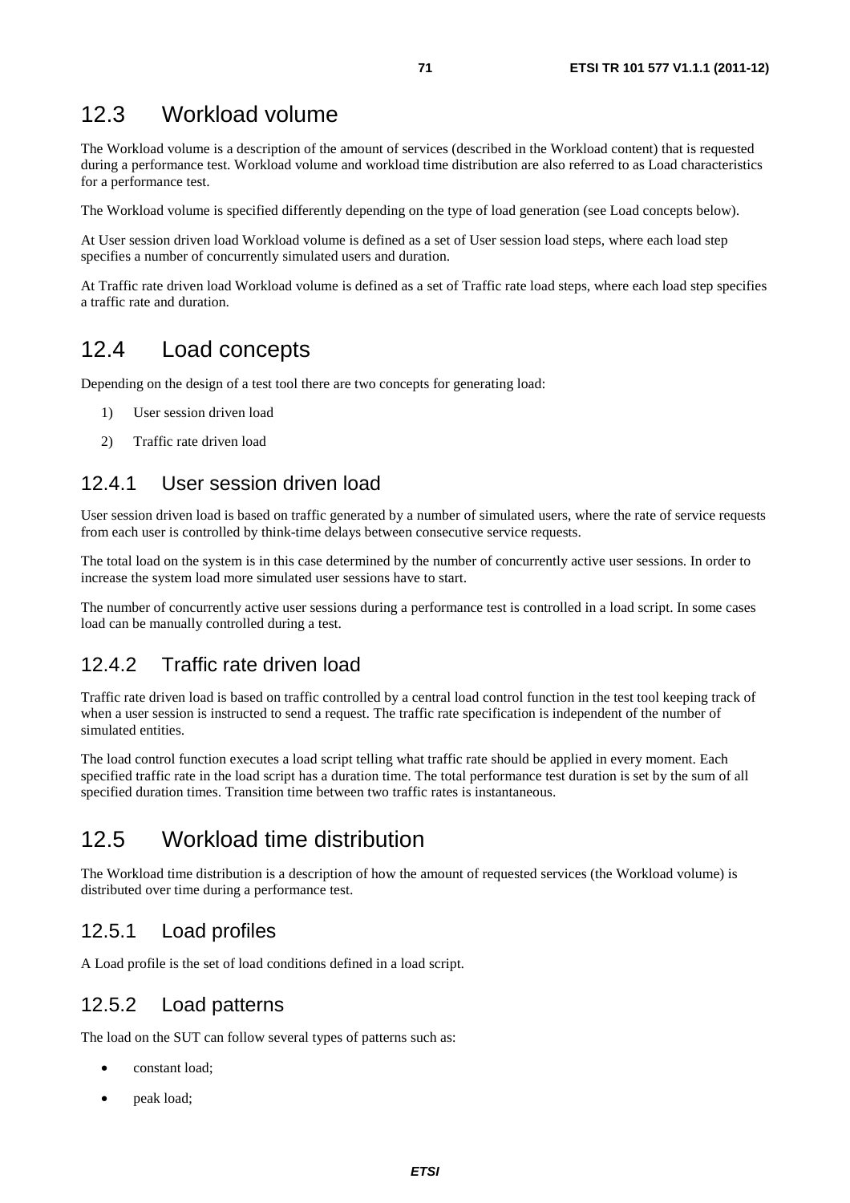## 12.3 Workload volume

The Workload volume is a description of the amount of services (described in the Workload content) that is requested during a performance test. Workload volume and workload time distribution are also referred to as Load characteristics for a performance test.

The Workload volume is specified differently depending on the type of load generation (see Load concepts below).

At User session driven load Workload volume is defined as a set of User session load steps, where each load step specifies a number of concurrently simulated users and duration.

At Traffic rate driven load Workload volume is defined as a set of Traffic rate load steps, where each load step specifies a traffic rate and duration.

## 12.4 Load concepts

Depending on the design of a test tool there are two concepts for generating load:

1) User session driven load
2) Traffic rate driven load

### 12.4.1 User session driven load

User session driven load is based on traffic generated by a number of simulated users, where the rate of service requests from each user is controlled by think-time delays between consecutive service requests.

The total load on the system is in this case determined by the number of concurrently active user sessions. In order to increase the system load more simulated user sessions have to start.

The number of concurrently active user sessions during a performance test is controlled in a load script. In some cases load can be manually controlled during a test.

### 12.4.2 Traffic rate driven load

Traffic rate driven load is based on traffic controlled by a central load control function in the test tool keeping track of when a user session is instructed to send a request. The traffic rate specification is independent of the number of simulated entities.

The load control function executes a load script telling what traffic rate should be applied in every moment. Each specified traffic rate in the load script has a duration time. The total performance test duration is set by the sum of all specified duration times. Transition time between two traffic rates is instantaneous.

## 12.5 Workload time distribution

The Workload time distribution is a description of how the amount of requested services (the Workload volume) is distributed over time during a performance test.

### 12.5.1 Load profiles

A Load profile is the set of load conditions defined in a load script.

### 12.5.2 Load patterns

The load on the SUT can follow several types of patterns such as:

- constant load;
- peak load;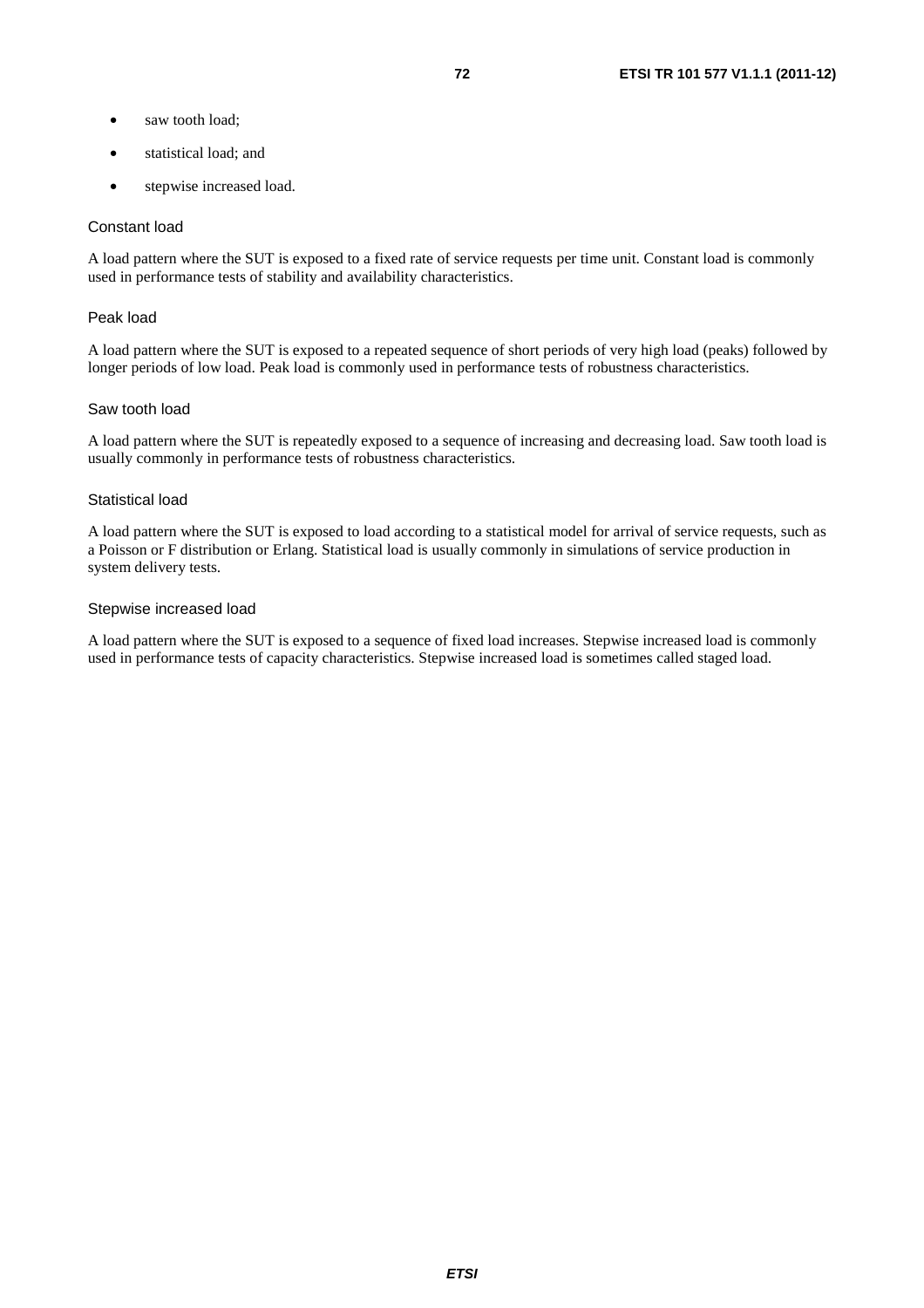- saw tooth load;
- statistical load; and
- stepwise increased load.

#### Constant load

A load pattern where the SUT is exposed to a fixed rate of service requests per time unit. Constant load is commonly used in performance tests of stability and availability characteristics.

#### Peak load

A load pattern where the SUT is exposed to a repeated sequence of short periods of very high load (peaks) followed by longer periods of low load. Peak load is commonly used in performance tests of robustness characteristics.

#### Saw tooth load

A load pattern where the SUT is repeatedly exposed to a sequence of increasing and decreasing load. Saw tooth load is usually commonly in performance tests of robustness characteristics.

#### Statistical load

A load pattern where the SUT is exposed to load according to a statistical model for arrival of service requests, such as a Poisson or F distribution or Erlang. Statistical load is usually commonly in simulations of service production in system delivery tests.

#### Stepwise increased load

A load pattern where the SUT is exposed to a sequence of fixed load increases. Stepwise increased load is commonly used in performance tests of capacity characteristics. Stepwise increased load is sometimes called staged load.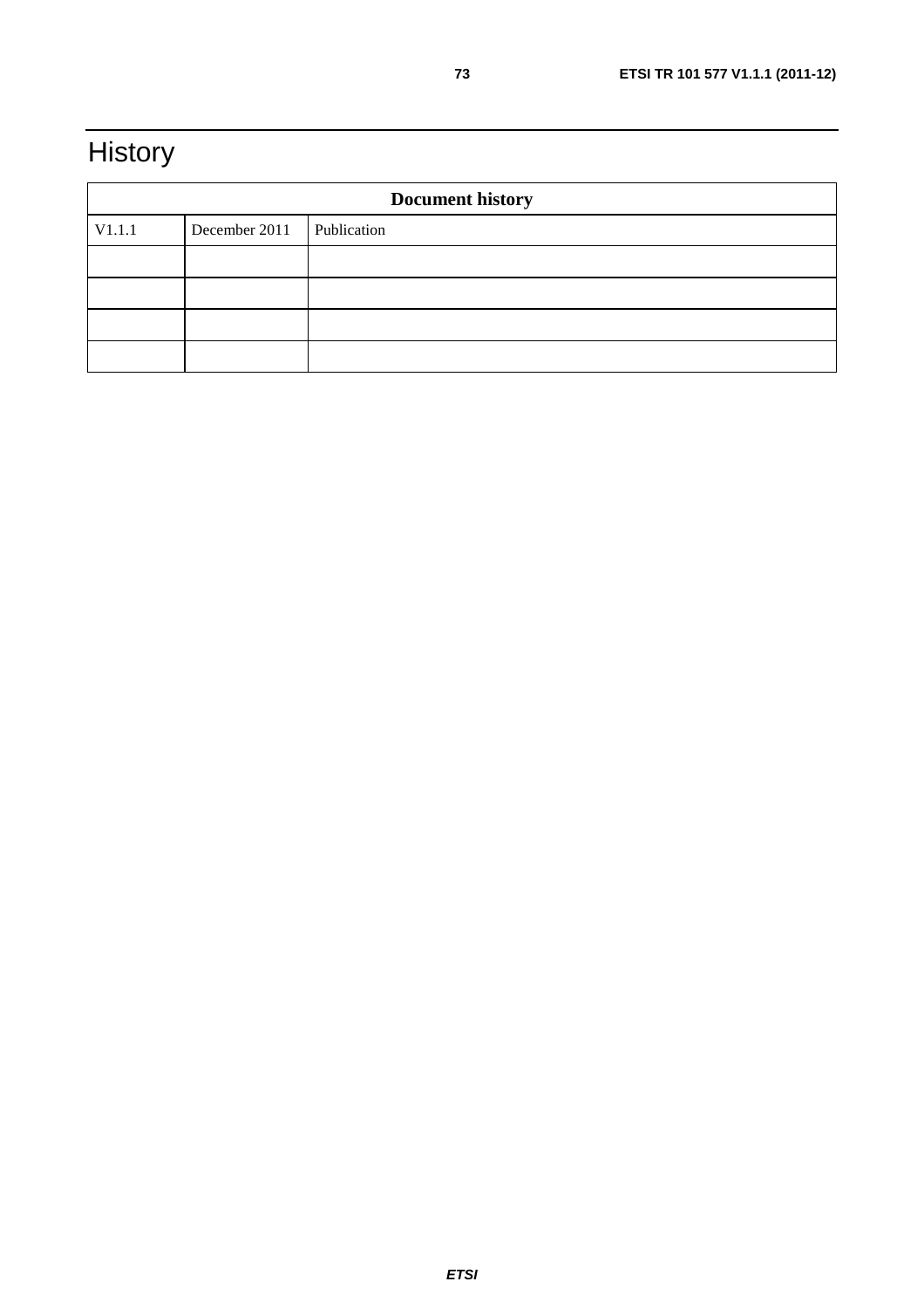# History

| Document history | | |
|---|---|---|
| V1.1.1 | December 2011 | Publication |
| | | |
| | | |
| | | |
| | | |